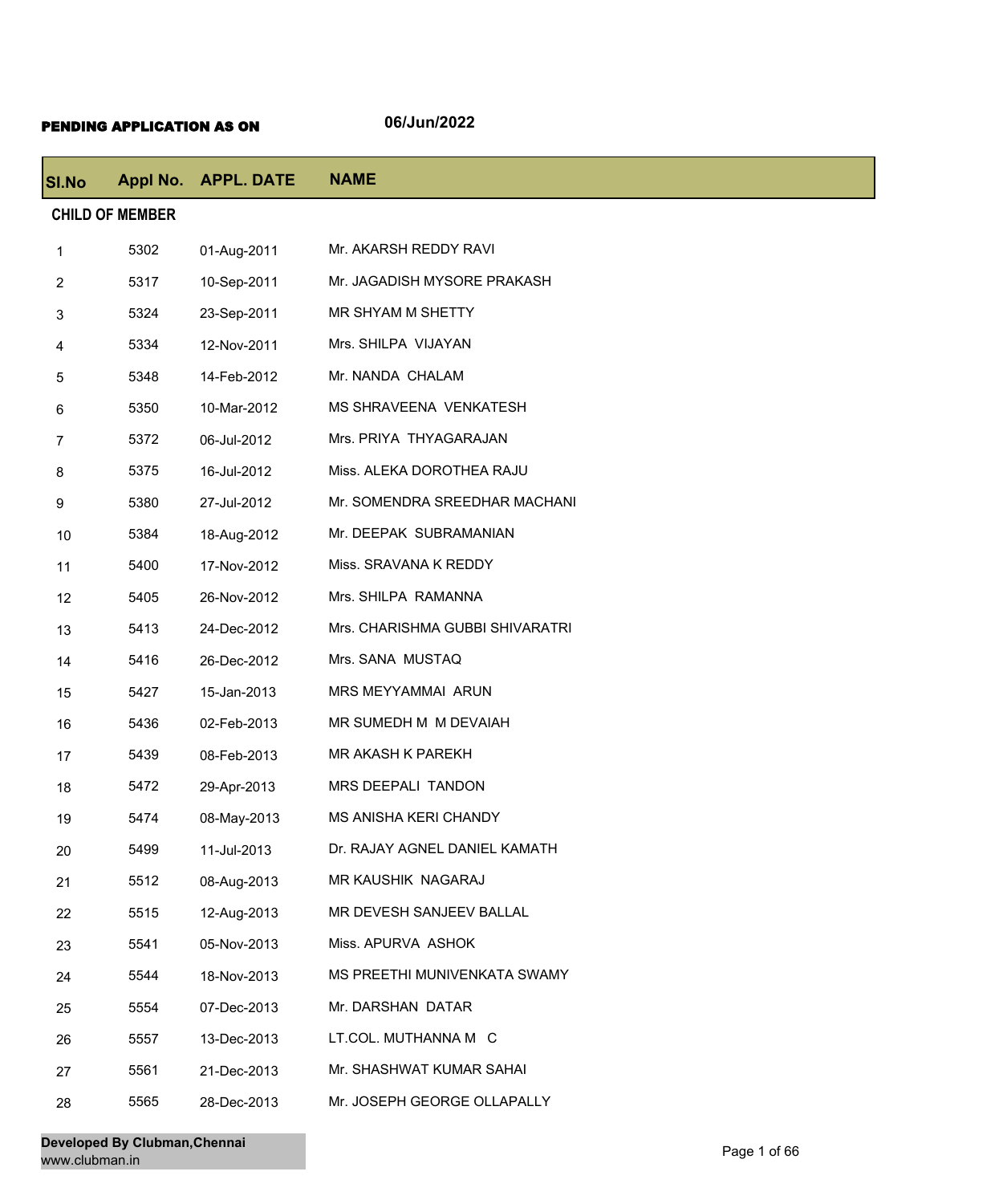**PENDING APPLICATION AS ON** **06/Jun/2022**

| Sl.No | Appl No. | APPL. DATE | NAME |
|---|---|---|---|
| **CHILD OF MEMBER** | | | |
| 1 | 5302 | 01-Aug-2011 | Mr. AKARSH REDDY RAVI |
| 2 | 5317 | 10-Sep-2011 | Mr. JAGADISH MYSORE PRAKASH |
| 3 | 5324 | 23-Sep-2011 | MR SHYAM M SHETTY |
| 4 | 5334 | 12-Nov-2011 | Mrs. SHILPA VIJAYAN |
| 5 | 5348 | 14-Feb-2012 | Mr. NANDA CHALAM |
| 6 | 5350 | 10-Mar-2012 | MS SHRAVEENA VENKATESH |
| 7 | 5372 | 06-Jul-2012 | Mrs. PRIYA THYAGARAJAN |
| 8 | 5375 | 16-Jul-2012 | Miss. ALEKA DOROTHEA RAJU |
| 9 | 5380 | 27-Jul-2012 | Mr. SOMENDRA SREEDHAR MACHANI |
| 10 | 5384 | 18-Aug-2012 | Mr. DEEPAK SUBRAMANIAN |
| 11 | 5400 | 17-Nov-2012 | Miss. SRAVANA K REDDY |
| 12 | 5405 | 26-Nov-2012 | Mrs. SHILPA RAMANNA |
| 13 | 5413 | 24-Dec-2012 | Mrs. CHARISHMA GUBBI SHIVARATRI |
| 14 | 5416 | 26-Dec-2012 | Mrs. SANA MUSTAQ |
| 15 | 5427 | 15-Jan-2013 | MRS MEYYAMMAI ARUN |
| 16 | 5436 | 02-Feb-2013 | MR SUMEDH M M DEVAIAH |
| 17 | 5439 | 08-Feb-2013 | MR AKASH K PAREKH |
| 18 | 5472 | 29-Apr-2013 | MRS DEEPALI TANDON |
| 19 | 5474 | 08-May-2013 | MS ANISHA KERI CHANDY |
| 20 | 5499 | 11-Jul-2013 | Dr. RAJAY AGNEL DANIEL KAMATH |
| 21 | 5512 | 08-Aug-2013 | MR KAUSHIK NAGARAJ |
| 22 | 5515 | 12-Aug-2013 | MR DEVESH SANJEEV BALLAL |
| 23 | 5541 | 05-Nov-2013 | Miss. APURVA ASHOK |
| 24 | 5544 | 18-Nov-2013 | MS PREETHI MUNIVENKATA SWAMY |
| 25 | 5554 | 07-Dec-2013 | Mr. DARSHAN DATAR |
| 26 | 5557 | 13-Dec-2013 | LT.COL. MUTHANNA M C |
| 27 | 5561 | 21-Dec-2013 | Mr. SHASHWAT KUMAR SAHAI |
| 28 | 5565 | 28-Dec-2013 | Mr. JOSEPH GEORGE OLLAPALLY |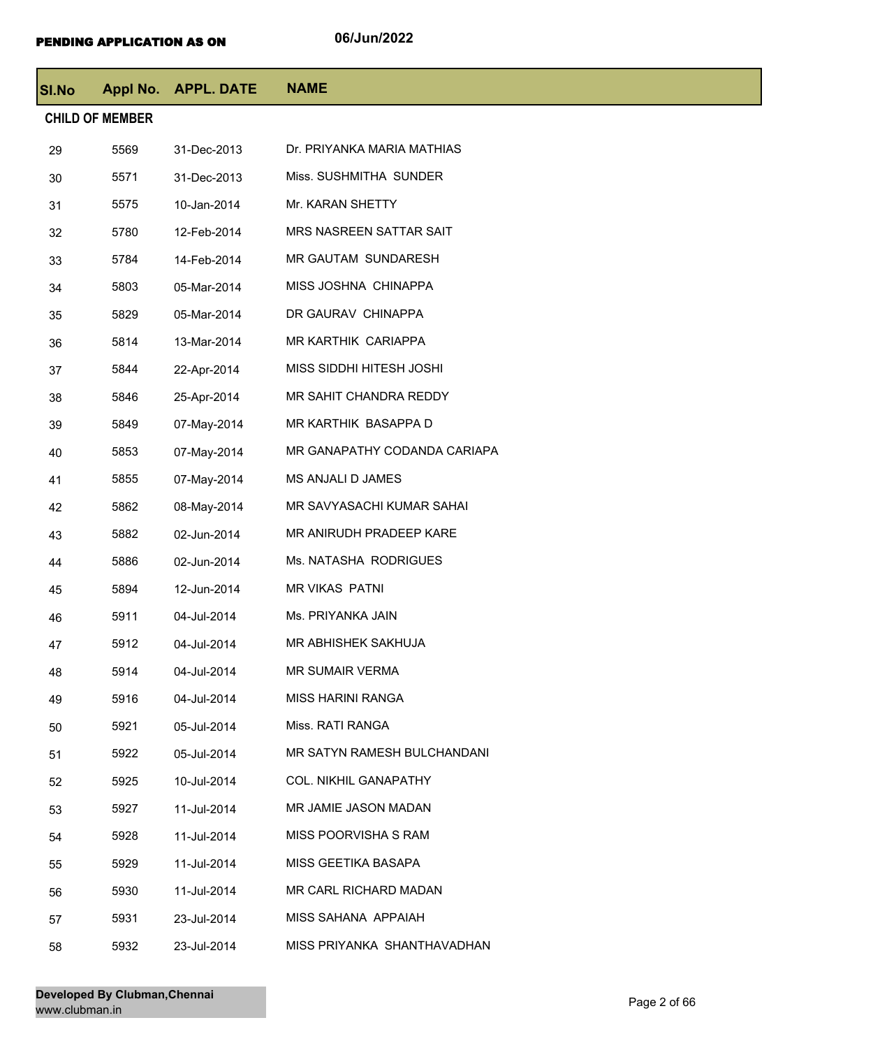**PENDING APPLICATION AS ON** 06/Jun/2022

| Sl.No | Appl No. | APPL. DATE | NAME |
|---|---|---|---|
| **CHILD OF MEMBER** | | | |
| 29 | 5569 | 31-Dec-2013 | Dr. PRIYANKA MARIA MATHIAS |
| 30 | 5571 | 31-Dec-2013 | Miss. SUSHMITHA SUNDER |
| 31 | 5575 | 10-Jan-2014 | Mr. KARAN SHETTY |
| 32 | 5780 | 12-Feb-2014 | MRS NASREEN SATTAR SAIT |
| 33 | 5784 | 14-Feb-2014 | MR GAUTAM SUNDARESH |
| 34 | 5803 | 05-Mar-2014 | MISS JOSHNA CHINAPPA |
| 35 | 5829 | 05-Mar-2014 | DR GAURAV CHINAPPA |
| 36 | 5814 | 13-Mar-2014 | MR KARTHIK CARIAPPA |
| 37 | 5844 | 22-Apr-2014 | MISS SIDDHI HITESH JOSHI |
| 38 | 5846 | 25-Apr-2014 | MR SAHIT CHANDRA REDDY |
| 39 | 5849 | 07-May-2014 | MR KARTHIK BASAPPA D |
| 40 | 5853 | 07-May-2014 | MR GANAPATHY CODANDA CARIAPA |
| 41 | 5855 | 07-May-2014 | MS ANJALI D JAMES |
| 42 | 5862 | 08-May-2014 | MR SAVYASACHI KUMAR SAHAI |
| 43 | 5882 | 02-Jun-2014 | MR ANIRUDH PRADEEP KARE |
| 44 | 5886 | 02-Jun-2014 | Ms. NATASHA RODRIGUES |
| 45 | 5894 | 12-Jun-2014 | MR VIKAS PATNI |
| 46 | 5911 | 04-Jul-2014 | Ms. PRIYANKA JAIN |
| 47 | 5912 | 04-Jul-2014 | MR ABHISHEK SAKHUJA |
| 48 | 5914 | 04-Jul-2014 | MR SUMAIR VERMA |
| 49 | 5916 | 04-Jul-2014 | MISS HARINI RANGA |
| 50 | 5921 | 05-Jul-2014 | Miss. RATI RANGA |
| 51 | 5922 | 05-Jul-2014 | MR SATYN RAMESH BULCHANDANI |
| 52 | 5925 | 10-Jul-2014 | COL. NIKHIL GANAPATHY |
| 53 | 5927 | 11-Jul-2014 | MR JAMIE JASON MADAN |
| 54 | 5928 | 11-Jul-2014 | MISS POORVISHA S RAM |
| 55 | 5929 | 11-Jul-2014 | MISS GEETIKA BASAPA |
| 56 | 5930 | 11-Jul-2014 | MR CARL RICHARD MADAN |
| 57 | 5931 | 23-Jul-2014 | MISS SAHANA APPAIAH |
| 58 | 5932 | 23-Jul-2014 | MISS PRIYANKA SHANTHAVADHAN |

**Developed By Clubman,Chennai**
www.clubman.in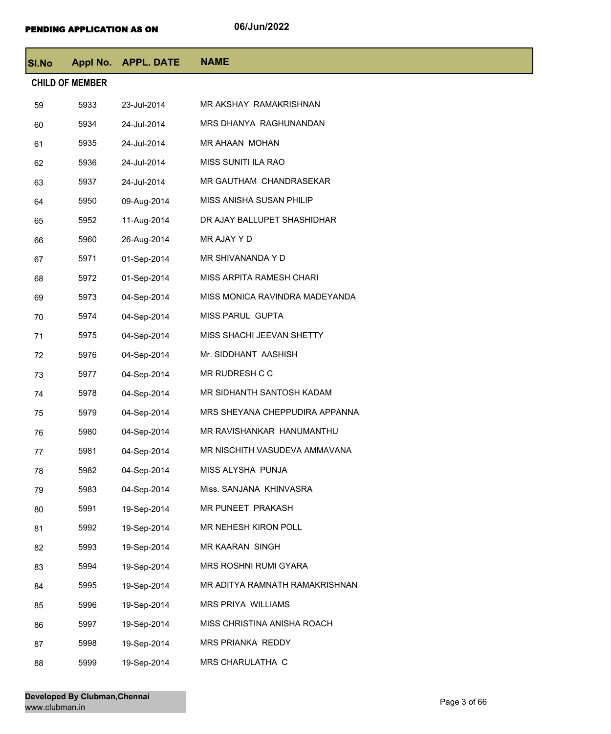**PENDING APPLICATION AS ON** 06/Jun/2022

| Sl.No | Appl No. | APPL. DATE | NAME |
|---|---|---|---|
| **CHILD OF MEMBER** | | | |
| 59 | 5933 | 23-Jul-2014 | MR AKSHAY  RAMAKRISHNAN |
| 60 | 5934 | 24-Jul-2014 | MRS DHANYA  RAGHUNANDAN |
| 61 | 5935 | 24-Jul-2014 | MR AHAAN  MOHAN |
| 62 | 5936 | 24-Jul-2014 | MISS SUNITI ILA RAO |
| 63 | 5937 | 24-Jul-2014 | MR GAUTHAM  CHANDRASEKAR |
| 64 | 5950 | 09-Aug-2014 | MISS ANISHA SUSAN PHILIP |
| 65 | 5952 | 11-Aug-2014 | DR AJAY BALLUPET SHASHIDHAR |
| 66 | 5960 | 26-Aug-2014 | MR AJAY Y D |
| 67 | 5971 | 01-Sep-2014 | MR SHIVANANDA Y D |
| 68 | 5972 | 01-Sep-2014 | MISS ARPITA RAMESH CHARI |
| 69 | 5973 | 04-Sep-2014 | MISS MONICA RAVINDRA MADEYANDA |
| 70 | 5974 | 04-Sep-2014 | MISS PARUL  GUPTA |
| 71 | 5975 | 04-Sep-2014 | MISS SHACHI JEEVAN SHETTY |
| 72 | 5976 | 04-Sep-2014 | Mr. SIDDHANT  AASHISH |
| 73 | 5977 | 04-Sep-2014 | MR RUDRESH C C |
| 74 | 5978 | 04-Sep-2014 | MR SIDHANTH SANTOSH KADAM |
| 75 | 5979 | 04-Sep-2014 | MRS SHEYANA CHEPPUDIRA APPANNA |
| 76 | 5980 | 04-Sep-2014 | MR RAVISHANKAR  HANUMANTHU |
| 77 | 5981 | 04-Sep-2014 | MR NISCHITH VASUDEVA AMMAVANA |
| 78 | 5982 | 04-Sep-2014 | MISS ALYSHA  PUNJA |
| 79 | 5983 | 04-Sep-2014 | Miss. SANJANA  KHINVASRA |
| 80 | 5991 | 19-Sep-2014 | MR PUNEET  PRAKASH |
| 81 | 5992 | 19-Sep-2014 | MR NEHESH KIRON POLL |
| 82 | 5993 | 19-Sep-2014 | MR KAARAN  SINGH |
| 83 | 5994 | 19-Sep-2014 | MRS ROSHNI RUMI GYARA |
| 84 | 5995 | 19-Sep-2014 | MR ADITYA RAMNATH RAMAKRISHNAN |
| 85 | 5996 | 19-Sep-2014 | MRS PRIYA  WILLIAMS |
| 86 | 5997 | 19-Sep-2014 | MISS CHRISTINA ANISHA ROACH |
| 87 | 5998 | 19-Sep-2014 | MRS PRIANKA  REDDY |
| 88 | 5999 | 19-Sep-2014 | MRS CHARULATHA  C |

**Developed By Clubman,Chennai**
www.clubman.in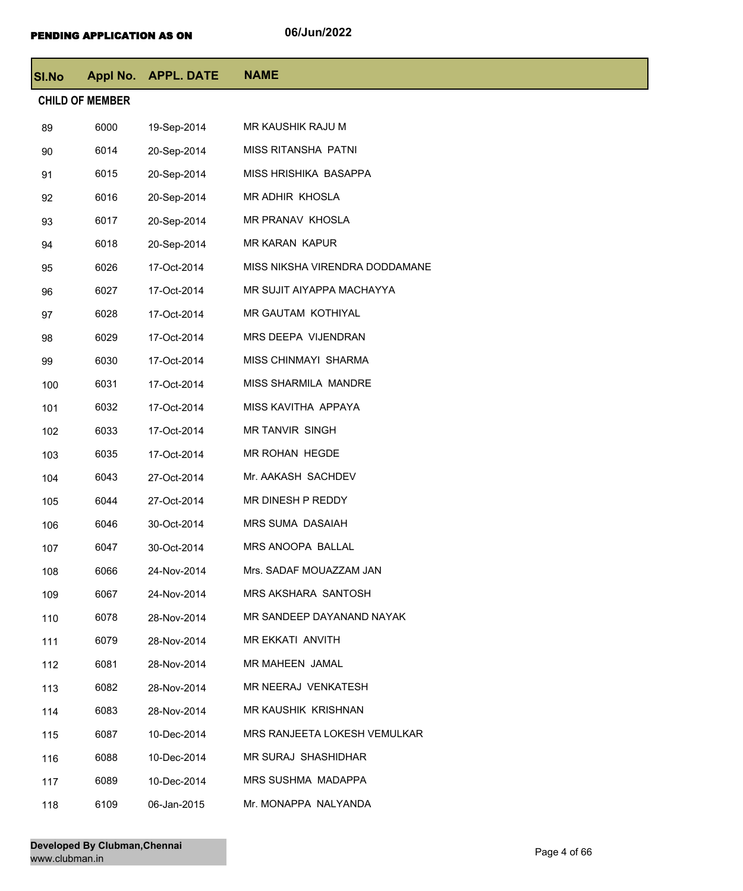**PENDING APPLICATION AS ON** 06/Jun/2022

| Sl.No | Appl No. | APPL. DATE | NAME |
|---|---|---|---|
| **CHILD OF MEMBER** | | | |
| 89 | 6000 | 19-Sep-2014 | MR KAUSHIK RAJU M |
| 90 | 6014 | 20-Sep-2014 | MISS RITANSHA PATNI |
| 91 | 6015 | 20-Sep-2014 | MISS HRISHIKA BASAPPA |
| 92 | 6016 | 20-Sep-2014 | MR ADHIR KHOSLA |
| 93 | 6017 | 20-Sep-2014 | MR PRANAV KHOSLA |
| 94 | 6018 | 20-Sep-2014 | MR KARAN KAPUR |
| 95 | 6026 | 17-Oct-2014 | MISS NIKSHA VIRENDRA DODDAMANE |
| 96 | 6027 | 17-Oct-2014 | MR SUJIT AIYAPPA MACHAYYA |
| 97 | 6028 | 17-Oct-2014 | MR GAUTAM KOTHIYAL |
| 98 | 6029 | 17-Oct-2014 | MRS DEEPA VIJENDRAN |
| 99 | 6030 | 17-Oct-2014 | MISS CHINMAYI SHARMA |
| 100 | 6031 | 17-Oct-2014 | MISS SHARMILA MANDRE |
| 101 | 6032 | 17-Oct-2014 | MISS KAVITHA APPAYA |
| 102 | 6033 | 17-Oct-2014 | MR TANVIR SINGH |
| 103 | 6035 | 17-Oct-2014 | MR ROHAN HEGDE |
| 104 | 6043 | 27-Oct-2014 | Mr. AAKASH SACHDEV |
| 105 | 6044 | 27-Oct-2014 | MR DINESH P REDDY |
| 106 | 6046 | 30-Oct-2014 | MRS SUMA DASAIAH |
| 107 | 6047 | 30-Oct-2014 | MRS ANOOPA BALLAL |
| 108 | 6066 | 24-Nov-2014 | Mrs. SADAF MOUAZZAM JAN |
| 109 | 6067 | 24-Nov-2014 | MRS AKSHARA SANTOSH |
| 110 | 6078 | 28-Nov-2014 | MR SANDEEP DAYANAND NAYAK |
| 111 | 6079 | 28-Nov-2014 | MR EKKATI ANVITH |
| 112 | 6081 | 28-Nov-2014 | MR MAHEEN JAMAL |
| 113 | 6082 | 28-Nov-2014 | MR NEERAJ VENKATESH |
| 114 | 6083 | 28-Nov-2014 | MR KAUSHIK KRISHNAN |
| 115 | 6087 | 10-Dec-2014 | MRS RANJEETA LOKESH VEMULKAR |
| 116 | 6088 | 10-Dec-2014 | MR SURAJ SHASHIDHAR |
| 117 | 6089 | 10-Dec-2014 | MRS SUSHMA MADAPPA |
| 118 | 6109 | 06-Jan-2015 | Mr. MONAPPA NALYANDA |

**Developed By Clubman,Chennai**
www.clubman.in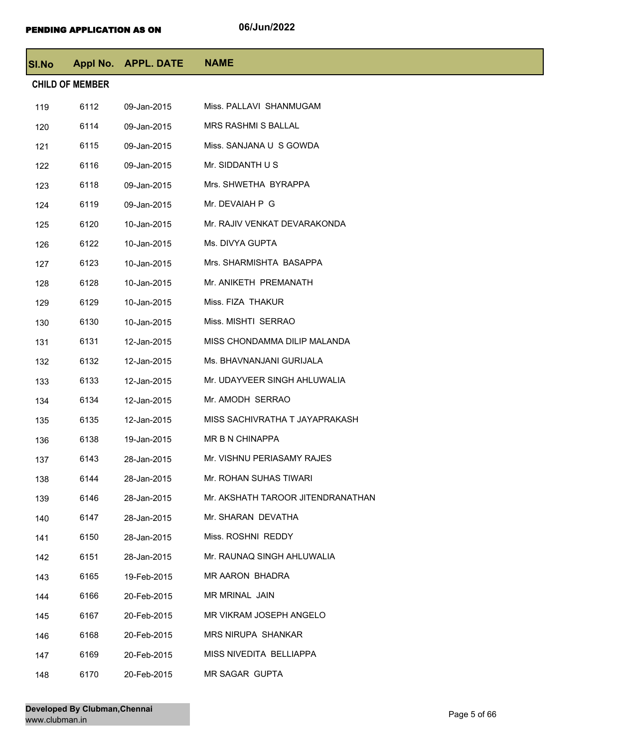**PENDING APPLICATION AS ON** 06/Jun/2022

| Sl.No | Appl No. | APPL. DATE | NAME |
|---|---|---|---|
| **CHILD OF MEMBER** | | | |
| 119 | 6112 | 09-Jan-2015 | Miss. PALLAVI SHANMUGAM |
| 120 | 6114 | 09-Jan-2015 | MRS RASHMI S BALLAL |
| 121 | 6115 | 09-Jan-2015 | Miss. SANJANA U S GOWDA |
| 122 | 6116 | 09-Jan-2015 | Mr. SIDDANTH U S |
| 123 | 6118 | 09-Jan-2015 | Mrs. SHWETHA BYRAPPA |
| 124 | 6119 | 09-Jan-2015 | Mr. DEVAIAH P G |
| 125 | 6120 | 10-Jan-2015 | Mr. RAJIV VENKAT DEVARAKONDA |
| 126 | 6122 | 10-Jan-2015 | Ms. DIVYA GUPTA |
| 127 | 6123 | 10-Jan-2015 | Mrs. SHARMISHTA BASAPPA |
| 128 | 6128 | 10-Jan-2015 | Mr. ANIKETH PREMANATH |
| 129 | 6129 | 10-Jan-2015 | Miss. FIZA THAKUR |
| 130 | 6130 | 10-Jan-2015 | Miss. MISHTI SERRAO |
| 131 | 6131 | 12-Jan-2015 | MISS CHONDAMMA DILIP MALANDA |
| 132 | 6132 | 12-Jan-2015 | Ms. BHAVNANJANI GURIJALA |
| 133 | 6133 | 12-Jan-2015 | Mr. UDAYVEER SINGH AHLUWALIA |
| 134 | 6134 | 12-Jan-2015 | Mr. AMODH SERRAO |
| 135 | 6135 | 12-Jan-2015 | MISS SACHIVRATHA T JAYAPRAKASH |
| 136 | 6138 | 19-Jan-2015 | MR B N CHINAPPA |
| 137 | 6143 | 28-Jan-2015 | Mr. VISHNU PERIASAMY RAJES |
| 138 | 6144 | 28-Jan-2015 | Mr. ROHAN SUHAS TIWARI |
| 139 | 6146 | 28-Jan-2015 | Mr. AKSHATH TAROOR JITENDRANATHAN |
| 140 | 6147 | 28-Jan-2015 | Mr. SHARAN DEVATHA |
| 141 | 6150 | 28-Jan-2015 | Miss. ROSHNI REDDY |
| 142 | 6151 | 28-Jan-2015 | Mr. RAUNAQ SINGH AHLUWALIA |
| 143 | 6165 | 19-Feb-2015 | MR AARON BHADRA |
| 144 | 6166 | 20-Feb-2015 | MR MRINAL JAIN |
| 145 | 6167 | 20-Feb-2015 | MR VIKRAM JOSEPH ANGELO |
| 146 | 6168 | 20-Feb-2015 | MRS NIRUPA SHANKAR |
| 147 | 6169 | 20-Feb-2015 | MISS NIVEDITA BELLIAPPA |
| 148 | 6170 | 20-Feb-2015 | MR SAGAR GUPTA |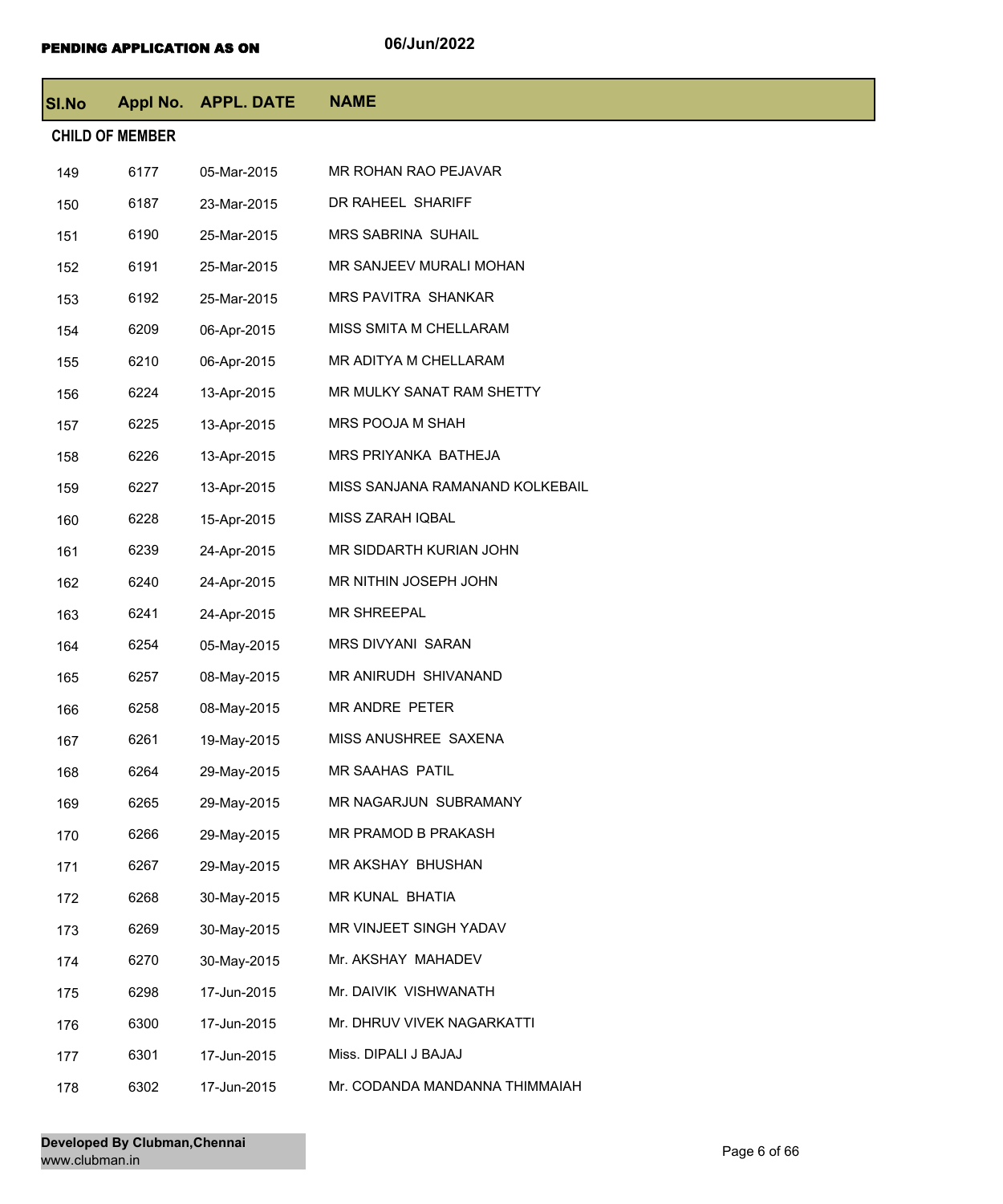**PENDING APPLICATION AS ON** 06/Jun/2022

| Sl.No | Appl No. | APPL. DATE | NAME |
|---|---|---|---|
| **CHILD OF MEMBER** | | | |
| 149 | 6177 | 05-Mar-2015 | MR ROHAN RAO PEJAVAR |
| 150 | 6187 | 23-Mar-2015 | DR RAHEEL SHARIFF |
| 151 | 6190 | 25-Mar-2015 | MRS SABRINA SUHAIL |
| 152 | 6191 | 25-Mar-2015 | MR SANJEEV MURALI MOHAN |
| 153 | 6192 | 25-Mar-2015 | MRS PAVITRA SHANKAR |
| 154 | 6209 | 06-Apr-2015 | MISS SMITA M CHELLARAM |
| 155 | 6210 | 06-Apr-2015 | MR ADITYA M CHELLARAM |
| 156 | 6224 | 13-Apr-2015 | MR MULKY SANAT RAM SHETTY |
| 157 | 6225 | 13-Apr-2015 | MRS POOJA M SHAH |
| 158 | 6226 | 13-Apr-2015 | MRS PRIYANKA BATHEJA |
| 159 | 6227 | 13-Apr-2015 | MISS SANJANA RAMANAND KOLKEBAIL |
| 160 | 6228 | 15-Apr-2015 | MISS ZARAH IQBAL |
| 161 | 6239 | 24-Apr-2015 | MR SIDDARTH KURIAN JOHN |
| 162 | 6240 | 24-Apr-2015 | MR NITHIN JOSEPH JOHN |
| 163 | 6241 | 24-Apr-2015 | MR SHREEPAL |
| 164 | 6254 | 05-May-2015 | MRS DIVYANI SARAN |
| 165 | 6257 | 08-May-2015 | MR ANIRUDH SHIVANAND |
| 166 | 6258 | 08-May-2015 | MR ANDRE PETER |
| 167 | 6261 | 19-May-2015 | MISS ANUSHREE SAXENA |
| 168 | 6264 | 29-May-2015 | MR SAAHAS PATIL |
| 169 | 6265 | 29-May-2015 | MR NAGARJUN SUBRAMANY |
| 170 | 6266 | 29-May-2015 | MR PRAMOD B PRAKASH |
| 171 | 6267 | 29-May-2015 | MR AKSHAY BHUSHAN |
| 172 | 6268 | 30-May-2015 | MR KUNAL BHATIA |
| 173 | 6269 | 30-May-2015 | MR VINJEET SINGH YADAV |
| 174 | 6270 | 30-May-2015 | Mr. AKSHAY MAHADEV |
| 175 | 6298 | 17-Jun-2015 | Mr. DAIVIK VISHWANATH |
| 176 | 6300 | 17-Jun-2015 | Mr. DHRUV VIVEK NAGARKATTI |
| 177 | 6301 | 17-Jun-2015 | Miss. DIPALI J BAJAJ |
| 178 | 6302 | 17-Jun-2015 | Mr. CODANDA MANDANNA THIMMAIAH |

**Developed By Clubman,Chennai**
www.clubman.in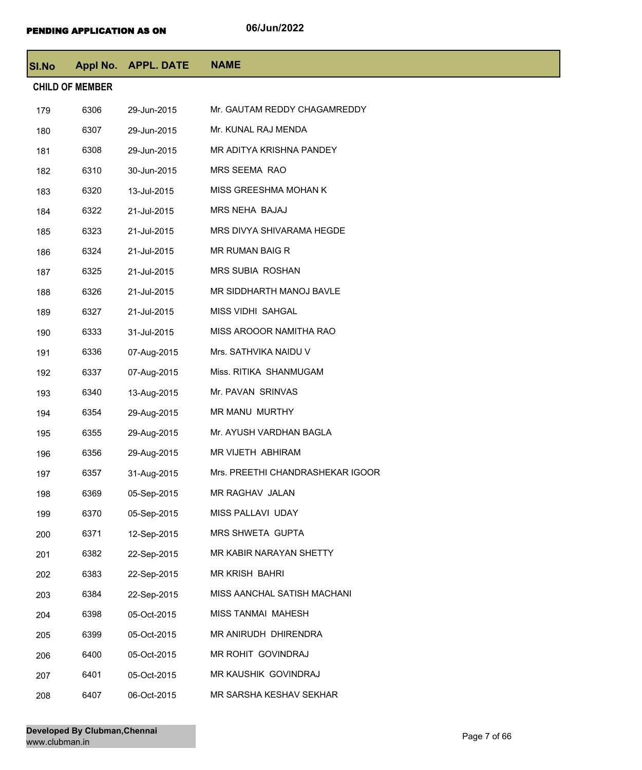**PENDING APPLICATION AS ON** 06/Jun/2022

| Sl.No | Appl No. | APPL. DATE | NAME |
|---|---|---|---|
| **CHILD OF MEMBER** | | | |
| 179 | 6306 | 29-Jun-2015 | Mr. GAUTAM REDDY CHAGAMREDDY |
| 180 | 6307 | 29-Jun-2015 | Mr. KUNAL RAJ MENDA |
| 181 | 6308 | 29-Jun-2015 | MR ADITYA KRISHNA PANDEY |
| 182 | 6310 | 30-Jun-2015 | MRS SEEMA RAO |
| 183 | 6320 | 13-Jul-2015 | MISS GREESHMA MOHAN K |
| 184 | 6322 | 21-Jul-2015 | MRS NEHA BAJAJ |
| 185 | 6323 | 21-Jul-2015 | MRS DIVYA SHIVARAMA HEGDE |
| 186 | 6324 | 21-Jul-2015 | MR RUMAN BAIG R |
| 187 | 6325 | 21-Jul-2015 | MRS SUBIA ROSHAN |
| 188 | 6326 | 21-Jul-2015 | MR SIDDHARTH MANOJ BAVLE |
| 189 | 6327 | 21-Jul-2015 | MISS VIDHI SAHGAL |
| 190 | 6333 | 31-Jul-2015 | MISS AROOOR NAMITHA RAO |
| 191 | 6336 | 07-Aug-2015 | Mrs. SATHVIKA NAIDU V |
| 192 | 6337 | 07-Aug-2015 | Miss. RITIKA SHANMUGAM |
| 193 | 6340 | 13-Aug-2015 | Mr. PAVAN SRINVAS |
| 194 | 6354 | 29-Aug-2015 | MR MANU MURTHY |
| 195 | 6355 | 29-Aug-2015 | Mr. AYUSH VARDHAN BAGLA |
| 196 | 6356 | 29-Aug-2015 | MR VIJETH ABHIRAM |
| 197 | 6357 | 31-Aug-2015 | Mrs. PREETHI CHANDRASHEKAR IGOOR |
| 198 | 6369 | 05-Sep-2015 | MR RAGHAV JALAN |
| 199 | 6370 | 05-Sep-2015 | MISS PALLAVI UDAY |
| 200 | 6371 | 12-Sep-2015 | MRS SHWETA GUPTA |
| 201 | 6382 | 22-Sep-2015 | MR KABIR NARAYAN SHETTY |
| 202 | 6383 | 22-Sep-2015 | MR KRISH BAHRI |
| 203 | 6384 | 22-Sep-2015 | MISS AANCHAL SATISH MACHANI |
| 204 | 6398 | 05-Oct-2015 | MISS TANMAI MAHESH |
| 205 | 6399 | 05-Oct-2015 | MR ANIRUDH DHIRENDRA |
| 206 | 6400 | 05-Oct-2015 | MR ROHIT GOVINDRAJ |
| 207 | 6401 | 05-Oct-2015 | MR KAUSHIK GOVINDRAJ |
| 208 | 6407 | 06-Oct-2015 | MR SARSHA KESHAV SEKHAR |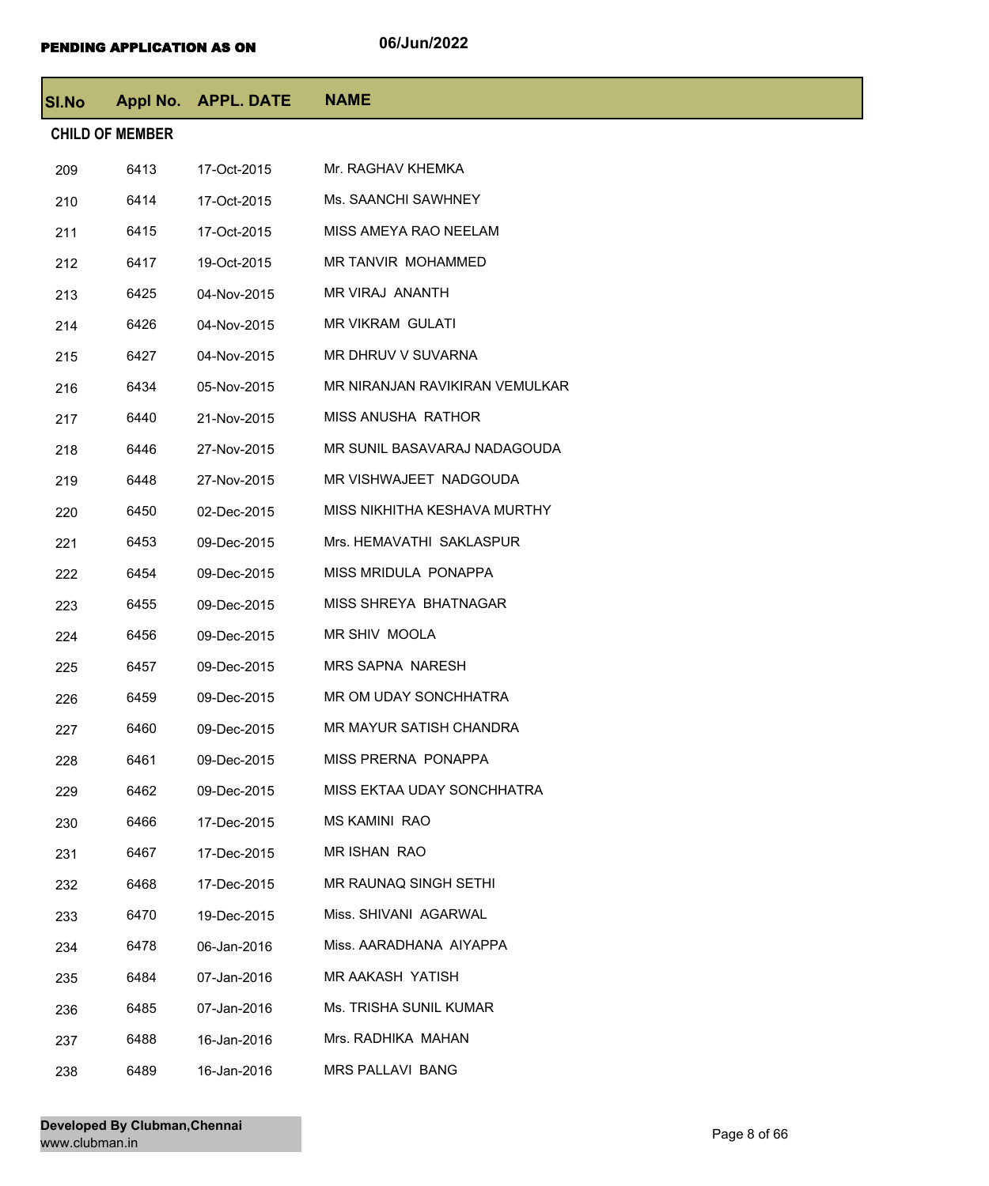**PENDING APPLICATION AS ON** 06/Jun/2022

| Sl.No | Appl No. | APPL. DATE | NAME |
|---|---|---|---|
| **CHILD OF MEMBER** | | | |
| 209 | 6413 | 17-Oct-2015 | Mr. RAGHAV KHEMKA |
| 210 | 6414 | 17-Oct-2015 | Ms. SAANCHI SAWHNEY |
| 211 | 6415 | 17-Oct-2015 | MISS AMEYA RAO NEELAM |
| 212 | 6417 | 19-Oct-2015 | MR TANVIR MOHAMMED |
| 213 | 6425 | 04-Nov-2015 | MR VIRAJ ANANTH |
| 214 | 6426 | 04-Nov-2015 | MR VIKRAM GULATI |
| 215 | 6427 | 04-Nov-2015 | MR DHRUV V SUVARNA |
| 216 | 6434 | 05-Nov-2015 | MR NIRANJAN RAVIKIRAN VEMULKAR |
| 217 | 6440 | 21-Nov-2015 | MISS ANUSHA RATHOR |
| 218 | 6446 | 27-Nov-2015 | MR SUNIL BASAVARAJ NADAGOUDA |
| 219 | 6448 | 27-Nov-2015 | MR VISHWAJEET NADGOUDA |
| 220 | 6450 | 02-Dec-2015 | MISS NIKHITHA KESHAVA MURTHY |
| 221 | 6453 | 09-Dec-2015 | Mrs. HEMAVATHI SAKLASPUR |
| 222 | 6454 | 09-Dec-2015 | MISS MRIDULA PONAPPA |
| 223 | 6455 | 09-Dec-2015 | MISS SHREYA BHATNAGAR |
| 224 | 6456 | 09-Dec-2015 | MR SHIV MOOLA |
| 225 | 6457 | 09-Dec-2015 | MRS SAPNA NARESH |
| 226 | 6459 | 09-Dec-2015 | MR OM UDAY SONCHHATRA |
| 227 | 6460 | 09-Dec-2015 | MR MAYUR SATISH CHANDRA |
| 228 | 6461 | 09-Dec-2015 | MISS PRERNA PONAPPA |
| 229 | 6462 | 09-Dec-2015 | MISS EKTAA UDAY SONCHHATRA |
| 230 | 6466 | 17-Dec-2015 | MS KAMINI RAO |
| 231 | 6467 | 17-Dec-2015 | MR ISHAN RAO |
| 232 | 6468 | 17-Dec-2015 | MR RAUNAQ SINGH SETHI |
| 233 | 6470 | 19-Dec-2015 | Miss. SHIVANI AGARWAL |
| 234 | 6478 | 06-Jan-2016 | Miss. AARADHANA AIYAPPA |
| 235 | 6484 | 07-Jan-2016 | MR AAKASH YATISH |
| 236 | 6485 | 07-Jan-2016 | Ms. TRISHA SUNIL KUMAR |
| 237 | 6488 | 16-Jan-2016 | Mrs. RADHIKA MAHAN |
| 238 | 6489 | 16-Jan-2016 | MRS PALLAVI BANG |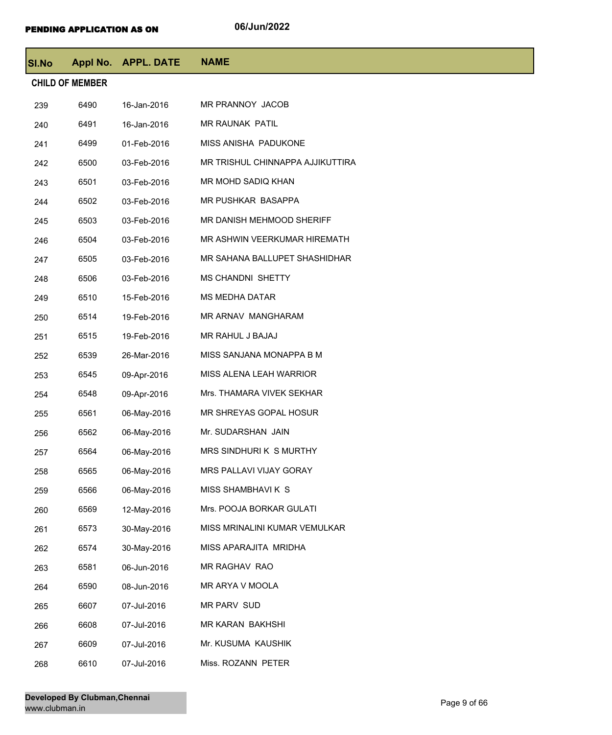**PENDING APPLICATION AS ON** 06/Jun/2022

| Sl.No | Appl No. | APPL. DATE | NAME |
|---|---|---|---|
| **CHILD OF MEMBER** | | | |
| 239 | 6490 | 16-Jan-2016 | MR PRANNOY JACOB |
| 240 | 6491 | 16-Jan-2016 | MR RAUNAK PATIL |
| 241 | 6499 | 01-Feb-2016 | MISS ANISHA PADUKONE |
| 242 | 6500 | 03-Feb-2016 | MR TRISHUL CHINNAPPA AJJIKUTTIRA |
| 243 | 6501 | 03-Feb-2016 | MR MOHD SADIQ KHAN |
| 244 | 6502 | 03-Feb-2016 | MR PUSHKAR BASAPPA |
| 245 | 6503 | 03-Feb-2016 | MR DANISH MEHMOOD SHERIFF |
| 246 | 6504 | 03-Feb-2016 | MR ASHWIN VEERKUMAR HIREMATH |
| 247 | 6505 | 03-Feb-2016 | MR SAHANA BALLUPET SHASHIDHAR |
| 248 | 6506 | 03-Feb-2016 | MS CHANDNI SHETTY |
| 249 | 6510 | 15-Feb-2016 | MS MEDHA DATAR |
| 250 | 6514 | 19-Feb-2016 | MR ARNAV MANGHARAM |
| 251 | 6515 | 19-Feb-2016 | MR RAHUL J BAJAJ |
| 252 | 6539 | 26-Mar-2016 | MISS SANJANA MONAPPA B M |
| 253 | 6545 | 09-Apr-2016 | MISS ALENA LEAH WARRIOR |
| 254 | 6548 | 09-Apr-2016 | Mrs. THAMARA VIVEK SEKHAR |
| 255 | 6561 | 06-May-2016 | MR SHREYAS GOPAL HOSUR |
| 256 | 6562 | 06-May-2016 | Mr. SUDARSHAN JAIN |
| 257 | 6564 | 06-May-2016 | MRS SINDHURI K S MURTHY |
| 258 | 6565 | 06-May-2016 | MRS PALLAVI VIJAY GORAY |
| 259 | 6566 | 06-May-2016 | MISS SHAMBHAVI K S |
| 260 | 6569 | 12-May-2016 | Mrs. POOJA BORKAR GULATI |
| 261 | 6573 | 30-May-2016 | MISS MRINALINI KUMAR VEMULKAR |
| 262 | 6574 | 30-May-2016 | MISS APARAJITA MRIDHA |
| 263 | 6581 | 06-Jun-2016 | MR RAGHAV RAO |
| 264 | 6590 | 08-Jun-2016 | MR ARYA V MOOLA |
| 265 | 6607 | 07-Jul-2016 | MR PARV SUD |
| 266 | 6608 | 07-Jul-2016 | MR KARAN BAKHSHI |
| 267 | 6609 | 07-Jul-2016 | Mr. KUSUMA KAUSHIK |
| 268 | 6610 | 07-Jul-2016 | Miss. ROZANN PETER |

**Developed By Clubman,Chennai**
www.clubman.in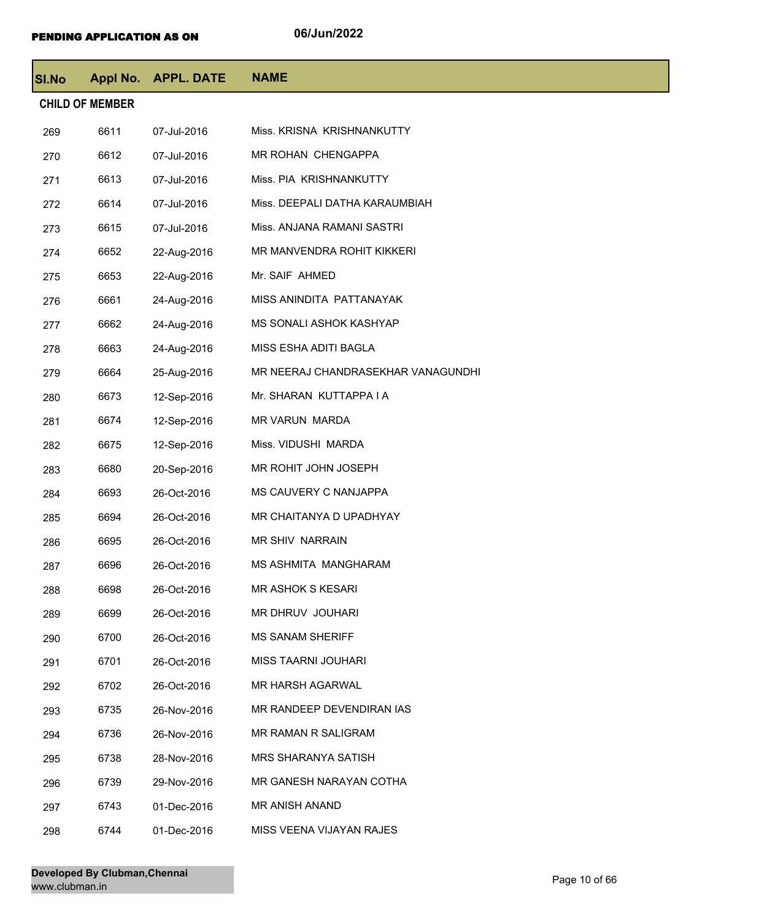**PENDING APPLICATION AS ON** 06/Jun/2022

| Sl.No | Appl No. | APPL. DATE | NAME |
|---|---|---|---|
| **CHILD OF MEMBER** | | | |
| 269 | 6611 | 07-Jul-2016 | Miss. KRISNA KRISHNANKUTTY |
| 270 | 6612 | 07-Jul-2016 | MR ROHAN CHENGAPPA |
| 271 | 6613 | 07-Jul-2016 | Miss. PIA KRISHNANKUTTY |
| 272 | 6614 | 07-Jul-2016 | Miss. DEEPALI DATHA KARAUMBIAH |
| 273 | 6615 | 07-Jul-2016 | Miss. ANJANA RAMANI SASTRI |
| 274 | 6652 | 22-Aug-2016 | MR MANVENDRA ROHIT KIKKERI |
| 275 | 6653 | 22-Aug-2016 | Mr. SAIF AHMED |
| 276 | 6661 | 24-Aug-2016 | MISS ANINDITA PATTANAYAK |
| 277 | 6662 | 24-Aug-2016 | MS SONALI ASHOK KASHYAP |
| 278 | 6663 | 24-Aug-2016 | MISS ESHA ADITI BAGLA |
| 279 | 6664 | 25-Aug-2016 | MR NEERAJ CHANDRASEKHAR VANAGUNDHI |
| 280 | 6673 | 12-Sep-2016 | Mr. SHARAN KUTTAPPA I A |
| 281 | 6674 | 12-Sep-2016 | MR VARUN MARDA |
| 282 | 6675 | 12-Sep-2016 | Miss. VIDUSHI MARDA |
| 283 | 6680 | 20-Sep-2016 | MR ROHIT JOHN JOSEPH |
| 284 | 6693 | 26-Oct-2016 | MS CAUVERY C NANJAPPA |
| 285 | 6694 | 26-Oct-2016 | MR CHAITANYA D UPADHYAY |
| 286 | 6695 | 26-Oct-2016 | MR SHIV NARRAIN |
| 287 | 6696 | 26-Oct-2016 | MS ASHMITA MANGHARAM |
| 288 | 6698 | 26-Oct-2016 | MR ASHOK S KESARI |
| 289 | 6699 | 26-Oct-2016 | MR DHRUV JOUHARI |
| 290 | 6700 | 26-Oct-2016 | MS SANAM SHERIFF |
| 291 | 6701 | 26-Oct-2016 | MISS TAARNI JOUHARI |
| 292 | 6702 | 26-Oct-2016 | MR HARSH AGARWAL |
| 293 | 6735 | 26-Nov-2016 | MR RANDEEP DEVENDIRAN IAS |
| 294 | 6736 | 26-Nov-2016 | MR RAMAN R SALIGRAM |
| 295 | 6738 | 28-Nov-2016 | MRS SHARANYA SATISH |
| 296 | 6739 | 29-Nov-2016 | MR GANESH NARAYAN COTHA |
| 297 | 6743 | 01-Dec-2016 | MR ANISH ANAND |
| 298 | 6744 | 01-Dec-2016 | MISS VEENA VIJAYAN RAJES |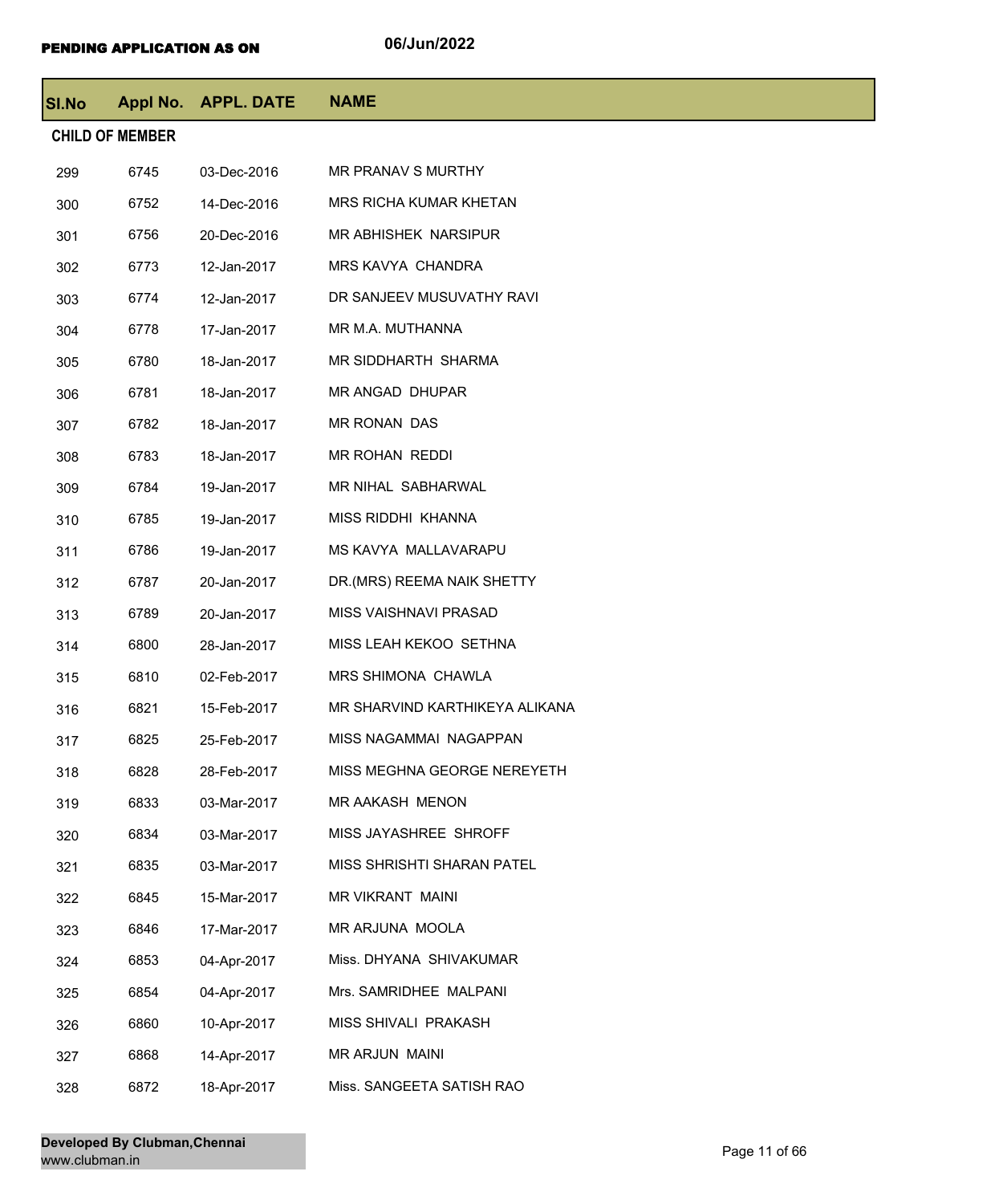**PENDING APPLICATION AS ON** 06/Jun/2022

| Sl.No | Appl No. | APPL. DATE | NAME |
|---|---|---|---|
| **CHILD OF MEMBER** | | | |
| 299 | 6745 | 03-Dec-2016 | MR PRANAV S MURTHY |
| 300 | 6752 | 14-Dec-2016 | MRS RICHA KUMAR KHETAN |
| 301 | 6756 | 20-Dec-2016 | MR ABHISHEK NARSIPUR |
| 302 | 6773 | 12-Jan-2017 | MRS KAVYA CHANDRA |
| 303 | 6774 | 12-Jan-2017 | DR SANJEEV MUSUVATHY RAVI |
| 304 | 6778 | 17-Jan-2017 | MR M.A. MUTHANNA |
| 305 | 6780 | 18-Jan-2017 | MR SIDDHARTH SHARMA |
| 306 | 6781 | 18-Jan-2017 | MR ANGAD DHUPAR |
| 307 | 6782 | 18-Jan-2017 | MR RONAN DAS |
| 308 | 6783 | 18-Jan-2017 | MR ROHAN REDDI |
| 309 | 6784 | 19-Jan-2017 | MR NIHAL SABHARWAL |
| 310 | 6785 | 19-Jan-2017 | MISS RIDDHI KHANNA |
| 311 | 6786 | 19-Jan-2017 | MS KAVYA MALLAVARAPU |
| 312 | 6787 | 20-Jan-2017 | DR.(MRS) REEMA NAIK SHETTY |
| 313 | 6789 | 20-Jan-2017 | MISS VAISHNAVI PRASAD |
| 314 | 6800 | 28-Jan-2017 | MISS LEAH KEKOO SETHNA |
| 315 | 6810 | 02-Feb-2017 | MRS SHIMONA CHAWLA |
| 316 | 6821 | 15-Feb-2017 | MR SHARVIND KARTHIKEYA ALIKANA |
| 317 | 6825 | 25-Feb-2017 | MISS NAGAMMAI NAGAPPAN |
| 318 | 6828 | 28-Feb-2017 | MISS MEGHNA GEORGE NEREYETH |
| 319 | 6833 | 03-Mar-2017 | MR AAKASH MENON |
| 320 | 6834 | 03-Mar-2017 | MISS JAYASHREE SHROFF |
| 321 | 6835 | 03-Mar-2017 | MISS SHRISHTI SHARAN PATEL |
| 322 | 6845 | 15-Mar-2017 | MR VIKRANT MAINI |
| 323 | 6846 | 17-Mar-2017 | MR ARJUNA MOOLA |
| 324 | 6853 | 04-Apr-2017 | Miss. DHYANA SHIVAKUMAR |
| 325 | 6854 | 04-Apr-2017 | Mrs. SAMRIDHEE MALPANI |
| 326 | 6860 | 10-Apr-2017 | MISS SHIVALI PRAKASH |
| 327 | 6868 | 14-Apr-2017 | MR ARJUN MAINI |
| 328 | 6872 | 18-Apr-2017 | Miss. SANGEETA SATISH RAO |

**Developed By Clubman,Chennai**
www.clubman.in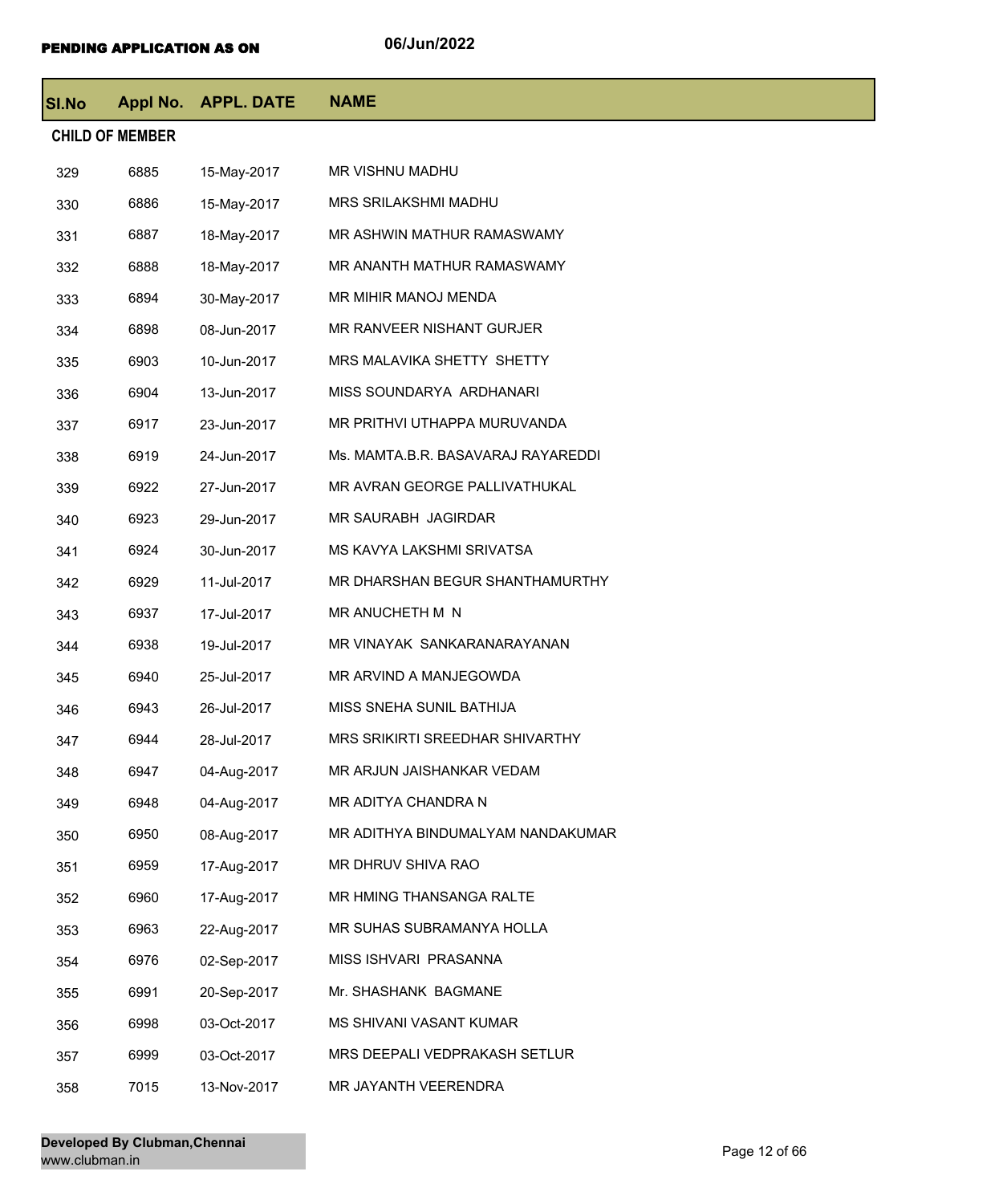**PENDING APPLICATION AS ON** 06/Jun/2022

| Sl.No | Appl No. | APPL. DATE | NAME |
|---|---|---|---|
| **CHILD OF MEMBER** | | | |
| 329 | 6885 | 15-May-2017 | MR VISHNU MADHU |
| 330 | 6886 | 15-May-2017 | MRS SRILAKSHMI MADHU |
| 331 | 6887 | 18-May-2017 | MR ASHWIN MATHUR RAMASWAMY |
| 332 | 6888 | 18-May-2017 | MR ANANTH MATHUR RAMASWAMY |
| 333 | 6894 | 30-May-2017 | MR MIHIR MANOJ MENDA |
| 334 | 6898 | 08-Jun-2017 | MR RANVEER NISHANT GURJER |
| 335 | 6903 | 10-Jun-2017 | MRS MALAVIKA SHETTY SHETTY |
| 336 | 6904 | 13-Jun-2017 | MISS SOUNDARYA ARDHANARI |
| 337 | 6917 | 23-Jun-2017 | MR PRITHVI UTHAPPA MURUVANDA |
| 338 | 6919 | 24-Jun-2017 | Ms. MAMTA.B.R. BASAVARAJ RAYAREDDI |
| 339 | 6922 | 27-Jun-2017 | MR AVRAN GEORGE PALLIVATHUKAL |
| 340 | 6923 | 29-Jun-2017 | MR SAURABH JAGIRDAR |
| 341 | 6924 | 30-Jun-2017 | MS KAVYA LAKSHMI SRIVATSA |
| 342 | 6929 | 11-Jul-2017 | MR DHARSHAN BEGUR SHANTHAMURTHY |
| 343 | 6937 | 17-Jul-2017 | MR ANUCHETH M N |
| 344 | 6938 | 19-Jul-2017 | MR VINAYAK SANKARANARAYANAN |
| 345 | 6940 | 25-Jul-2017 | MR ARVIND A MANJEGOWDA |
| 346 | 6943 | 26-Jul-2017 | MISS SNEHA SUNIL BATHIJA |
| 347 | 6944 | 28-Jul-2017 | MRS SRIKIRTI SREEDHAR SHIVARTHY |
| 348 | 6947 | 04-Aug-2017 | MR ARJUN JAISHANKAR VEDAM |
| 349 | 6948 | 04-Aug-2017 | MR ADITYA CHANDRA N |
| 350 | 6950 | 08-Aug-2017 | MR ADITHYA BINDUMALYAM NANDAKUMAR |
| 351 | 6959 | 17-Aug-2017 | MR DHRUV SHIVA RAO |
| 352 | 6960 | 17-Aug-2017 | MR HMING THANSANGA RALTE |
| 353 | 6963 | 22-Aug-2017 | MR SUHAS SUBRAMANYA HOLLA |
| 354 | 6976 | 02-Sep-2017 | MISS ISHVARI PRASANNA |
| 355 | 6991 | 20-Sep-2017 | Mr. SHASHANK BAGMANE |
| 356 | 6998 | 03-Oct-2017 | MS SHIVANI VASANT KUMAR |
| 357 | 6999 | 03-Oct-2017 | MRS DEEPALI VEDPRAKASH SETLUR |
| 358 | 7015 | 13-Nov-2017 | MR JAYANTH VEERENDRA |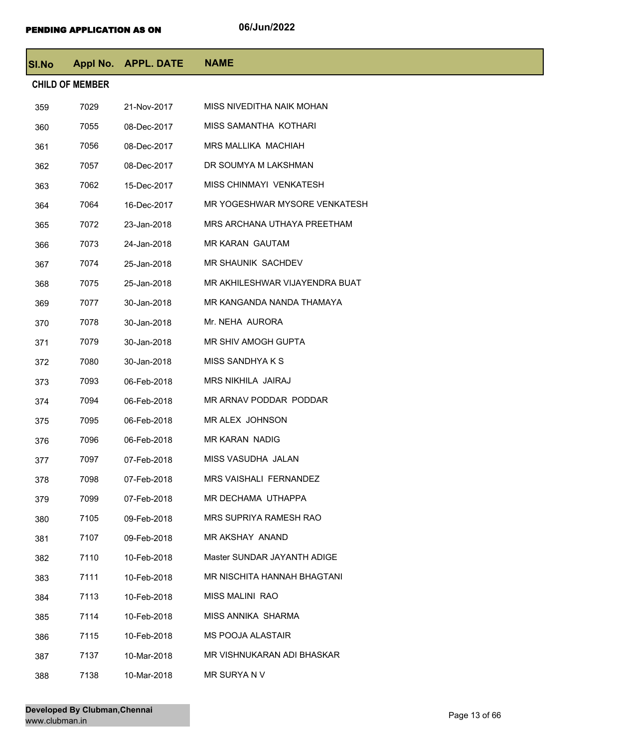**PENDING APPLICATION AS ON** 06/Jun/2022

| Sl.No | Appl No. | APPL. DATE | NAME |
|---|---|---|---|
| **CHILD OF MEMBER** | | | |
| 359 | 7029 | 21-Nov-2017 | MISS NIVEDITHA NAIK MOHAN |
| 360 | 7055 | 08-Dec-2017 | MISS SAMANTHA KOTHARI |
| 361 | 7056 | 08-Dec-2017 | MRS MALLIKA MACHIAH |
| 362 | 7057 | 08-Dec-2017 | DR SOUMYA M LAKSHMAN |
| 363 | 7062 | 15-Dec-2017 | MISS CHINMAYI VENKATESH |
| 364 | 7064 | 16-Dec-2017 | MR YOGESHWAR MYSORE VENKATESH |
| 365 | 7072 | 23-Jan-2018 | MRS ARCHANA UTHAYA PREETHAM |
| 366 | 7073 | 24-Jan-2018 | MR KARAN GAUTAM |
| 367 | 7074 | 25-Jan-2018 | MR SHAUNIK SACHDEV |
| 368 | 7075 | 25-Jan-2018 | MR AKHILESHWAR VIJAYENDRA BUAT |
| 369 | 7077 | 30-Jan-2018 | MR KANGANDA NANDA THAMAYA |
| 370 | 7078 | 30-Jan-2018 | Mr. NEHA AURORA |
| 371 | 7079 | 30-Jan-2018 | MR SHIV AMOGH GUPTA |
| 372 | 7080 | 30-Jan-2018 | MISS SANDHYA K S |
| 373 | 7093 | 06-Feb-2018 | MRS NIKHILA JAIRAJ |
| 374 | 7094 | 06-Feb-2018 | MR ARNAV PODDAR PODDAR |
| 375 | 7095 | 06-Feb-2018 | MR ALEX JOHNSON |
| 376 | 7096 | 06-Feb-2018 | MR KARAN NADIG |
| 377 | 7097 | 07-Feb-2018 | MISS VASUDHA JALAN |
| 378 | 7098 | 07-Feb-2018 | MRS VAISHALI FERNANDEZ |
| 379 | 7099 | 07-Feb-2018 | MR DECHAMA UTHAPPA |
| 380 | 7105 | 09-Feb-2018 | MRS SUPRIYA RAMESH RAO |
| 381 | 7107 | 09-Feb-2018 | MR AKSHAY ANAND |
| 382 | 7110 | 10-Feb-2018 | Master SUNDAR JAYANTH ADIGE |
| 383 | 7111 | 10-Feb-2018 | MR NISCHITA HANNAH BHAGTANI |
| 384 | 7113 | 10-Feb-2018 | MISS MALINI RAO |
| 385 | 7114 | 10-Feb-2018 | MISS ANNIKA SHARMA |
| 386 | 7115 | 10-Feb-2018 | MS POOJA ALASTAIR |
| 387 | 7137 | 10-Mar-2018 | MR VISHNUKARAN ADI BHASKAR |
| 388 | 7138 | 10-Mar-2018 | MR SURYA N V |

**Developed By Clubman,Chennai**
www.clubman.in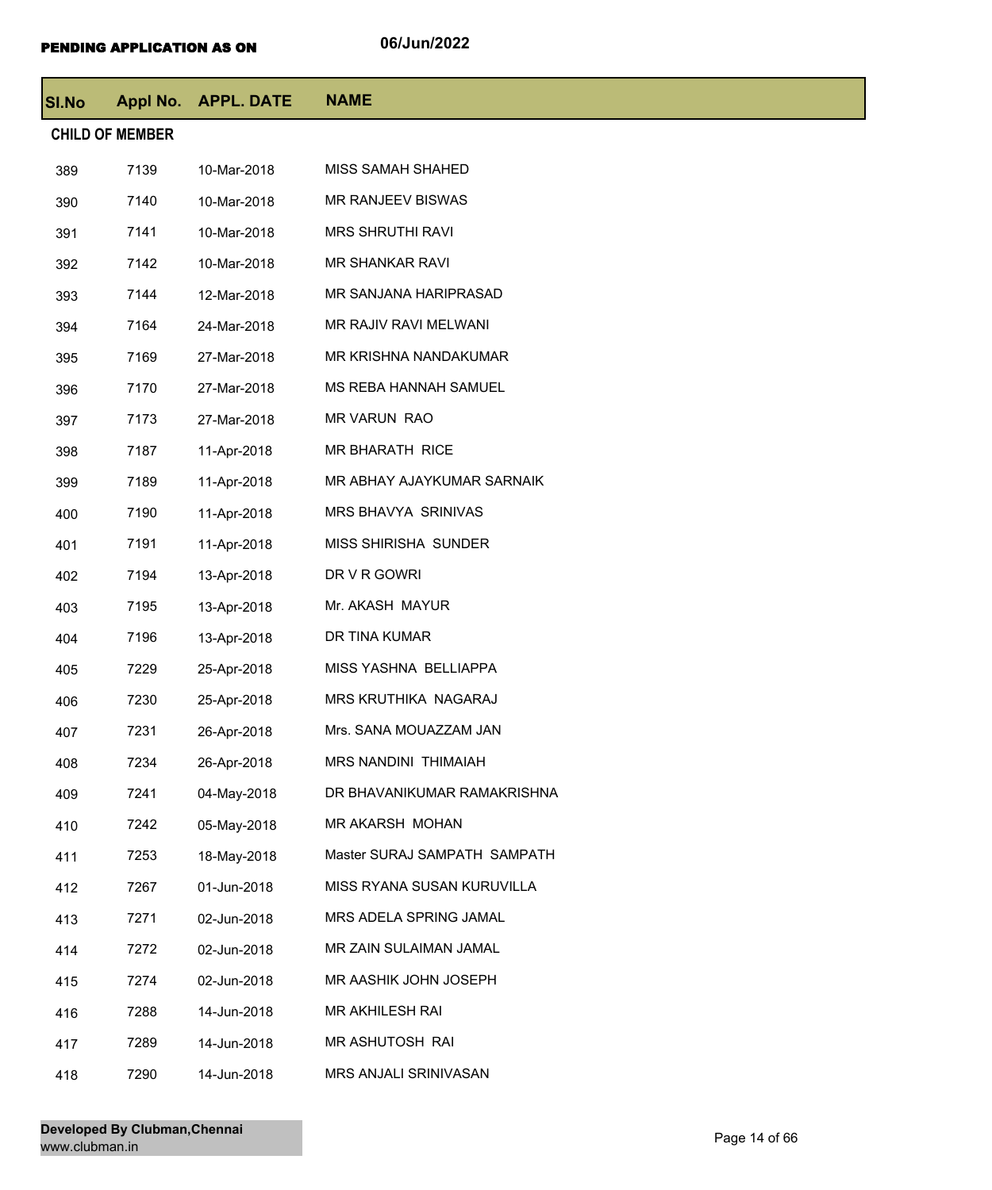**PENDING APPLICATION AS ON** 06/Jun/2022

| Sl.No | Appl No. | APPL. DATE | NAME |
|---|---|---|---|
| **CHILD OF MEMBER** | | | |
| 389 | 7139 | 10-Mar-2018 | MISS SAMAH SHAHED |
| 390 | 7140 | 10-Mar-2018 | MR RANJEEV BISWAS |
| 391 | 7141 | 10-Mar-2018 | MRS SHRUTHI RAVI |
| 392 | 7142 | 10-Mar-2018 | MR SHANKAR RAVI |
| 393 | 7144 | 12-Mar-2018 | MR SANJANA HARIPRASAD |
| 394 | 7164 | 24-Mar-2018 | MR RAJIV RAVI MELWANI |
| 395 | 7169 | 27-Mar-2018 | MR KRISHNA NANDAKUMAR |
| 396 | 7170 | 27-Mar-2018 | MS REBA HANNAH SAMUEL |
| 397 | 7173 | 27-Mar-2018 | MR VARUN RAO |
| 398 | 7187 | 11-Apr-2018 | MR BHARATH RICE |
| 399 | 7189 | 11-Apr-2018 | MR ABHAY AJAYKUMAR SARNAIK |
| 400 | 7190 | 11-Apr-2018 | MRS BHAVYA SRINIVAS |
| 401 | 7191 | 11-Apr-2018 | MISS SHIRISHA SUNDER |
| 402 | 7194 | 13-Apr-2018 | DR V R GOWRI |
| 403 | 7195 | 13-Apr-2018 | Mr. AKASH MAYUR |
| 404 | 7196 | 13-Apr-2018 | DR TINA KUMAR |
| 405 | 7229 | 25-Apr-2018 | MISS YASHNA BELLIAPPA |
| 406 | 7230 | 25-Apr-2018 | MRS KRUTHIKA NAGARAJ |
| 407 | 7231 | 26-Apr-2018 | Mrs. SANA MOUAZZAM JAN |
| 408 | 7234 | 26-Apr-2018 | MRS NANDINI THIMAIAH |
| 409 | 7241 | 04-May-2018 | DR BHAVANIKUMAR RAMAKRISHNA |
| 410 | 7242 | 05-May-2018 | MR AKARSH MOHAN |
| 411 | 7253 | 18-May-2018 | Master SURAJ SAMPATH SAMPATH |
| 412 | 7267 | 01-Jun-2018 | MISS RYANA SUSAN KURUVILLA |
| 413 | 7271 | 02-Jun-2018 | MRS ADELA SPRING JAMAL |
| 414 | 7272 | 02-Jun-2018 | MR ZAIN SULAIMAN JAMAL |
| 415 | 7274 | 02-Jun-2018 | MR AASHIK JOHN JOSEPH |
| 416 | 7288 | 14-Jun-2018 | MR AKHILESH RAI |
| 417 | 7289 | 14-Jun-2018 | MR ASHUTOSH RAI |
| 418 | 7290 | 14-Jun-2018 | MRS ANJALI SRINIVASAN |

**Developed By Clubman,Chennai**
www.clubman.in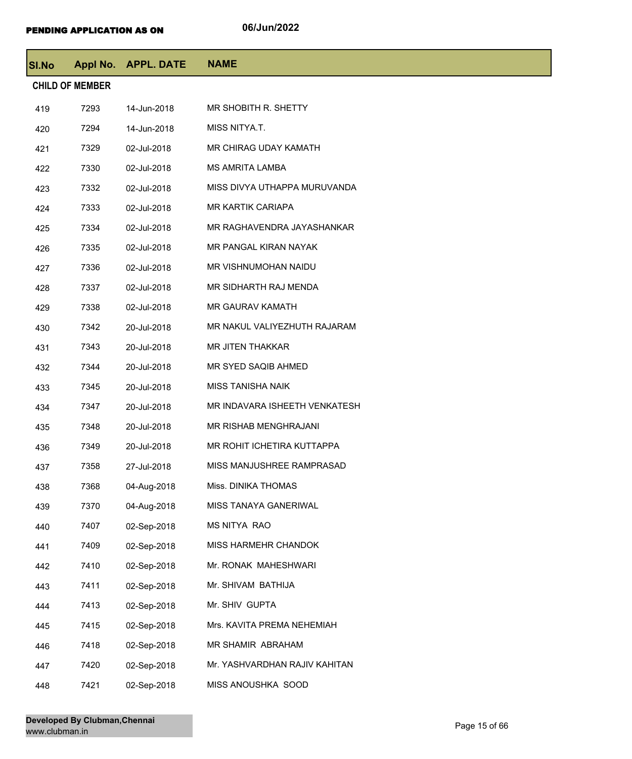**PENDING APPLICATION AS ON** 06/Jun/2022

| Sl.No | Appl No. | APPL. DATE | NAME |
|---|---|---|---|
| **CHILD OF MEMBER** | | | |
| 419 | 7293 | 14-Jun-2018 | MR SHOBITH R. SHETTY |
| 420 | 7294 | 14-Jun-2018 | MISS NITYA.T. |
| 421 | 7329 | 02-Jul-2018 | MR CHIRAG UDAY KAMATH |
| 422 | 7330 | 02-Jul-2018 | MS AMRITA LAMBA |
| 423 | 7332 | 02-Jul-2018 | MISS DIVYA UTHAPPA MURUVANDA |
| 424 | 7333 | 02-Jul-2018 | MR KARTIK CARIAPA |
| 425 | 7334 | 02-Jul-2018 | MR RAGHAVENDRA JAYASHANKAR |
| 426 | 7335 | 02-Jul-2018 | MR PANGAL KIRAN NAYAK |
| 427 | 7336 | 02-Jul-2018 | MR VISHNUMOHAN NAIDU |
| 428 | 7337 | 02-Jul-2018 | MR SIDHARTH RAJ MENDA |
| 429 | 7338 | 02-Jul-2018 | MR GAURAV KAMATH |
| 430 | 7342 | 20-Jul-2018 | MR NAKUL VALIYEZHUTH RAJARAM |
| 431 | 7343 | 20-Jul-2018 | MR JITEN THAKKAR |
| 432 | 7344 | 20-Jul-2018 | MR SYED SAQIB AHMED |
| 433 | 7345 | 20-Jul-2018 | MISS TANISHA NAIK |
| 434 | 7347 | 20-Jul-2018 | MR INDAVARA ISHEETH VENKATESH |
| 435 | 7348 | 20-Jul-2018 | MR RISHAB MENGHRAJANI |
| 436 | 7349 | 20-Jul-2018 | MR ROHIT ICHETIRA KUTTAPPA |
| 437 | 7358 | 27-Jul-2018 | MISS MANJUSHREE RAMPRASAD |
| 438 | 7368 | 04-Aug-2018 | Miss. DINIKA THOMAS |
| 439 | 7370 | 04-Aug-2018 | MISS TANAYA GANERIWAL |
| 440 | 7407 | 02-Sep-2018 | MS NITYA RAO |
| 441 | 7409 | 02-Sep-2018 | MISS HARMEHR CHANDOK |
| 442 | 7410 | 02-Sep-2018 | Mr. RONAK MAHESHWARI |
| 443 | 7411 | 02-Sep-2018 | Mr. SHIVAM BATHIJA |
| 444 | 7413 | 02-Sep-2018 | Mr. SHIV GUPTA |
| 445 | 7415 | 02-Sep-2018 | Mrs. KAVITA PREMA NEHEMIAH |
| 446 | 7418 | 02-Sep-2018 | MR SHAMIR ABRAHAM |
| 447 | 7420 | 02-Sep-2018 | Mr. YASHVARDHAN RAJIV KAHITAN |
| 448 | 7421 | 02-Sep-2018 | MISS ANOUSHKA SOOD |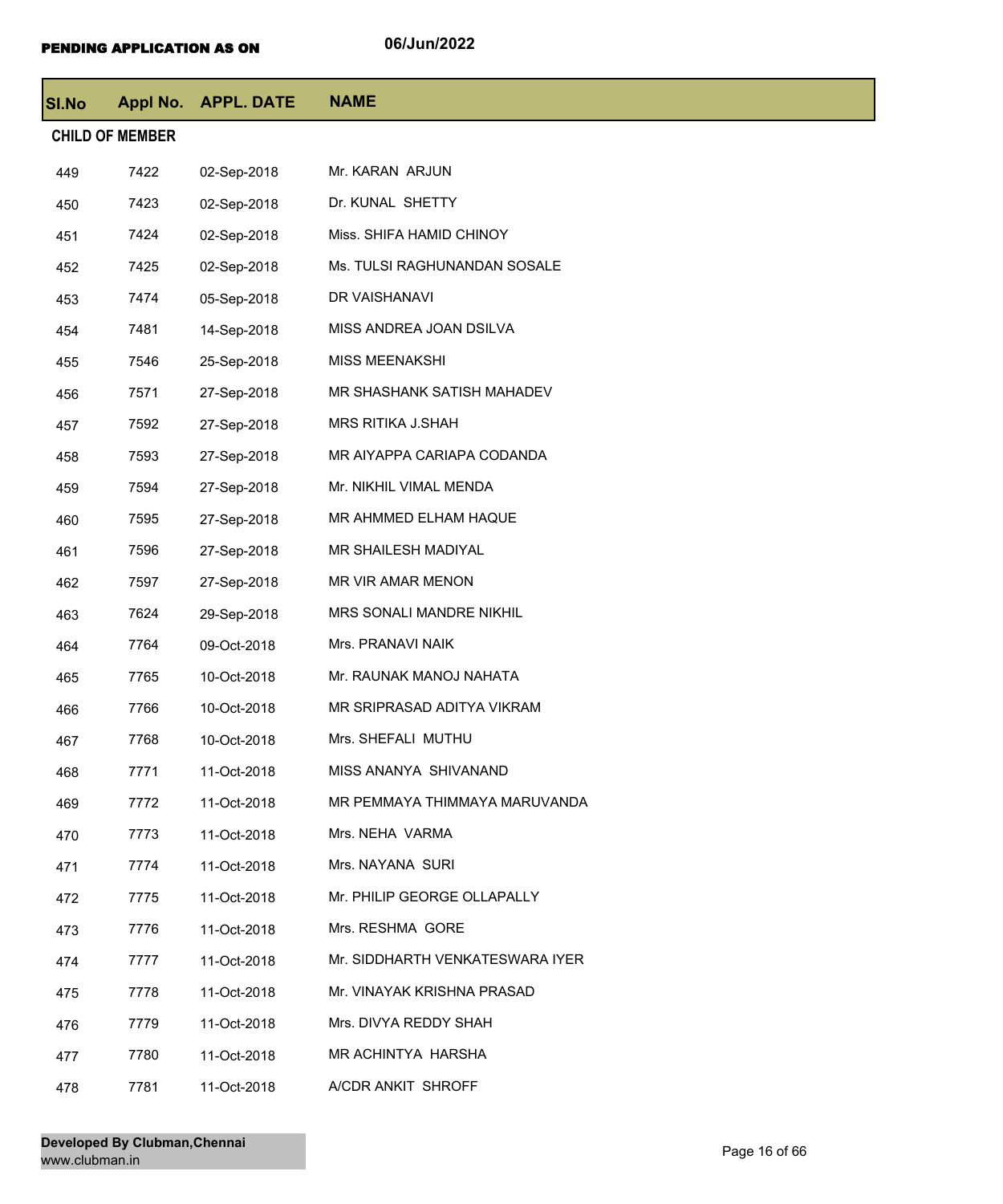**PENDING APPLICATION AS ON** 06/Jun/2022

| Sl.No | Appl No. | APPL. DATE | NAME |
|---|---|---|---|
| **CHILD OF MEMBER** | | | |
| 449 | 7422 | 02-Sep-2018 | Mr. KARAN ARJUN |
| 450 | 7423 | 02-Sep-2018 | Dr. KUNAL SHETTY |
| 451 | 7424 | 02-Sep-2018 | Miss. SHIFA HAMID CHINOY |
| 452 | 7425 | 02-Sep-2018 | Ms. TULSI RAGHUNANDAN SOSALE |
| 453 | 7474 | 05-Sep-2018 | DR VAISHANAVI |
| 454 | 7481 | 14-Sep-2018 | MISS ANDREA JOAN DSILVA |
| 455 | 7546 | 25-Sep-2018 | MISS MEENAKSHI |
| 456 | 7571 | 27-Sep-2018 | MR SHASHANK SATISH MAHADEV |
| 457 | 7592 | 27-Sep-2018 | MRS RITIKA J.SHAH |
| 458 | 7593 | 27-Sep-2018 | MR AIYAPPA CARIAPA CODANDA |
| 459 | 7594 | 27-Sep-2018 | Mr. NIKHIL VIMAL MENDA |
| 460 | 7595 | 27-Sep-2018 | MR AHMMED ELHAM HAQUE |
| 461 | 7596 | 27-Sep-2018 | MR SHAILESH MADIYAL |
| 462 | 7597 | 27-Sep-2018 | MR VIR AMAR MENON |
| 463 | 7624 | 29-Sep-2018 | MRS SONALI MANDRE NIKHIL |
| 464 | 7764 | 09-Oct-2018 | Mrs. PRANAVI NAIK |
| 465 | 7765 | 10-Oct-2018 | Mr. RAUNAK MANOJ NAHATA |
| 466 | 7766 | 10-Oct-2018 | MR SRIPRASAD ADITYA VIKRAM |
| 467 | 7768 | 10-Oct-2018 | Mrs. SHEFALI MUTHU |
| 468 | 7771 | 11-Oct-2018 | MISS ANANYA SHIVANAND |
| 469 | 7772 | 11-Oct-2018 | MR PEMMAYA THIMMAYA MARUVANDA |
| 470 | 7773 | 11-Oct-2018 | Mrs. NEHA VARMA |
| 471 | 7774 | 11-Oct-2018 | Mrs. NAYANA SURI |
| 472 | 7775 | 11-Oct-2018 | Mr. PHILIP GEORGE OLLAPALLY |
| 473 | 7776 | 11-Oct-2018 | Mrs. RESHMA GORE |
| 474 | 7777 | 11-Oct-2018 | Mr. SIDDHARTH VENKATESWARA IYER |
| 475 | 7778 | 11-Oct-2018 | Mr. VINAYAK KRISHNA PRASAD |
| 476 | 7779 | 11-Oct-2018 | Mrs. DIVYA REDDY SHAH |
| 477 | 7780 | 11-Oct-2018 | MR ACHINTYA HARSHA |
| 478 | 7781 | 11-Oct-2018 | A/CDR ANKIT SHROFF |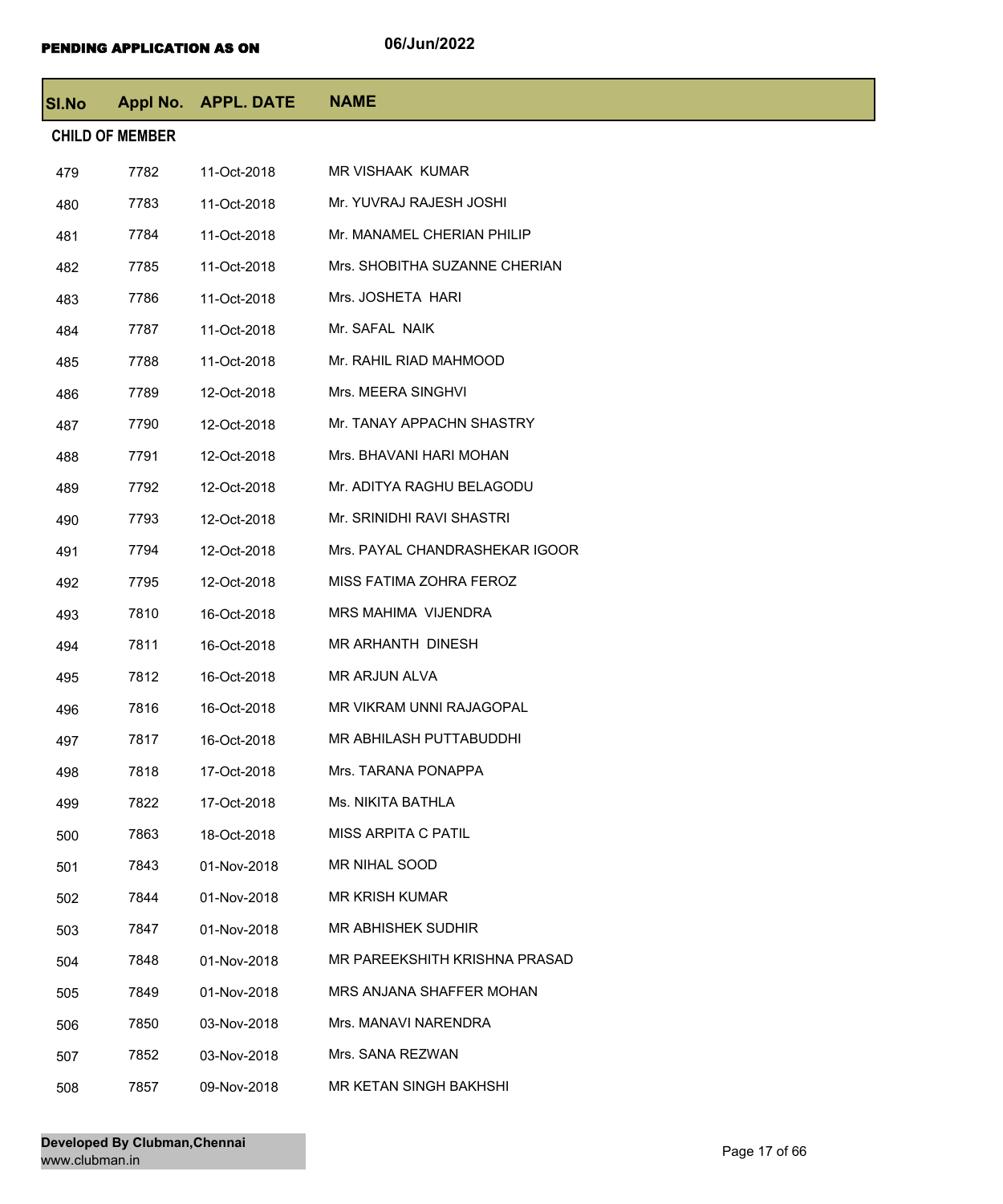**PENDING APPLICATION AS ON** 06/Jun/2022

| Sl.No | Appl No. | APPL. DATE | NAME |
|---|---|---|---|
| **CHILD OF MEMBER** | | | |
| 479 | 7782 | 11-Oct-2018 | MR VISHAAK KUMAR |
| 480 | 7783 | 11-Oct-2018 | Mr. YUVRAJ RAJESH JOSHI |
| 481 | 7784 | 11-Oct-2018 | Mr. MANAMEL CHERIAN PHILIP |
| 482 | 7785 | 11-Oct-2018 | Mrs. SHOBITHA SUZANNE CHERIAN |
| 483 | 7786 | 11-Oct-2018 | Mrs. JOSHETA HARI |
| 484 | 7787 | 11-Oct-2018 | Mr. SAFAL NAIK |
| 485 | 7788 | 11-Oct-2018 | Mr. RAHIL RIAD MAHMOOD |
| 486 | 7789 | 12-Oct-2018 | Mrs. MEERA SINGHVI |
| 487 | 7790 | 12-Oct-2018 | Mr. TANAY APPACHN SHASTRY |
| 488 | 7791 | 12-Oct-2018 | Mrs. BHAVANI HARI MOHAN |
| 489 | 7792 | 12-Oct-2018 | Mr. ADITYA RAGHU BELAGODU |
| 490 | 7793 | 12-Oct-2018 | Mr. SRINIDHI RAVI SHASTRI |
| 491 | 7794 | 12-Oct-2018 | Mrs. PAYAL CHANDRASHEKAR IGOOR |
| 492 | 7795 | 12-Oct-2018 | MISS FATIMA ZOHRA FEROZ |
| 493 | 7810 | 16-Oct-2018 | MRS MAHIMA VIJENDRA |
| 494 | 7811 | 16-Oct-2018 | MR ARHANTH DINESH |
| 495 | 7812 | 16-Oct-2018 | MR ARJUN ALVA |
| 496 | 7816 | 16-Oct-2018 | MR VIKRAM UNNI RAJAGOPAL |
| 497 | 7817 | 16-Oct-2018 | MR ABHILASH PUTTABUDDHI |
| 498 | 7818 | 17-Oct-2018 | Mrs. TARANA PONAPPA |
| 499 | 7822 | 17-Oct-2018 | Ms. NIKITA BATHLA |
| 500 | 7863 | 18-Oct-2018 | MISS ARPITA C PATIL |
| 501 | 7843 | 01-Nov-2018 | MR NIHAL SOOD |
| 502 | 7844 | 01-Nov-2018 | MR KRISH KUMAR |
| 503 | 7847 | 01-Nov-2018 | MR ABHISHEK SUDHIR |
| 504 | 7848 | 01-Nov-2018 | MR PAREEKSHITH KRISHNA PRASAD |
| 505 | 7849 | 01-Nov-2018 | MRS ANJANA SHAFFER MOHAN |
| 506 | 7850 | 03-Nov-2018 | Mrs. MANAVI NARENDRA |
| 507 | 7852 | 03-Nov-2018 | Mrs. SANA REZWAN |
| 508 | 7857 | 09-Nov-2018 | MR KETAN SINGH BAKHSHI |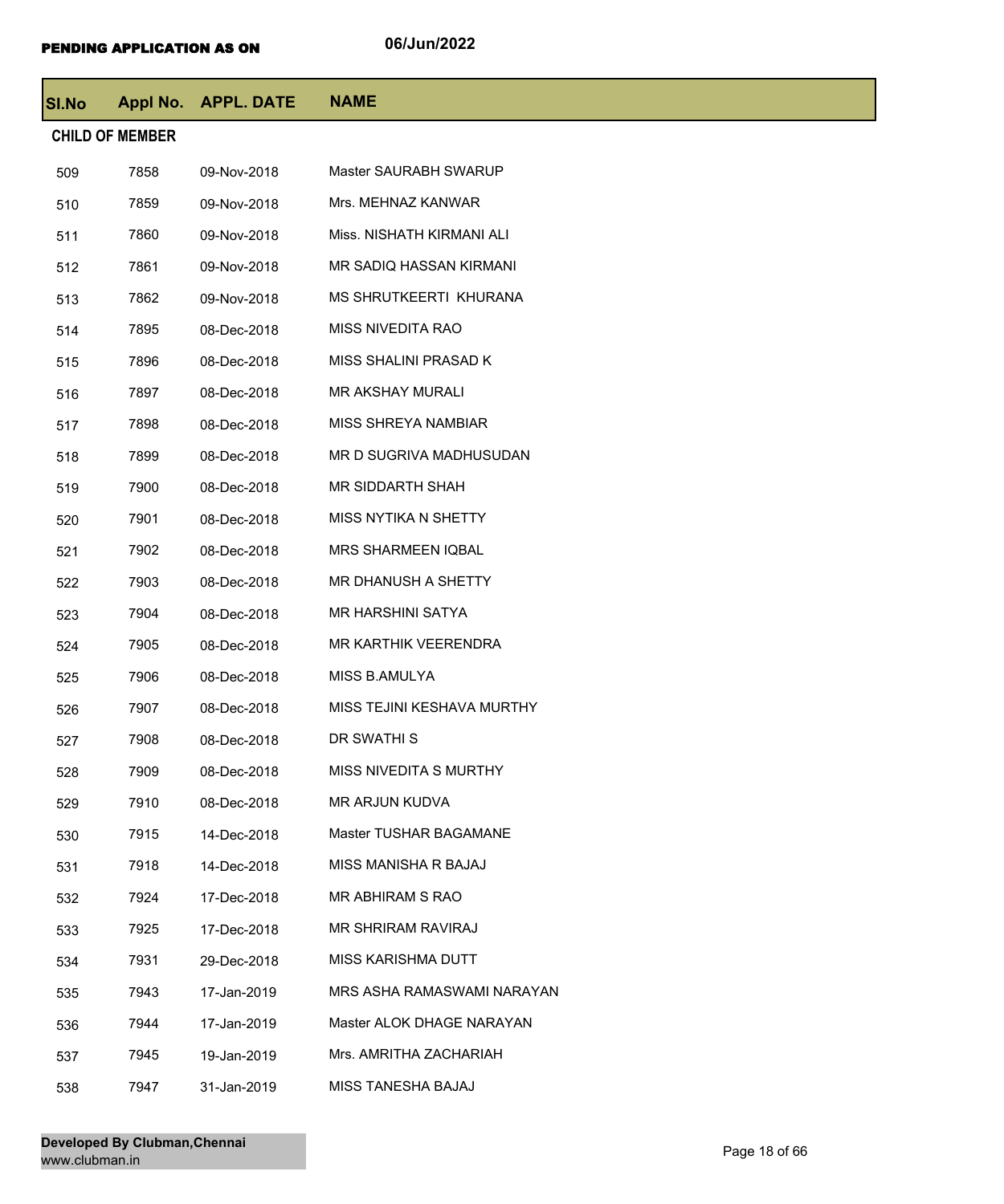**PENDING APPLICATION AS ON** 06/Jun/2022

| Sl.No | Appl No. | APPL. DATE | NAME |
|---|---|---|---|
| **CHILD OF MEMBER** | | | |
| 509 | 7858 | 09-Nov-2018 | Master SAURABH SWARUP |
| 510 | 7859 | 09-Nov-2018 | Mrs. MEHNAZ KANWAR |
| 511 | 7860 | 09-Nov-2018 | Miss. NISHATH KIRMANI ALI |
| 512 | 7861 | 09-Nov-2018 | MR SADIQ HASSAN KIRMANI |
| 513 | 7862 | 09-Nov-2018 | MS SHRUTKEERTI KHURANA |
| 514 | 7895 | 08-Dec-2018 | MISS NIVEDITA RAO |
| 515 | 7896 | 08-Dec-2018 | MISS SHALINI PRASAD K |
| 516 | 7897 | 08-Dec-2018 | MR AKSHAY MURALI |
| 517 | 7898 | 08-Dec-2018 | MISS SHREYA NAMBIAR |
| 518 | 7899 | 08-Dec-2018 | MR D SUGRIVA MADHUSUDAN |
| 519 | 7900 | 08-Dec-2018 | MR SIDDARTH SHAH |
| 520 | 7901 | 08-Dec-2018 | MISS NYTIKA N SHETTY |
| 521 | 7902 | 08-Dec-2018 | MRS SHARMEEN IQBAL |
| 522 | 7903 | 08-Dec-2018 | MR DHANUSH A SHETTY |
| 523 | 7904 | 08-Dec-2018 | MR HARSHINI SATYA |
| 524 | 7905 | 08-Dec-2018 | MR KARTHIK VEERENDRA |
| 525 | 7906 | 08-Dec-2018 | MISS B.AMULYA |
| 526 | 7907 | 08-Dec-2018 | MISS TEJINI KESHAVA MURTHY |
| 527 | 7908 | 08-Dec-2018 | DR SWATHI S |
| 528 | 7909 | 08-Dec-2018 | MISS NIVEDITA S MURTHY |
| 529 | 7910 | 08-Dec-2018 | MR ARJUN KUDVA |
| 530 | 7915 | 14-Dec-2018 | Master TUSHAR BAGAMANE |
| 531 | 7918 | 14-Dec-2018 | MISS MANISHA R BAJAJ |
| 532 | 7924 | 17-Dec-2018 | MR ABHIRAM S RAO |
| 533 | 7925 | 17-Dec-2018 | MR SHRIRAM RAVIRAJ |
| 534 | 7931 | 29-Dec-2018 | MISS KARISHMA DUTT |
| 535 | 7943 | 17-Jan-2019 | MRS ASHA RAMASWAMI NARAYAN |
| 536 | 7944 | 17-Jan-2019 | Master ALOK DHAGE NARAYAN |
| 537 | 7945 | 19-Jan-2019 | Mrs. AMRITHA ZACHARIAH |
| 538 | 7947 | 31-Jan-2019 | MISS TANESHA BAJAJ |

**Developed By Clubman,Chennai**
www.clubman.in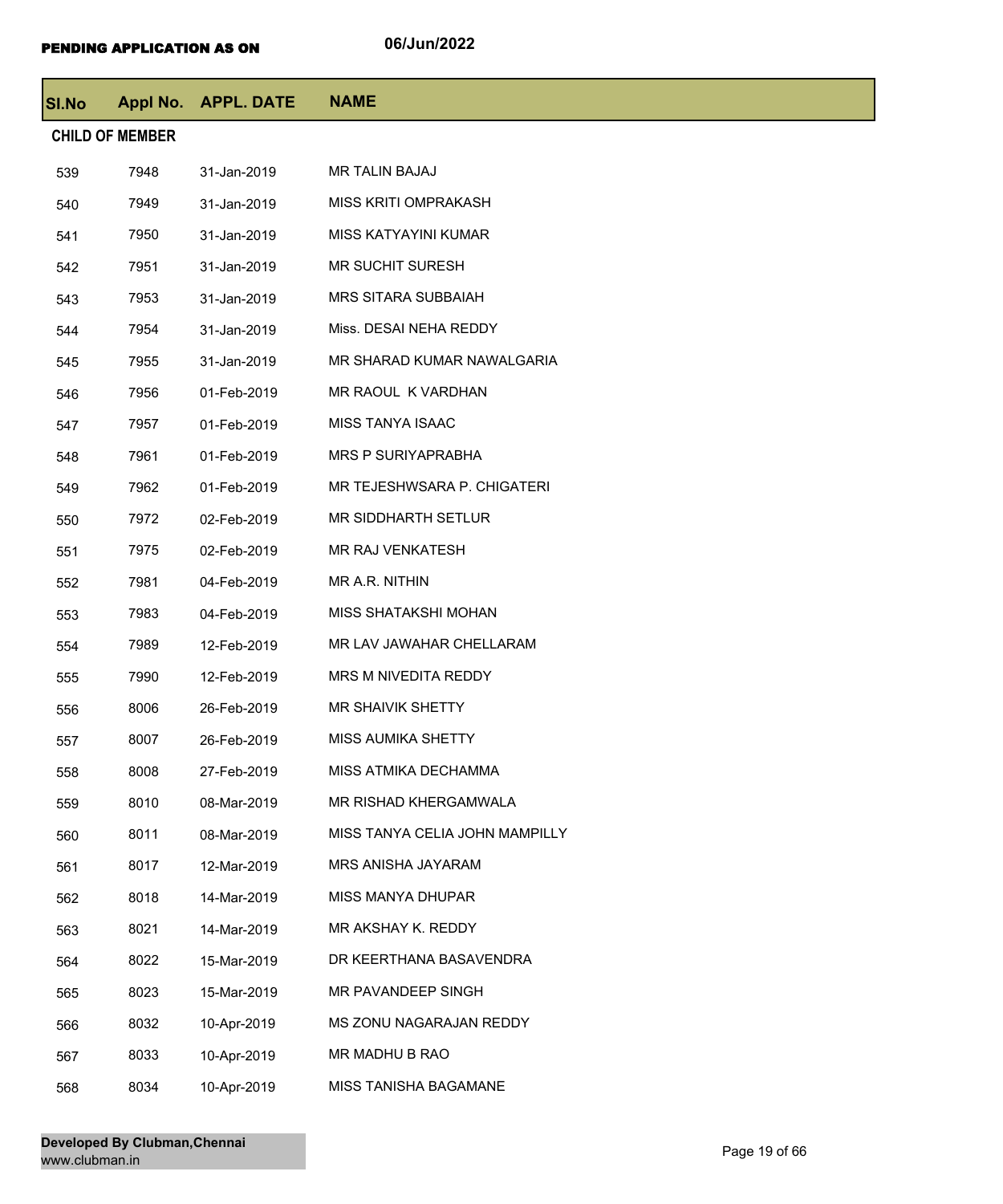**PENDING APPLICATION AS ON** 06/Jun/2022

| Sl.No | Appl No. | APPL. DATE | NAME |
|---|---|---|---|
| **CHILD OF MEMBER** | | | |
| 539 | 7948 | 31-Jan-2019 | MR TALIN BAJAJ |
| 540 | 7949 | 31-Jan-2019 | MISS KRITI OMPRAKASH |
| 541 | 7950 | 31-Jan-2019 | MISS KATYAYINI KUMAR |
| 542 | 7951 | 31-Jan-2019 | MR SUCHIT SURESH |
| 543 | 7953 | 31-Jan-2019 | MRS SITARA SUBBAIAH |
| 544 | 7954 | 31-Jan-2019 | Miss. DESAI NEHA REDDY |
| 545 | 7955 | 31-Jan-2019 | MR SHARAD KUMAR NAWALGARIA |
| 546 | 7956 | 01-Feb-2019 | MR RAOUL K VARDHAN |
| 547 | 7957 | 01-Feb-2019 | MISS TANYA ISAAC |
| 548 | 7961 | 01-Feb-2019 | MRS P SURIYAPRABHA |
| 549 | 7962 | 01-Feb-2019 | MR TEJESHWSARA P. CHIGATERI |
| 550 | 7972 | 02-Feb-2019 | MR SIDDHARTH SETLUR |
| 551 | 7975 | 02-Feb-2019 | MR RAJ VENKATESH |
| 552 | 7981 | 04-Feb-2019 | MR A.R. NITHIN |
| 553 | 7983 | 04-Feb-2019 | MISS SHATAKSHI MOHAN |
| 554 | 7989 | 12-Feb-2019 | MR LAV JAWAHAR CHELLARAM |
| 555 | 7990 | 12-Feb-2019 | MRS M NIVEDITA REDDY |
| 556 | 8006 | 26-Feb-2019 | MR SHAIVIK SHETTY |
| 557 | 8007 | 26-Feb-2019 | MISS AUMIKA SHETTY |
| 558 | 8008 | 27-Feb-2019 | MISS ATMIKA DECHAMMA |
| 559 | 8010 | 08-Mar-2019 | MR RISHAD KHERGAMWALA |
| 560 | 8011 | 08-Mar-2019 | MISS TANYA CELIA JOHN MAMPILLY |
| 561 | 8017 | 12-Mar-2019 | MRS ANISHA JAYARAM |
| 562 | 8018 | 14-Mar-2019 | MISS MANYA DHUPAR |
| 563 | 8021 | 14-Mar-2019 | MR AKSHAY K. REDDY |
| 564 | 8022 | 15-Mar-2019 | DR KEERTHANA BASAVENDRA |
| 565 | 8023 | 15-Mar-2019 | MR PAVANDEEP SINGH |
| 566 | 8032 | 10-Apr-2019 | MS ZONU NAGARAJAN REDDY |
| 567 | 8033 | 10-Apr-2019 | MR MADHU B RAO |
| 568 | 8034 | 10-Apr-2019 | MISS TANISHA BAGAMANE |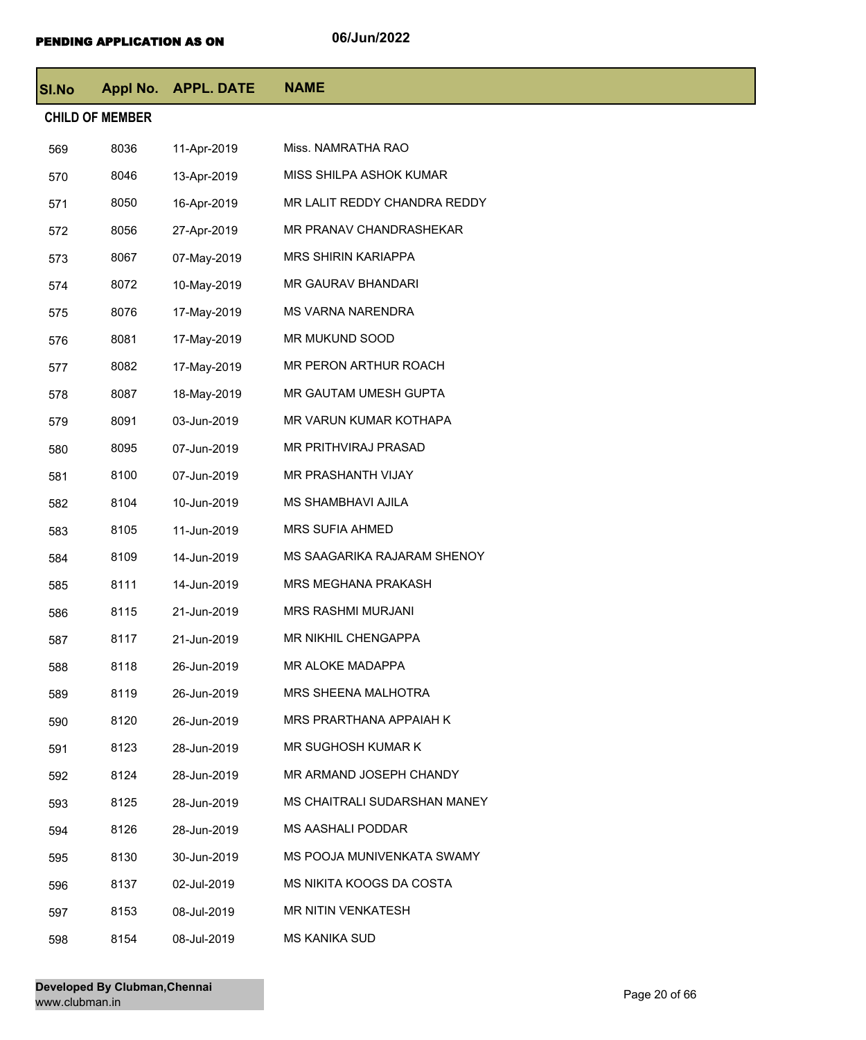**PENDING APPLICATION AS ON** 06/Jun/2022

| Sl.No | Appl No. | APPL. DATE | NAME |
|---|---|---|---|
| **CHILD OF MEMBER** | | | |
| 569 | 8036 | 11-Apr-2019 | Miss. NAMRATHA RAO |
| 570 | 8046 | 13-Apr-2019 | MISS SHILPA ASHOK KUMAR |
| 571 | 8050 | 16-Apr-2019 | MR LALIT REDDY CHANDRA REDDY |
| 572 | 8056 | 27-Apr-2019 | MR PRANAV CHANDRASHEKAR |
| 573 | 8067 | 07-May-2019 | MRS SHIRIN KARIAPPA |
| 574 | 8072 | 10-May-2019 | MR GAURAV BHANDARI |
| 575 | 8076 | 17-May-2019 | MS VARNA NARENDRA |
| 576 | 8081 | 17-May-2019 | MR MUKUND SOOD |
| 577 | 8082 | 17-May-2019 | MR PERON ARTHUR ROACH |
| 578 | 8087 | 18-May-2019 | MR GAUTAM UMESH GUPTA |
| 579 | 8091 | 03-Jun-2019 | MR VARUN KUMAR KOTHAPA |
| 580 | 8095 | 07-Jun-2019 | MR PRITHVIRAJ PRASAD |
| 581 | 8100 | 07-Jun-2019 | MR PRASHANTH VIJAY |
| 582 | 8104 | 10-Jun-2019 | MS SHAMBHAVI AJILA |
| 583 | 8105 | 11-Jun-2019 | MRS SUFIA AHMED |
| 584 | 8109 | 14-Jun-2019 | MS SAAGARIKA RAJARAM SHENOY |
| 585 | 8111 | 14-Jun-2019 | MRS MEGHANA PRAKASH |
| 586 | 8115 | 21-Jun-2019 | MRS RASHMI MURJANI |
| 587 | 8117 | 21-Jun-2019 | MR NIKHIL CHENGAPPA |
| 588 | 8118 | 26-Jun-2019 | MR ALOKE MADAPPA |
| 589 | 8119 | 26-Jun-2019 | MRS SHEENA MALHOTRA |
| 590 | 8120 | 26-Jun-2019 | MRS PRARTHANA APPAIAH K |
| 591 | 8123 | 28-Jun-2019 | MR SUGHOSH KUMAR K |
| 592 | 8124 | 28-Jun-2019 | MR ARMAND JOSEPH CHANDY |
| 593 | 8125 | 28-Jun-2019 | MS CHAITRALI SUDARSHAN MANEY |
| 594 | 8126 | 28-Jun-2019 | MS AASHALI PODDAR |
| 595 | 8130 | 30-Jun-2019 | MS POOJA MUNIVENKATA SWAMY |
| 596 | 8137 | 02-Jul-2019 | MS NIKITA KOOGS DA COSTA |
| 597 | 8153 | 08-Jul-2019 | MR NITIN VENKATESH |
| 598 | 8154 | 08-Jul-2019 | MS KANIKA SUD |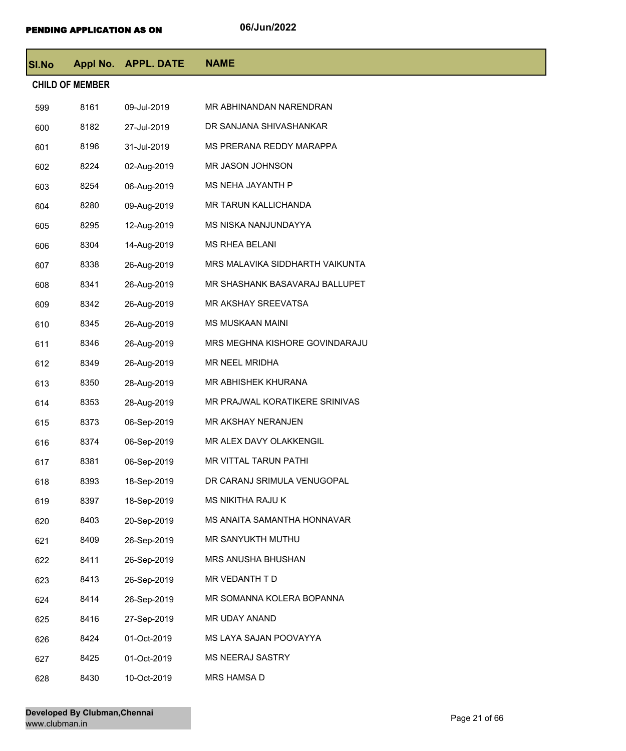**PENDING APPLICATION AS ON** 06/Jun/2022

| Sl.No | Appl No. | APPL. DATE | NAME |
|---|---|---|---|
| **CHILD OF MEMBER** | | | |
| 599 | 8161 | 09-Jul-2019 | MR ABHINANDAN NARENDRAN |
| 600 | 8182 | 27-Jul-2019 | DR SANJANA SHIVASHANKAR |
| 601 | 8196 | 31-Jul-2019 | MS PRERANA REDDY MARAPPA |
| 602 | 8224 | 02-Aug-2019 | MR JASON JOHNSON |
| 603 | 8254 | 06-Aug-2019 | MS NEHA JAYANTH P |
| 604 | 8280 | 09-Aug-2019 | MR TARUN KALLICHANDA |
| 605 | 8295 | 12-Aug-2019 | MS NISKA NANJUNDAYYA |
| 606 | 8304 | 14-Aug-2019 | MS RHEA BELANI |
| 607 | 8338 | 26-Aug-2019 | MRS MALAVIKA SIDDHARTH VAIKUNTA |
| 608 | 8341 | 26-Aug-2019 | MR SHASHANK BASAVARAJ BALLUPET |
| 609 | 8342 | 26-Aug-2019 | MR AKSHAY SREEVATSA |
| 610 | 8345 | 26-Aug-2019 | MS MUSKAAN MAINI |
| 611 | 8346 | 26-Aug-2019 | MRS MEGHNA KISHORE GOVINDARAJU |
| 612 | 8349 | 26-Aug-2019 | MR NEEL MRIDHA |
| 613 | 8350 | 28-Aug-2019 | MR ABHISHEK KHURANA |
| 614 | 8353 | 28-Aug-2019 | MR PRAJWAL KORATIKERE SRINIVAS |
| 615 | 8373 | 06-Sep-2019 | MR AKSHAY NERANJEN |
| 616 | 8374 | 06-Sep-2019 | MR ALEX DAVY OLAKKENGIL |
| 617 | 8381 | 06-Sep-2019 | MR VITTAL TARUN PATHI |
| 618 | 8393 | 18-Sep-2019 | DR CARANJ SRIMULA VENUGOPAL |
| 619 | 8397 | 18-Sep-2019 | MS NIKITHA RAJU K |
| 620 | 8403 | 20-Sep-2019 | MS ANAITA SAMANTHA HONNAVAR |
| 621 | 8409 | 26-Sep-2019 | MR SANYUKTH MUTHU |
| 622 | 8411 | 26-Sep-2019 | MRS ANUSHA BHUSHAN |
| 623 | 8413 | 26-Sep-2019 | MR VEDANTH T D |
| 624 | 8414 | 26-Sep-2019 | MR SOMANNA KOLERA BOPANNA |
| 625 | 8416 | 27-Sep-2019 | MR UDAY ANAND |
| 626 | 8424 | 01-Oct-2019 | MS LAYA SAJAN POOVAYYA |
| 627 | 8425 | 01-Oct-2019 | MS NEERAJ SASTRY |
| 628 | 8430 | 10-Oct-2019 | MRS HAMSA D |

**Developed By Clubman,Chennai**
www.clubman.in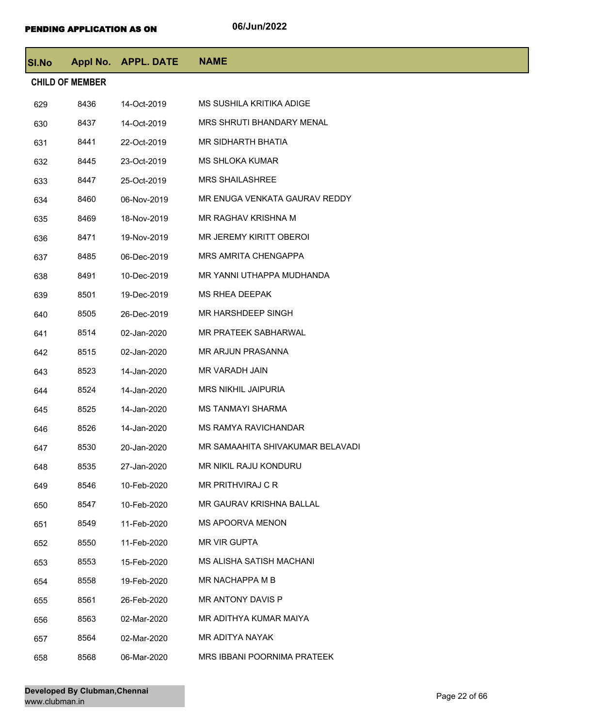PENDING APPLICATION AS ON 06/Jun/2022

| Sl.No | Appl No. | APPL. DATE | NAME |
|---|---|---|---|
| **CHILD OF MEMBER** | | | |
| 629 | 8436 | 14-Oct-2019 | MS SUSHILA KRITIKA ADIGE |
| 630 | 8437 | 14-Oct-2019 | MRS SHRUTI BHANDARY MENAL |
| 631 | 8441 | 22-Oct-2019 | MR SIDHARTH BHATIA |
| 632 | 8445 | 23-Oct-2019 | MS SHLOKA KUMAR |
| 633 | 8447 | 25-Oct-2019 | MRS SHAILASHREE |
| 634 | 8460 | 06-Nov-2019 | MR ENUGA VENKATA GAURAV REDDY |
| 635 | 8469 | 18-Nov-2019 | MR RAGHAV KRISHNA M |
| 636 | 8471 | 19-Nov-2019 | MR JEREMY KIRITT OBEROI |
| 637 | 8485 | 06-Dec-2019 | MRS AMRITA CHENGAPPA |
| 638 | 8491 | 10-Dec-2019 | MR YANNI UTHAPPA MUDHANDA |
| 639 | 8501 | 19-Dec-2019 | MS RHEA DEEPAK |
| 640 | 8505 | 26-Dec-2019 | MR HARSHDEEP SINGH |
| 641 | 8514 | 02-Jan-2020 | MR PRATEEK SABHARWAL |
| 642 | 8515 | 02-Jan-2020 | MR ARJUN PRASANNA |
| 643 | 8523 | 14-Jan-2020 | MR VARADH JAIN |
| 644 | 8524 | 14-Jan-2020 | MRS NIKHIL JAIPURIA |
| 645 | 8525 | 14-Jan-2020 | MS TANMAYI SHARMA |
| 646 | 8526 | 14-Jan-2020 | MS RAMYA RAVICHANDAR |
| 647 | 8530 | 20-Jan-2020 | MR SAMAAHITA SHIVAKUMAR BELAVADI |
| 648 | 8535 | 27-Jan-2020 | MR NIKIL RAJU KONDURU |
| 649 | 8546 | 10-Feb-2020 | MR PRITHVIRAJ C R |
| 650 | 8547 | 10-Feb-2020 | MR GAURAV KRISHNA BALLAL |
| 651 | 8549 | 11-Feb-2020 | MS APOORVA MENON |
| 652 | 8550 | 11-Feb-2020 | MR VIR GUPTA |
| 653 | 8553 | 15-Feb-2020 | MS ALISHA SATISH MACHANI |
| 654 | 8558 | 19-Feb-2020 | MR NACHAPPA M B |
| 655 | 8561 | 26-Feb-2020 | MR ANTONY DAVIS P |
| 656 | 8563 | 02-Mar-2020 | MR ADITHYA KUMAR MAIYA |
| 657 | 8564 | 02-Mar-2020 | MR ADITYA NAYAK |
| 658 | 8568 | 06-Mar-2020 | MRS IBBANI POORNIMA PRATEEK |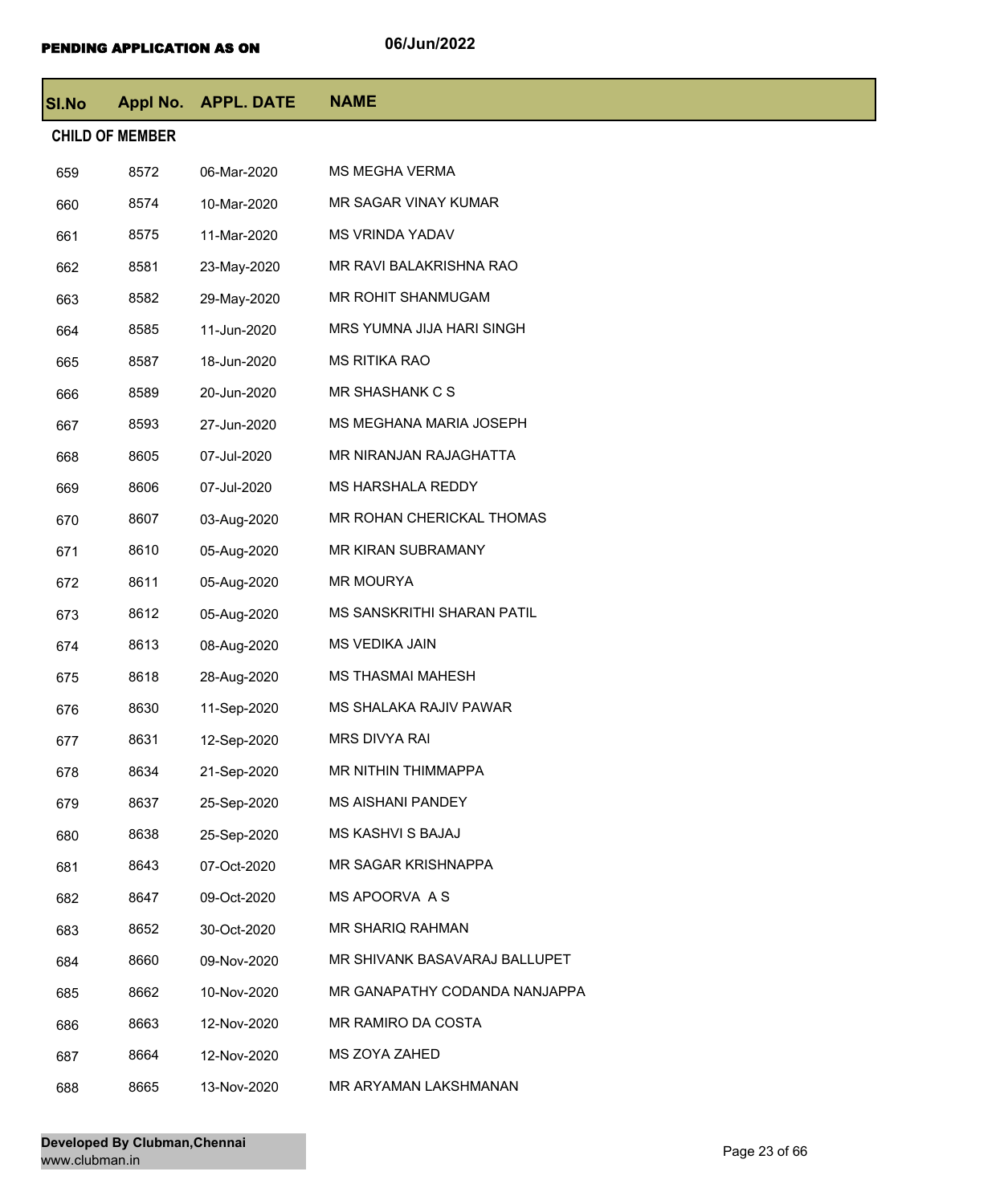**PENDING APPLICATION AS ON** 06/Jun/2022

| Sl.No | Appl No. | APPL. DATE | NAME |
|---|---|---|---|
| **CHILD OF MEMBER** | | | |
| 659 | 8572 | 06-Mar-2020 | MS MEGHA VERMA |
| 660 | 8574 | 10-Mar-2020 | MR SAGAR VINAY KUMAR |
| 661 | 8575 | 11-Mar-2020 | MS VRINDA YADAV |
| 662 | 8581 | 23-May-2020 | MR RAVI BALAKRISHNA RAO |
| 663 | 8582 | 29-May-2020 | MR ROHIT SHANMUGAM |
| 664 | 8585 | 11-Jun-2020 | MRS YUMNA JIJA HARI SINGH |
| 665 | 8587 | 18-Jun-2020 | MS RITIKA RAO |
| 666 | 8589 | 20-Jun-2020 | MR SHASHANK C S |
| 667 | 8593 | 27-Jun-2020 | MS MEGHANA MARIA JOSEPH |
| 668 | 8605 | 07-Jul-2020 | MR NIRANJAN RAJAGHATTA |
| 669 | 8606 | 07-Jul-2020 | MS HARSHALA REDDY |
| 670 | 8607 | 03-Aug-2020 | MR ROHAN CHERICKAL THOMAS |
| 671 | 8610 | 05-Aug-2020 | MR KIRAN SUBRAMANY |
| 672 | 8611 | 05-Aug-2020 | MR MOURYA |
| 673 | 8612 | 05-Aug-2020 | MS SANSKRITHI SHARAN PATIL |
| 674 | 8613 | 08-Aug-2020 | MS VEDIKA JAIN |
| 675 | 8618 | 28-Aug-2020 | MS THASMAI MAHESH |
| 676 | 8630 | 11-Sep-2020 | MS SHALAKA RAJIV PAWAR |
| 677 | 8631 | 12-Sep-2020 | MRS DIVYA RAI |
| 678 | 8634 | 21-Sep-2020 | MR NITHIN THIMMAPPA |
| 679 | 8637 | 25-Sep-2020 | MS AISHANI PANDEY |
| 680 | 8638 | 25-Sep-2020 | MS KASHVI S BAJAJ |
| 681 | 8643 | 07-Oct-2020 | MR SAGAR KRISHNAPPA |
| 682 | 8647 | 09-Oct-2020 | MS APOORVA A S |
| 683 | 8652 | 30-Oct-2020 | MR SHARIQ RAHMAN |
| 684 | 8660 | 09-Nov-2020 | MR SHIVANK BASAVARAJ BALLUPET |
| 685 | 8662 | 10-Nov-2020 | MR GANAPATHY CODANDA NANJAPPA |
| 686 | 8663 | 12-Nov-2020 | MR RAMIRO DA COSTA |
| 687 | 8664 | 12-Nov-2020 | MS ZOYA ZAHED |
| 688 | 8665 | 13-Nov-2020 | MR ARYAMAN LAKSHMANAN |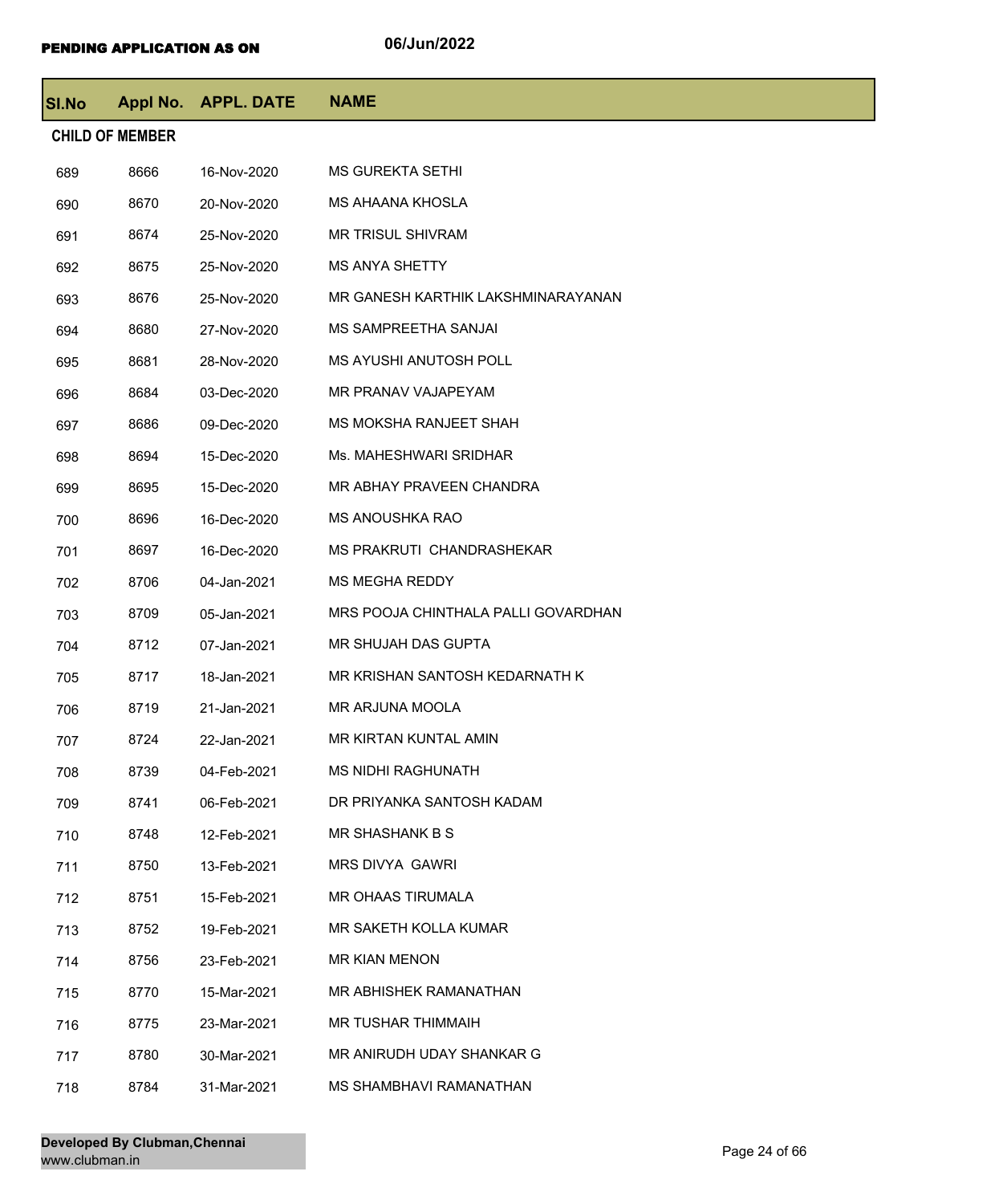**PENDING APPLICATION AS ON** 06/Jun/2022

| Sl.No | Appl No. | APPL. DATE | NAME |
|---|---|---|---|
| **CHILD OF MEMBER** | | | |
| 689 | 8666 | 16-Nov-2020 | MS GUREKTA SETHI |
| 690 | 8670 | 20-Nov-2020 | MS AHAANA KHOSLA |
| 691 | 8674 | 25-Nov-2020 | MR TRISUL SHIVRAM |
| 692 | 8675 | 25-Nov-2020 | MS ANYA SHETTY |
| 693 | 8676 | 25-Nov-2020 | MR GANESH KARTHIK LAKSHMINARAYANAN |
| 694 | 8680 | 27-Nov-2020 | MS SAMPREETHA SANJAI |
| 695 | 8681 | 28-Nov-2020 | MS AYUSHI ANUTOSH POLL |
| 696 | 8684 | 03-Dec-2020 | MR PRANAV VAJAPEYAM |
| 697 | 8686 | 09-Dec-2020 | MS MOKSHA RANJEET SHAH |
| 698 | 8694 | 15-Dec-2020 | Ms. MAHESHWARI SRIDHAR |
| 699 | 8695 | 15-Dec-2020 | MR ABHAY PRAVEEN CHANDRA |
| 700 | 8696 | 16-Dec-2020 | MS ANOUSHKA RAO |
| 701 | 8697 | 16-Dec-2020 | MS PRAKRUTI CHANDRASHEKAR |
| 702 | 8706 | 04-Jan-2021 | MS MEGHA REDDY |
| 703 | 8709 | 05-Jan-2021 | MRS POOJA CHINTHALA PALLI GOVARDHAN |
| 704 | 8712 | 07-Jan-2021 | MR SHUJAH DAS GUPTA |
| 705 | 8717 | 18-Jan-2021 | MR KRISHAN SANTOSH KEDARNATH K |
| 706 | 8719 | 21-Jan-2021 | MR ARJUNA MOOLA |
| 707 | 8724 | 22-Jan-2021 | MR KIRTAN KUNTAL AMIN |
| 708 | 8739 | 04-Feb-2021 | MS NIDHI RAGHUNATH |
| 709 | 8741 | 06-Feb-2021 | DR PRIYANKA SANTOSH KADAM |
| 710 | 8748 | 12-Feb-2021 | MR SHASHANK B S |
| 711 | 8750 | 13-Feb-2021 | MRS DIVYA GAWRI |
| 712 | 8751 | 15-Feb-2021 | MR OHAAS TIRUMALA |
| 713 | 8752 | 19-Feb-2021 | MR SAKETH KOLLA KUMAR |
| 714 | 8756 | 23-Feb-2021 | MR KIAN MENON |
| 715 | 8770 | 15-Mar-2021 | MR ABHISHEK RAMANATHAN |
| 716 | 8775 | 23-Mar-2021 | MR TUSHAR THIMMAIH |
| 717 | 8780 | 30-Mar-2021 | MR ANIRUDH UDAY SHANKAR G |
| 718 | 8784 | 31-Mar-2021 | MS SHAMBHAVI RAMANATHAN |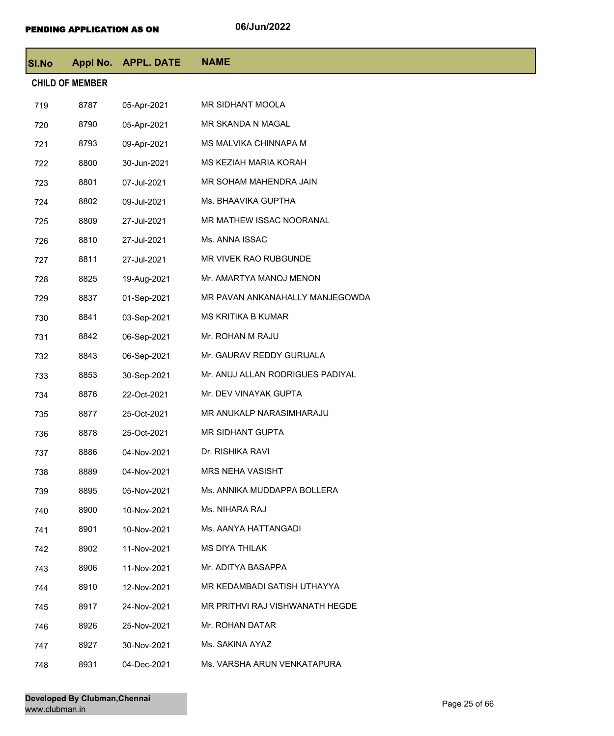**PENDING APPLICATION AS ON** 06/Jun/2022

| Sl.No | Appl No. | APPL. DATE | NAME |
|---|---|---|---|
| **CHILD OF MEMBER** | | | |
| 719 | 8787 | 05-Apr-2021 | MR SIDHANT MOOLA |
| 720 | 8790 | 05-Apr-2021 | MR SKANDA N MAGAL |
| 721 | 8793 | 09-Apr-2021 | MS MALVIKA CHINNAPA M |
| 722 | 8800 | 30-Jun-2021 | MS KEZIAH MARIA KORAH |
| 723 | 8801 | 07-Jul-2021 | MR SOHAM MAHENDRA JAIN |
| 724 | 8802 | 09-Jul-2021 | Ms. BHAAVIKA GUPTHA |
| 725 | 8809 | 27-Jul-2021 | MR MATHEW ISSAC NOORANAL |
| 726 | 8810 | 27-Jul-2021 | Ms. ANNA ISSAC |
| 727 | 8811 | 27-Jul-2021 | MR VIVEK RAO RUBGUNDE |
| 728 | 8825 | 19-Aug-2021 | Mr. AMARTYA MANOJ MENON |
| 729 | 8837 | 01-Sep-2021 | MR PAVAN ANKANAHALLY MANJEGOWDA |
| 730 | 8841 | 03-Sep-2021 | MS KRITIKA B KUMAR |
| 731 | 8842 | 06-Sep-2021 | Mr. ROHAN M RAJU |
| 732 | 8843 | 06-Sep-2021 | Mr. GAURAV REDDY GURIJALA |
| 733 | 8853 | 30-Sep-2021 | Mr. ANUJ ALLAN RODRIGUES PADIYAL |
| 734 | 8876 | 22-Oct-2021 | Mr. DEV VINAYAK GUPTA |
| 735 | 8877 | 25-Oct-2021 | MR ANUKALP NARASIMHARAJU |
| 736 | 8878 | 25-Oct-2021 | MR SIDHANT GUPTA |
| 737 | 8886 | 04-Nov-2021 | Dr. RISHIKA RAVI |
| 738 | 8889 | 04-Nov-2021 | MRS NEHA VASISHT |
| 739 | 8895 | 05-Nov-2021 | Ms. ANNIKA MUDDAPPA BOLLERA |
| 740 | 8900 | 10-Nov-2021 | Ms. NIHARA RAJ |
| 741 | 8901 | 10-Nov-2021 | Ms. AANYA HATTANGADI |
| 742 | 8902 | 11-Nov-2021 | MS DIYA THILAK |
| 743 | 8906 | 11-Nov-2021 | Mr. ADITYA BASAPPA |
| 744 | 8910 | 12-Nov-2021 | MR KEDAMBADI SATISH UTHAYYA |
| 745 | 8917 | 24-Nov-2021 | MR PRITHVI RAJ VISHWANATH HEGDE |
| 746 | 8926 | 25-Nov-2021 | Mr. ROHAN DATAR |
| 747 | 8927 | 30-Nov-2021 | Ms. SAKINA AYAZ |
| 748 | 8931 | 04-Dec-2021 | Ms. VARSHA ARUN VENKATAPURA |

**Developed By Clubman,Chennai**
www.clubman.in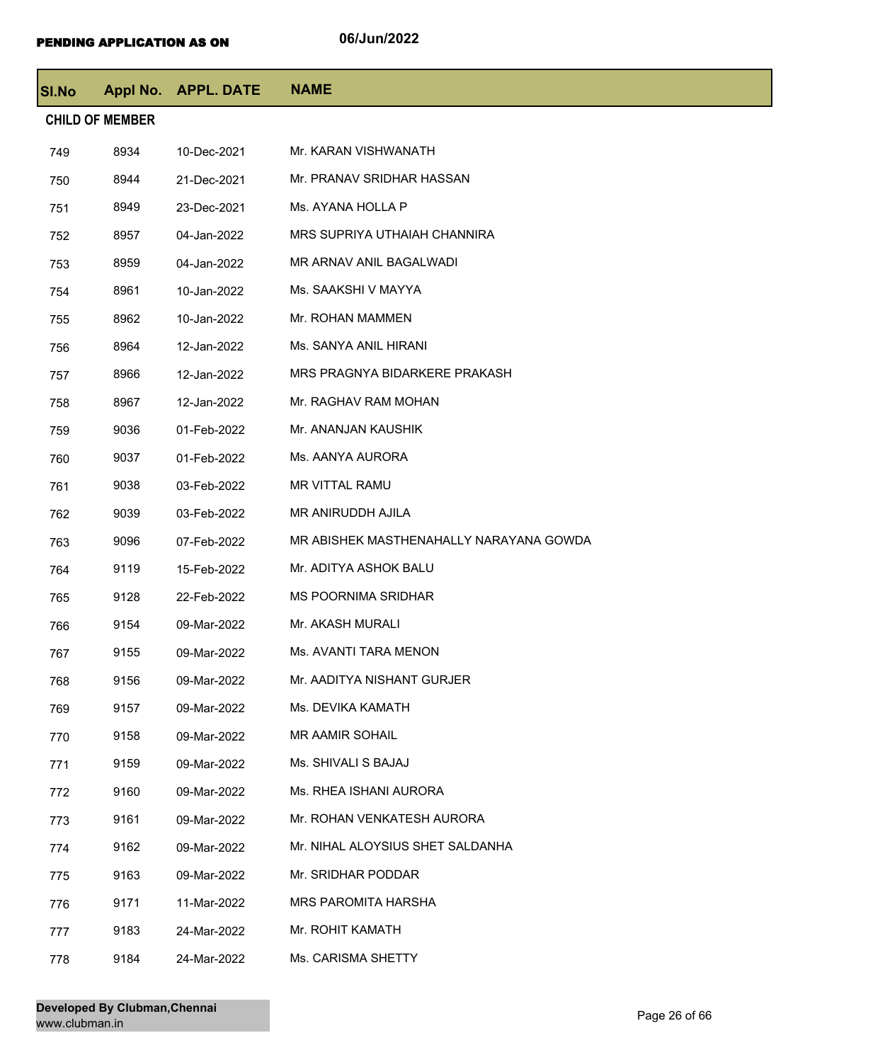**PENDING APPLICATION AS ON** 06/Jun/2022

| Sl.No | Appl No. | APPL. DATE | NAME |
|---|---|---|---|
| **CHILD OF MEMBER** | | | |
| 749 | 8934 | 10-Dec-2021 | Mr. KARAN VISHWANATH |
| 750 | 8944 | 21-Dec-2021 | Mr. PRANAV SRIDHAR HASSAN |
| 751 | 8949 | 23-Dec-2021 | Ms. AYANA HOLLA P |
| 752 | 8957 | 04-Jan-2022 | MRS SUPRIYA UTHAIAH CHANNIRA |
| 753 | 8959 | 04-Jan-2022 | MR ARNAV ANIL BAGALWADI |
| 754 | 8961 | 10-Jan-2022 | Ms. SAAKSHI V MAYYA |
| 755 | 8962 | 10-Jan-2022 | Mr. ROHAN MAMMEN |
| 756 | 8964 | 12-Jan-2022 | Ms. SANYA ANIL HIRANI |
| 757 | 8966 | 12-Jan-2022 | MRS PRAGNYA BIDARKERE PRAKASH |
| 758 | 8967 | 12-Jan-2022 | Mr. RAGHAV RAM MOHAN |
| 759 | 9036 | 01-Feb-2022 | Mr. ANANJAN KAUSHIK |
| 760 | 9037 | 01-Feb-2022 | Ms. AANYA AURORA |
| 761 | 9038 | 03-Feb-2022 | MR VITTAL RAMU |
| 762 | 9039 | 03-Feb-2022 | MR ANIRUDDH AJILA |
| 763 | 9096 | 07-Feb-2022 | MR ABISHEK MASTHENAHALLY NARAYANA GOWDA |
| 764 | 9119 | 15-Feb-2022 | Mr. ADITYA ASHOK BALU |
| 765 | 9128 | 22-Feb-2022 | MS POORNIMA SRIDHAR |
| 766 | 9154 | 09-Mar-2022 | Mr. AKASH MURALI |
| 767 | 9155 | 09-Mar-2022 | Ms. AVANTI TARA MENON |
| 768 | 9156 | 09-Mar-2022 | Mr. AADITYA NISHANT GURJER |
| 769 | 9157 | 09-Mar-2022 | Ms. DEVIKA KAMATH |
| 770 | 9158 | 09-Mar-2022 | MR AAMIR SOHAIL |
| 771 | 9159 | 09-Mar-2022 | Ms. SHIVALI S BAJAJ |
| 772 | 9160 | 09-Mar-2022 | Ms. RHEA ISHANI AURORA |
| 773 | 9161 | 09-Mar-2022 | Mr. ROHAN VENKATESH AURORA |
| 774 | 9162 | 09-Mar-2022 | Mr. NIHAL ALOYSIUS SHET SALDANHA |
| 775 | 9163 | 09-Mar-2022 | Mr. SRIDHAR PODDAR |
| 776 | 9171 | 11-Mar-2022 | MRS PAROMITA HARSHA |
| 777 | 9183 | 24-Mar-2022 | Mr. ROHIT KAMATH |
| 778 | 9184 | 24-Mar-2022 | Ms. CARISMA SHETTY |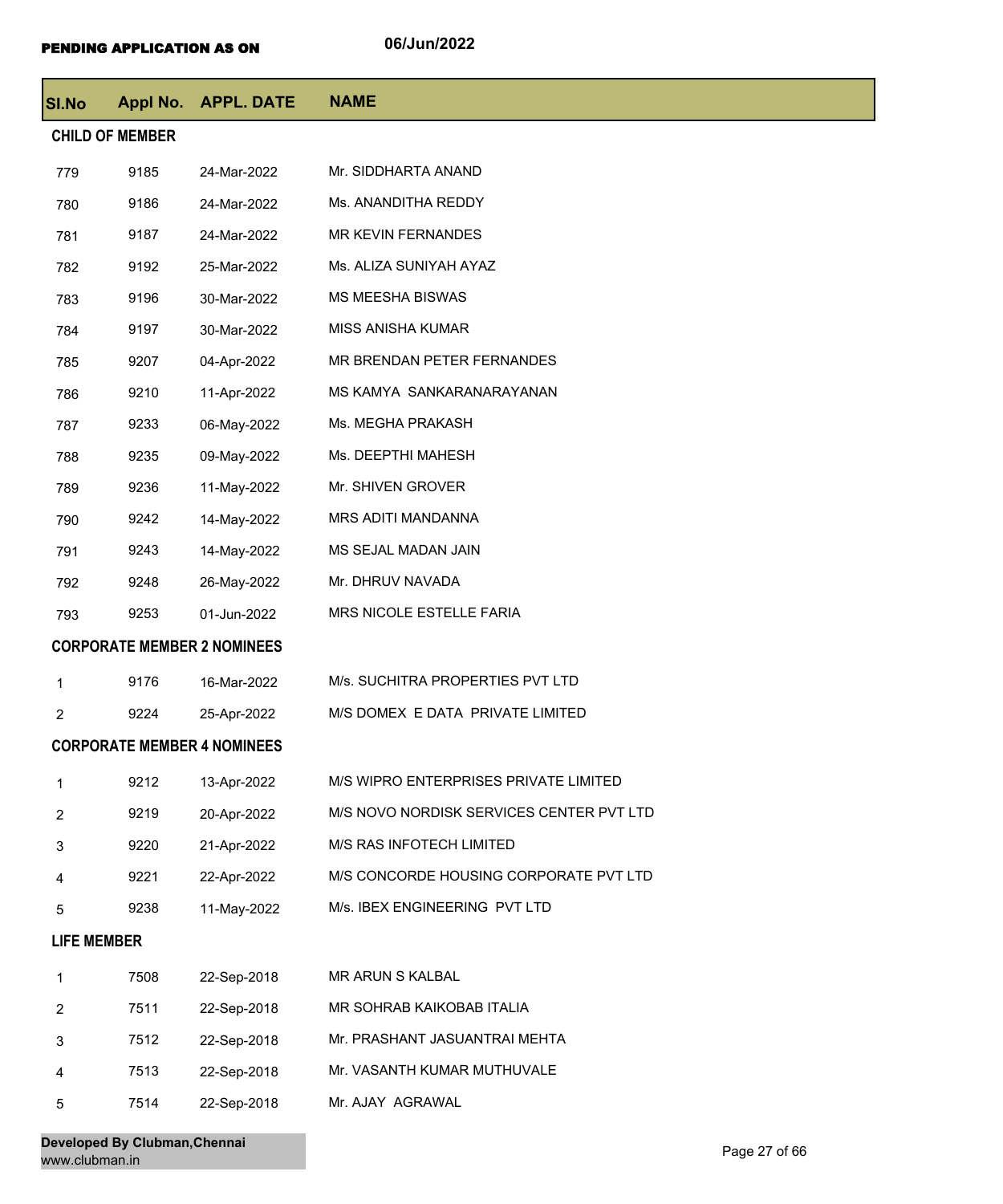**PENDING APPLICATION AS ON** 06/Jun/2022

| Sl.No | Appl No. | APPL. DATE | NAME |
|---|---|---|---|
| **CHILD OF MEMBER** | | | |
| 779 | 9185 | 24-Mar-2022 | Mr. SIDDHARTA ANAND |
| 780 | 9186 | 24-Mar-2022 | Ms. ANANDITHA REDDY |
| 781 | 9187 | 24-Mar-2022 | MR KEVIN FERNANDES |
| 782 | 9192 | 25-Mar-2022 | Ms. ALIZA SUNIYAH AYAZ |
| 783 | 9196 | 30-Mar-2022 | MS MEESHA BISWAS |
| 784 | 9197 | 30-Mar-2022 | MISS ANISHA KUMAR |
| 785 | 9207 | 04-Apr-2022 | MR BRENDAN PETER FERNANDES |
| 786 | 9210 | 11-Apr-2022 | MS KAMYA SANKARANARAYANAN |
| 787 | 9233 | 06-May-2022 | Ms. MEGHA PRAKASH |
| 788 | 9235 | 09-May-2022 | Ms. DEEPTHI MAHESH |
| 789 | 9236 | 11-May-2022 | Mr. SHIVEN GROVER |
| 790 | 9242 | 14-May-2022 | MRS ADITI MANDANNA |
| 791 | 9243 | 14-May-2022 | MS SEJAL MADAN JAIN |
| 792 | 9248 | 26-May-2022 | Mr. DHRUV NAVADA |
| 793 | 9253 | 01-Jun-2022 | MRS NICOLE ESTELLE FARIA |
| **CORPORATE MEMBER 2 NOMINEES** | | | |
| 1 | 9176 | 16-Mar-2022 | M/s. SUCHITRA PROPERTIES PVT LTD |
| 2 | 9224 | 25-Apr-2022 | M/S DOMEX E DATA PRIVATE LIMITED |
| **CORPORATE MEMBER 4 NOMINEES** | | | |
| 1 | 9212 | 13-Apr-2022 | M/S WIPRO ENTERPRISES PRIVATE LIMITED |
| 2 | 9219 | 20-Apr-2022 | M/S NOVO NORDISK SERVICES CENTER PVT LTD |
| 3 | 9220 | 21-Apr-2022 | M/S RAS INFOTECH LIMITED |
| 4 | 9221 | 22-Apr-2022 | M/S CONCORDE HOUSING CORPORATE PVT LTD |
| 5 | 9238 | 11-May-2022 | M/s. IBEX ENGINEERING PVT LTD |
| **LIFE MEMBER** | | | |
| 1 | 7508 | 22-Sep-2018 | MR ARUN S KALBAL |
| 2 | 7511 | 22-Sep-2018 | MR SOHRAB KAIKOBAB ITALIA |
| 3 | 7512 | 22-Sep-2018 | Mr. PRASHANT JASUANTRAI MEHTA |
| 4 | 7513 | 22-Sep-2018 | Mr. VASANTH KUMAR MUTHUVALE |
| 5 | 7514 | 22-Sep-2018 | Mr. AJAY AGRAWAL |

**Developed By Clubman,Chennai**
www.clubman.in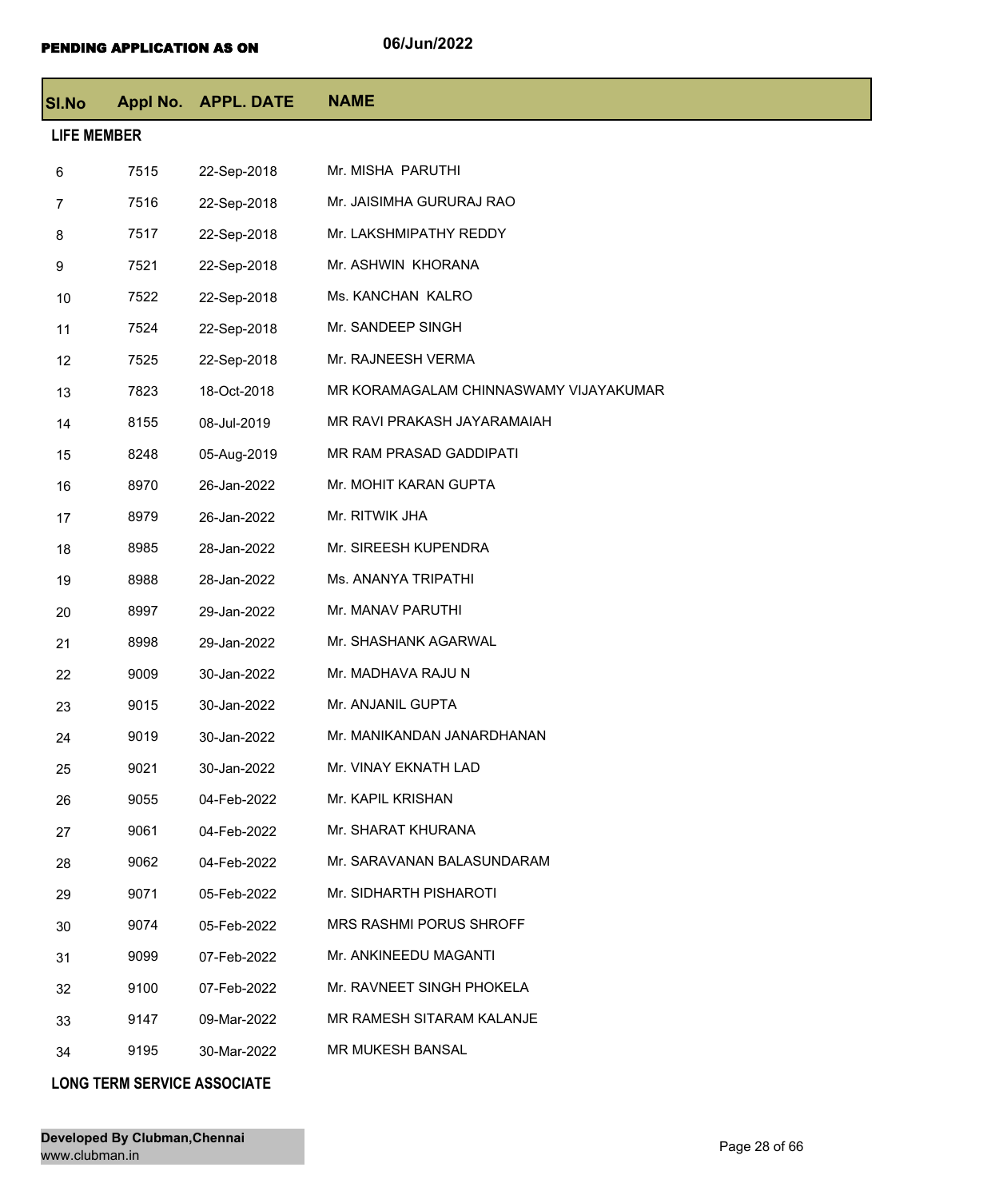**PENDING APPLICATION AS ON** 06/Jun/2022

| Sl.No | Appl No. | APPL. DATE | NAME |
|---|---|---|---|
| **LIFE MEMBER** | | | |
| 6 | 7515 | 22-Sep-2018 | Mr. MISHA PARUTHI |
| 7 | 7516 | 22-Sep-2018 | Mr. JAISIMHA GURURAJ RAO |
| 8 | 7517 | 22-Sep-2018 | Mr. LAKSHMIPATHY REDDY |
| 9 | 7521 | 22-Sep-2018 | Mr. ASHWIN KHORANA |
| 10 | 7522 | 22-Sep-2018 | Ms. KANCHAN KALRO |
| 11 | 7524 | 22-Sep-2018 | Mr. SANDEEP SINGH |
| 12 | 7525 | 22-Sep-2018 | Mr. RAJNEESH VERMA |
| 13 | 7823 | 18-Oct-2018 | MR KORAMAGALAM CHINNASWAMY VIJAYAKUMAR |
| 14 | 8155 | 08-Jul-2019 | MR RAVI PRAKASH JAYARAMAIAH |
| 15 | 8248 | 05-Aug-2019 | MR RAM PRASAD GADDIPATI |
| 16 | 8970 | 26-Jan-2022 | Mr. MOHIT KARAN GUPTA |
| 17 | 8979 | 26-Jan-2022 | Mr. RITWIK JHA |
| 18 | 8985 | 28-Jan-2022 | Mr. SIREESH KUPENDRA |
| 19 | 8988 | 28-Jan-2022 | Ms. ANANYA TRIPATHI |
| 20 | 8997 | 29-Jan-2022 | Mr. MANAV PARUTHI |
| 21 | 8998 | 29-Jan-2022 | Mr. SHASHANK AGARWAL |
| 22 | 9009 | 30-Jan-2022 | Mr. MADHAVA RAJU N |
| 23 | 9015 | 30-Jan-2022 | Mr. ANJANIL GUPTA |
| 24 | 9019 | 30-Jan-2022 | Mr. MANIKANDAN JANARDHANAN |
| 25 | 9021 | 30-Jan-2022 | Mr. VINAY EKNATH LAD |
| 26 | 9055 | 04-Feb-2022 | Mr. KAPIL KRISHAN |
| 27 | 9061 | 04-Feb-2022 | Mr. SHARAT KHURANA |
| 28 | 9062 | 04-Feb-2022 | Mr. SARAVANAN BALASUNDARAM |
| 29 | 9071 | 05-Feb-2022 | Mr. SIDHARTH PISHAROTI |
| 30 | 9074 | 05-Feb-2022 | MRS RASHMI PORUS SHROFF |
| 31 | 9099 | 07-Feb-2022 | Mr. ANKINEEDU MAGANTI |
| 32 | 9100 | 07-Feb-2022 | Mr. RAVNEET SINGH PHOKELA |
| 33 | 9147 | 09-Mar-2022 | MR RAMESH SITARAM KALANJE |
| 34 | 9195 | 30-Mar-2022 | MR MUKESH BANSAL |
| **LONG TERM SERVICE ASSOCIATE** | | | |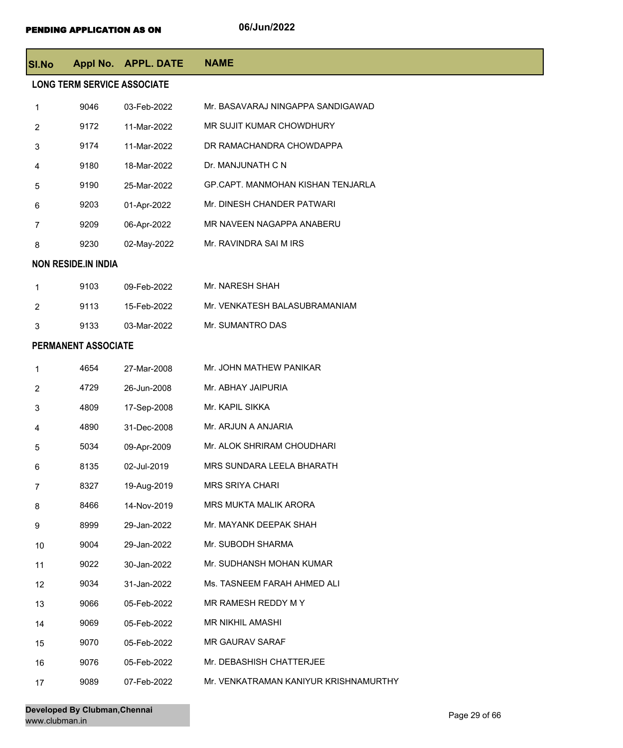**PENDING APPLICATION AS ON** 06/Jun/2022

| Sl.No | Appl No. | APPL. DATE | NAME |
|---|---|---|---|
| **LONG TERM SERVICE ASSOCIATE** | | | |
| 1 | 9046 | 03-Feb-2022 | Mr. BASAVARAJ NINGAPPA SANDIGAWAD |
| 2 | 9172 | 11-Mar-2022 | MR SUJIT KUMAR CHOWDHURY |
| 3 | 9174 | 11-Mar-2022 | DR RAMACHANDRA CHOWDAPPA |
| 4 | 9180 | 18-Mar-2022 | Dr. MANJUNATH C N |
| 5 | 9190 | 25-Mar-2022 | GP.CAPT. MANMOHAN KISHAN TENJARLA |
| 6 | 9203 | 01-Apr-2022 | Mr. DINESH CHANDER PATWARI |
| 7 | 9209 | 06-Apr-2022 | MR NAVEEN NAGAPPA ANABERU |
| 8 | 9230 | 02-May-2022 | Mr. RAVINDRA SAI M IRS |
| **NON RESIDE.IN INDIA** | | | |
| 1 | 9103 | 09-Feb-2022 | Mr. NARESH SHAH |
| 2 | 9113 | 15-Feb-2022 | Mr. VENKATESH BALASUBRAMANIAM |
| 3 | 9133 | 03-Mar-2022 | Mr. SUMANTRO DAS |
| **PERMANENT ASSOCIATE** | | | |
| 1 | 4654 | 27-Mar-2008 | Mr. JOHN MATHEW PANIKAR |
| 2 | 4729 | 26-Jun-2008 | Mr. ABHAY JAIPURIA |
| 3 | 4809 | 17-Sep-2008 | Mr. KAPIL SIKKA |
| 4 | 4890 | 31-Dec-2008 | Mr. ARJUN A ANJARIA |
| 5 | 5034 | 09-Apr-2009 | Mr. ALOK SHRIRAM CHOUDHARI |
| 6 | 8135 | 02-Jul-2019 | MRS SUNDARA LEELA BHARATH |
| 7 | 8327 | 19-Aug-2019 | MRS SRIYA CHARI |
| 8 | 8466 | 14-Nov-2019 | MRS MUKTA MALIK ARORA |
| 9 | 8999 | 29-Jan-2022 | Mr. MAYANK DEEPAK SHAH |
| 10 | 9004 | 29-Jan-2022 | Mr. SUBODH SHARMA |
| 11 | 9022 | 30-Jan-2022 | Mr. SUDHANSH MOHAN KUMAR |
| 12 | 9034 | 31-Jan-2022 | Ms. TASNEEM FARAH AHMED ALI |
| 13 | 9066 | 05-Feb-2022 | MR RAMESH REDDY M Y |
| 14 | 9069 | 05-Feb-2022 | MR NIKHIL AMASHI |
| 15 | 9070 | 05-Feb-2022 | MR GAURAV SARAF |
| 16 | 9076 | 05-Feb-2022 | Mr. DEBASHISH CHATTERJEE |
| 17 | 9089 | 07-Feb-2022 | Mr. VENKATRAMAN KANIYUR KRISHNAMURTHY |

**Developed By Clubman,Chennai**
www.clubman.in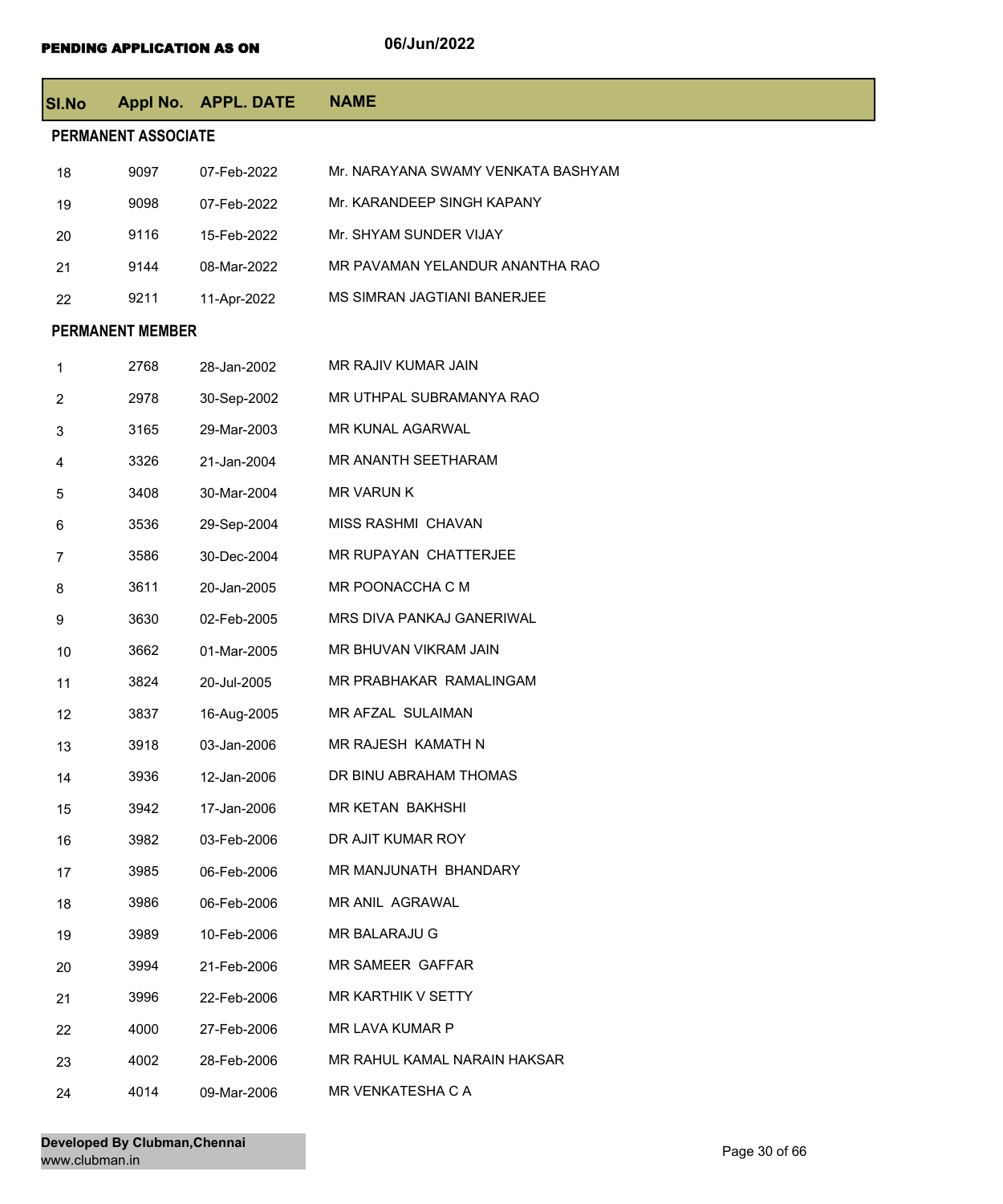PENDING APPLICATION AS ON 06/Jun/2022

| Sl.No | Appl No. | APPL. DATE | NAME |
|---|---|---|---|
| **PERMANENT ASSOCIATE** | | | |
| 18 | 9097 | 07-Feb-2022 | Mr. NARAYANA SWAMY VENKATA BASHYAM |
| 19 | 9098 | 07-Feb-2022 | Mr. KARANDEEP SINGH KAPANY |
| 20 | 9116 | 15-Feb-2022 | Mr. SHYAM SUNDER VIJAY |
| 21 | 9144 | 08-Mar-2022 | MR PAVAMAN YELANDUR ANANTHA RAO |
| 22 | 9211 | 11-Apr-2022 | MS SIMRAN JAGTIANI BANERJEE |
| **PERMANENT MEMBER** | | | |
| 1 | 2768 | 28-Jan-2002 | MR RAJIV KUMAR JAIN |
| 2 | 2978 | 30-Sep-2002 | MR UTHPAL SUBRAMANYA RAO |
| 3 | 3165 | 29-Mar-2003 | MR KUNAL AGARWAL |
| 4 | 3326 | 21-Jan-2004 | MR ANANTH SEETHARAM |
| 5 | 3408 | 30-Mar-2004 | MR VARUN K |
| 6 | 3536 | 29-Sep-2004 | MISS RASHMI CHAVAN |
| 7 | 3586 | 30-Dec-2004 | MR RUPAYAN CHATTERJEE |
| 8 | 3611 | 20-Jan-2005 | MR POONACCHA C M |
| 9 | 3630 | 02-Feb-2005 | MRS DIVA PANKAJ GANERIWAL |
| 10 | 3662 | 01-Mar-2005 | MR BHUVAN VIKRAM JAIN |
| 11 | 3824 | 20-Jul-2005 | MR PRABHAKAR RAMALINGAM |
| 12 | 3837 | 16-Aug-2005 | MR AFZAL SULAIMAN |
| 13 | 3918 | 03-Jan-2006 | MR RAJESH KAMATH N |
| 14 | 3936 | 12-Jan-2006 | DR BINU ABRAHAM THOMAS |
| 15 | 3942 | 17-Jan-2006 | MR KETAN BAKHSHI |
| 16 | 3982 | 03-Feb-2006 | DR AJIT KUMAR ROY |
| 17 | 3985 | 06-Feb-2006 | MR MANJUNATH BHANDARY |
| 18 | 3986 | 06-Feb-2006 | MR ANIL AGRAWAL |
| 19 | 3989 | 10-Feb-2006 | MR BALARAJU G |
| 20 | 3994 | 21-Feb-2006 | MR SAMEER GAFFAR |
| 21 | 3996 | 22-Feb-2006 | MR KARTHIK V SETTY |
| 22 | 4000 | 27-Feb-2006 | MR LAVA KUMAR P |
| 23 | 4002 | 28-Feb-2006 | MR RAHUL KAMAL NARAIN HAKSAR |
| 24 | 4014 | 09-Mar-2006 | MR VENKATESHA C A |

**Developed By Clubman,Chennai**
www.clubman.in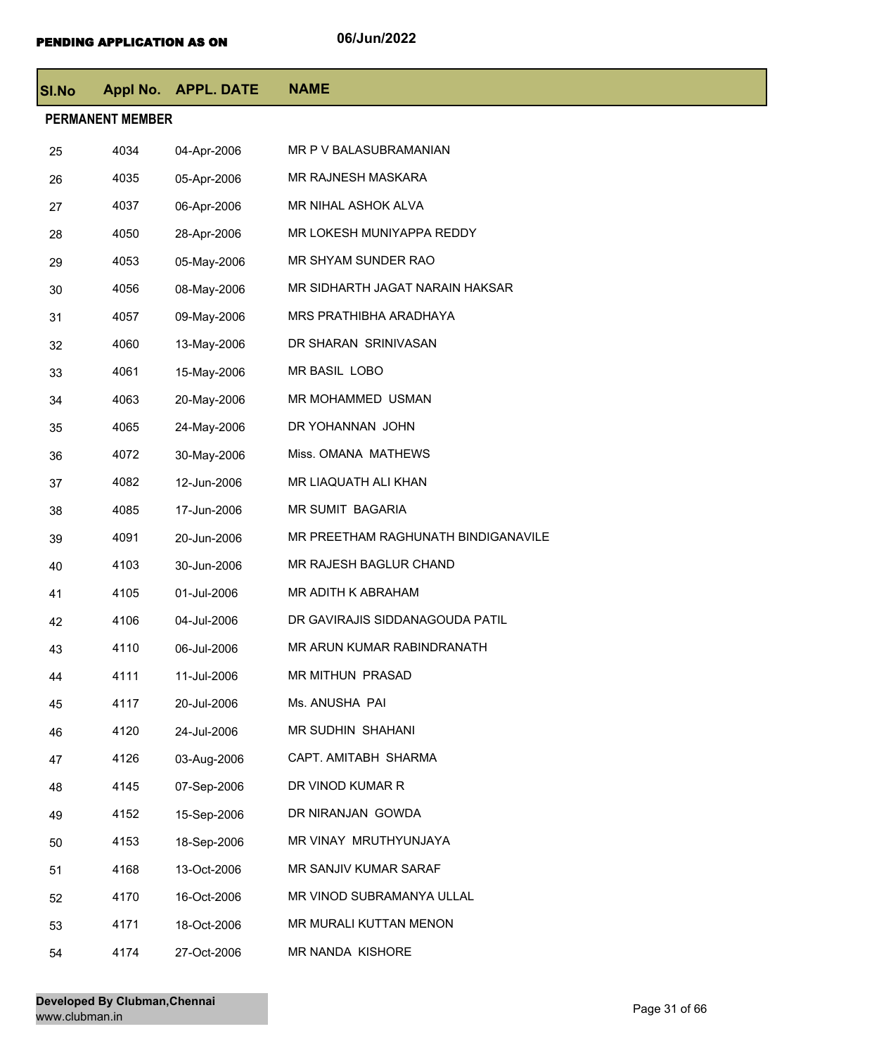**PENDING APPLICATION AS ON** 06/Jun/2022

| Sl.No | Appl No. | APPL. DATE | NAME |
|---|---|---|---|
| **PERMANENT MEMBER** | | | |
| 25 | 4034 | 04-Apr-2006 | MR P V BALASUBRAMANIAN |
| 26 | 4035 | 05-Apr-2006 | MR RAJNESH MASKARA |
| 27 | 4037 | 06-Apr-2006 | MR NIHAL ASHOK ALVA |
| 28 | 4050 | 28-Apr-2006 | MR LOKESH MUNIYAPPA REDDY |
| 29 | 4053 | 05-May-2006 | MR SHYAM SUNDER RAO |
| 30 | 4056 | 08-May-2006 | MR SIDHARTH JAGAT NARAIN HAKSAR |
| 31 | 4057 | 09-May-2006 | MRS PRATHIBHA ARADHAYA |
| 32 | 4060 | 13-May-2006 | DR SHARAN SRINIVASAN |
| 33 | 4061 | 15-May-2006 | MR BASIL LOBO |
| 34 | 4063 | 20-May-2006 | MR MOHAMMED USMAN |
| 35 | 4065 | 24-May-2006 | DR YOHANNAN JOHN |
| 36 | 4072 | 30-May-2006 | Miss. OMANA MATHEWS |
| 37 | 4082 | 12-Jun-2006 | MR LIAQUATH ALI KHAN |
| 38 | 4085 | 17-Jun-2006 | MR SUMIT BAGARIA |
| 39 | 4091 | 20-Jun-2006 | MR PREETHAM RAGHUNATH BINDIGANAVILE |
| 40 | 4103 | 30-Jun-2006 | MR RAJESH BAGLUR CHAND |
| 41 | 4105 | 01-Jul-2006 | MR ADITH K ABRAHAM |
| 42 | 4106 | 04-Jul-2006 | DR GAVIRAJIS SIDDANAGOUDA PATIL |
| 43 | 4110 | 06-Jul-2006 | MR ARUN KUMAR RABINDRANATH |
| 44 | 4111 | 11-Jul-2006 | MR MITHUN PRASAD |
| 45 | 4117 | 20-Jul-2006 | Ms. ANUSHA PAI |
| 46 | 4120 | 24-Jul-2006 | MR SUDHIN SHAHANI |
| 47 | 4126 | 03-Aug-2006 | CAPT. AMITABH SHARMA |
| 48 | 4145 | 07-Sep-2006 | DR VINOD KUMAR R |
| 49 | 4152 | 15-Sep-2006 | DR NIRANJAN GOWDA |
| 50 | 4153 | 18-Sep-2006 | MR VINAY MRUTHYUNJAYA |
| 51 | 4168 | 13-Oct-2006 | MR SANJIV KUMAR SARAF |
| 52 | 4170 | 16-Oct-2006 | MR VINOD SUBRAMANYA ULLAL |
| 53 | 4171 | 18-Oct-2006 | MR MURALI KUTTAN MENON |
| 54 | 4174 | 27-Oct-2006 | MR NANDA KISHORE |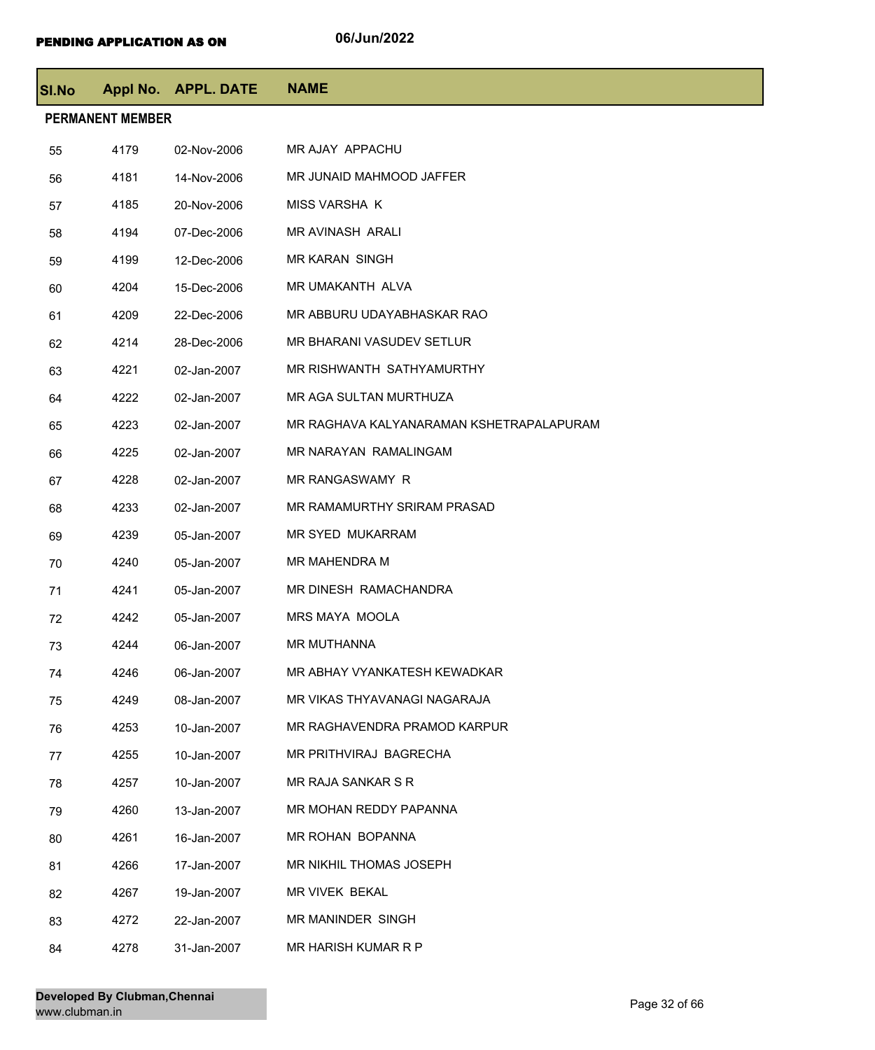**PENDING APPLICATION AS ON** 06/Jun/2022

| Sl.No | Appl No. | APPL. DATE | NAME |
|---|---|---|---|
| **PERMANENT MEMBER** | | | |
| 55 | 4179 | 02-Nov-2006 | MR AJAY APPACHU |
| 56 | 4181 | 14-Nov-2006 | MR JUNAID MAHMOOD JAFFER |
| 57 | 4185 | 20-Nov-2006 | MISS VARSHA K |
| 58 | 4194 | 07-Dec-2006 | MR AVINASH ARALI |
| 59 | 4199 | 12-Dec-2006 | MR KARAN SINGH |
| 60 | 4204 | 15-Dec-2006 | MR UMAKANTH ALVA |
| 61 | 4209 | 22-Dec-2006 | MR ABBURU UDAYABHASKAR RAO |
| 62 | 4214 | 28-Dec-2006 | MR BHARANI VASUDEV SETLUR |
| 63 | 4221 | 02-Jan-2007 | MR RISHWANTH SATHYAMURTHY |
| 64 | 4222 | 02-Jan-2007 | MR AGA SULTAN MURTHUZA |
| 65 | 4223 | 02-Jan-2007 | MR RAGHAVA KALYANARAMAN KSHETRAPALAPURAM |
| 66 | 4225 | 02-Jan-2007 | MR NARAYAN RAMALINGAM |
| 67 | 4228 | 02-Jan-2007 | MR RANGASWAMY R |
| 68 | 4233 | 02-Jan-2007 | MR RAMAMURTHY SRIRAM PRASAD |
| 69 | 4239 | 05-Jan-2007 | MR SYED MUKARRAM |
| 70 | 4240 | 05-Jan-2007 | MR MAHENDRA M |
| 71 | 4241 | 05-Jan-2007 | MR DINESH RAMACHANDRA |
| 72 | 4242 | 05-Jan-2007 | MRS MAYA MOOLA |
| 73 | 4244 | 06-Jan-2007 | MR MUTHANNA |
| 74 | 4246 | 06-Jan-2007 | MR ABHAY VYANKATESH KEWADKAR |
| 75 | 4249 | 08-Jan-2007 | MR VIKAS THYAVANAGI NAGARAJA |
| 76 | 4253 | 10-Jan-2007 | MR RAGHAVENDRA PRAMOD KARPUR |
| 77 | 4255 | 10-Jan-2007 | MR PRITHVIRAJ BAGRECHA |
| 78 | 4257 | 10-Jan-2007 | MR RAJA SANKAR S R |
| 79 | 4260 | 13-Jan-2007 | MR MOHAN REDDY PAPANNA |
| 80 | 4261 | 16-Jan-2007 | MR ROHAN BOPANNA |
| 81 | 4266 | 17-Jan-2007 | MR NIKHIL THOMAS JOSEPH |
| 82 | 4267 | 19-Jan-2007 | MR VIVEK BEKAL |
| 83 | 4272 | 22-Jan-2007 | MR MANINDER SINGH |
| 84 | 4278 | 31-Jan-2007 | MR HARISH KUMAR R P |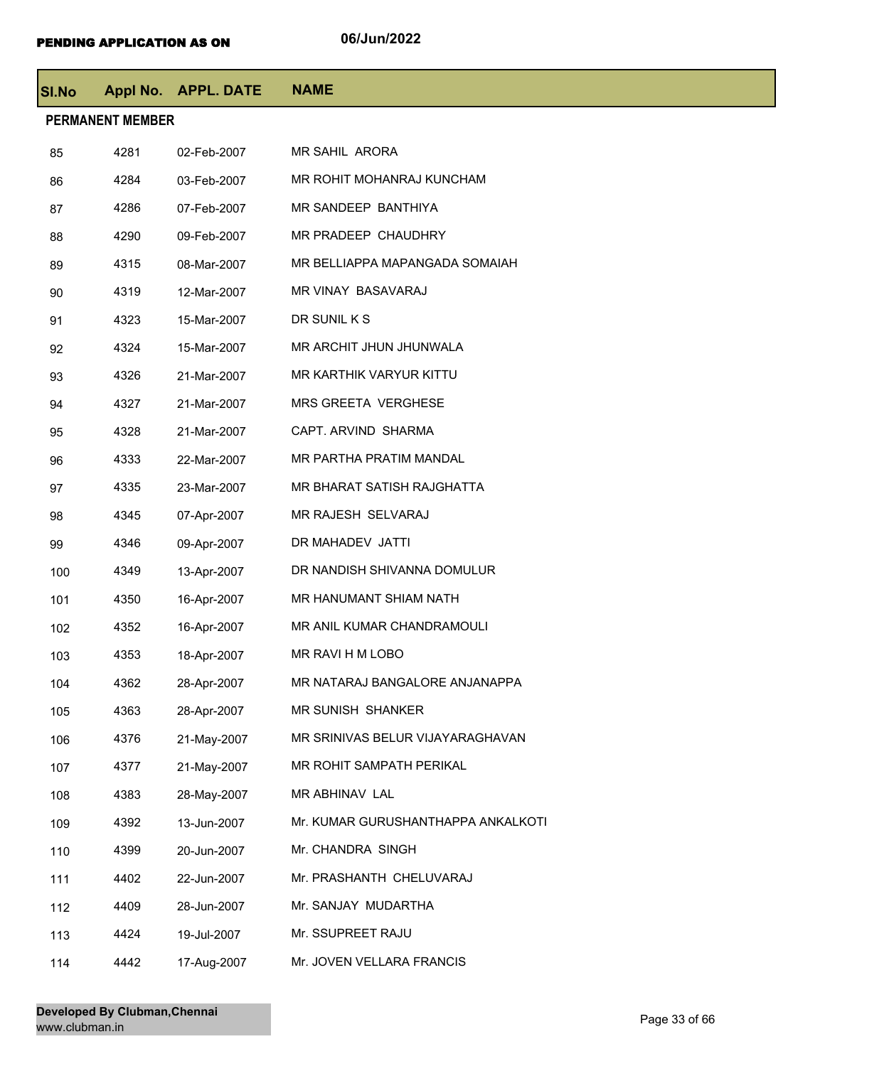**PENDING APPLICATION AS ON** 06/Jun/2022

| Sl.No | Appl No. | APPL. DATE | NAME |
|---|---|---|---|
| **PERMANENT MEMBER** | | | |
| 85 | 4281 | 02-Feb-2007 | MR SAHIL ARORA |
| 86 | 4284 | 03-Feb-2007 | MR ROHIT MOHANRAJ KUNCHAM |
| 87 | 4286 | 07-Feb-2007 | MR SANDEEP BANTHIYA |
| 88 | 4290 | 09-Feb-2007 | MR PRADEEP CHAUDHRY |
| 89 | 4315 | 08-Mar-2007 | MR BELLIAPPA MAPANGADA SOMAIAH |
| 90 | 4319 | 12-Mar-2007 | MR VINAY BASAVARAJ |
| 91 | 4323 | 15-Mar-2007 | DR SUNIL K S |
| 92 | 4324 | 15-Mar-2007 | MR ARCHIT JHUN JHUNWALA |
| 93 | 4326 | 21-Mar-2007 | MR KARTHIK VARYUR KITTU |
| 94 | 4327 | 21-Mar-2007 | MRS GREETA VERGHESE |
| 95 | 4328 | 21-Mar-2007 | CAPT. ARVIND SHARMA |
| 96 | 4333 | 22-Mar-2007 | MR PARTHA PRATIM MANDAL |
| 97 | 4335 | 23-Mar-2007 | MR BHARAT SATISH RAJGHATTA |
| 98 | 4345 | 07-Apr-2007 | MR RAJESH SELVARAJ |
| 99 | 4346 | 09-Apr-2007 | DR MAHADEV JATTI |
| 100 | 4349 | 13-Apr-2007 | DR NANDISH SHIVANNA DOMULUR |
| 101 | 4350 | 16-Apr-2007 | MR HANUMANT SHIAM NATH |
| 102 | 4352 | 16-Apr-2007 | MR ANIL KUMAR CHANDRAMOULI |
| 103 | 4353 | 18-Apr-2007 | MR RAVI H M LOBO |
| 104 | 4362 | 28-Apr-2007 | MR NATARAJ BANGALORE ANJANAPPA |
| 105 | 4363 | 28-Apr-2007 | MR SUNISH SHANKER |
| 106 | 4376 | 21-May-2007 | MR SRINIVAS BELUR VIJAYARAGHAVAN |
| 107 | 4377 | 21-May-2007 | MR ROHIT SAMPATH PERIKAL |
| 108 | 4383 | 28-May-2007 | MR ABHINAV LAL |
| 109 | 4392 | 13-Jun-2007 | Mr. KUMAR GURUSHANTHAPPA ANKALKOTI |
| 110 | 4399 | 20-Jun-2007 | Mr. CHANDRA SINGH |
| 111 | 4402 | 22-Jun-2007 | Mr. PRASHANTH CHELUVARAJ |
| 112 | 4409 | 28-Jun-2007 | Mr. SANJAY MUDARTHA |
| 113 | 4424 | 19-Jul-2007 | Mr. SSUPREET RAJU |
| 114 | 4442 | 17-Aug-2007 | Mr. JOVEN VELLARA FRANCIS |

**Developed By Clubman,Chennai**
www.clubman.in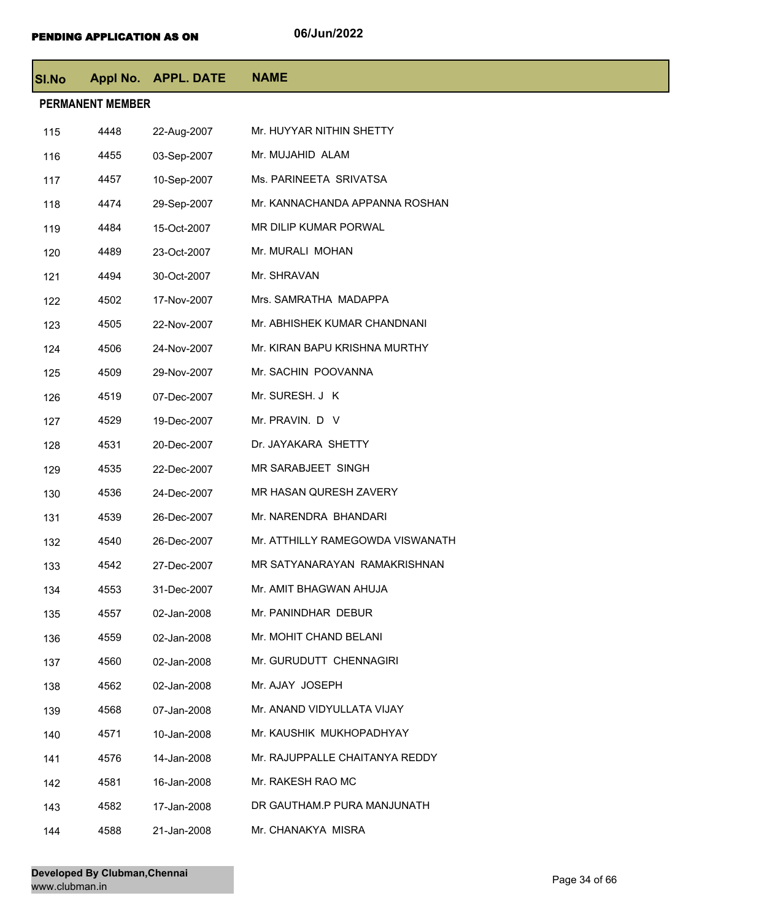**PENDING APPLICATION AS ON** 06/Jun/2022

| Sl.No | Appl No. | APPL. DATE | NAME |
|---|---|---|---|
| **PERMANENT MEMBER** | | | |
| 115 | 4448 | 22-Aug-2007 | Mr. HUYYAR NITHIN SHETTY |
| 116 | 4455 | 03-Sep-2007 | Mr. MUJAHID ALAM |
| 117 | 4457 | 10-Sep-2007 | Ms. PARINEETA SRIVATSA |
| 118 | 4474 | 29-Sep-2007 | Mr. KANNACHANDA APPANNA ROSHAN |
| 119 | 4484 | 15-Oct-2007 | MR DILIP KUMAR PORWAL |
| 120 | 4489 | 23-Oct-2007 | Mr. MURALI MOHAN |
| 121 | 4494 | 30-Oct-2007 | Mr. SHRAVAN |
| 122 | 4502 | 17-Nov-2007 | Mrs. SAMRATHA MADAPPA |
| 123 | 4505 | 22-Nov-2007 | Mr. ABHISHEK KUMAR CHANDNANI |
| 124 | 4506 | 24-Nov-2007 | Mr. KIRAN BAPU KRISHNA MURTHY |
| 125 | 4509 | 29-Nov-2007 | Mr. SACHIN POOVANNA |
| 126 | 4519 | 07-Dec-2007 | Mr. SURESH. J K |
| 127 | 4529 | 19-Dec-2007 | Mr. PRAVIN. D V |
| 128 | 4531 | 20-Dec-2007 | Dr. JAYAKARA SHETTY |
| 129 | 4535 | 22-Dec-2007 | MR SARABJEET SINGH |
| 130 | 4536 | 24-Dec-2007 | MR HASAN QURESH ZAVERY |
| 131 | 4539 | 26-Dec-2007 | Mr. NARENDRA BHANDARI |
| 132 | 4540 | 26-Dec-2007 | Mr. ATTHILLY RAMEGOWDA VISWANATH |
| 133 | 4542 | 27-Dec-2007 | MR SATYANARAYAN RAMAKRISHNAN |
| 134 | 4553 | 31-Dec-2007 | Mr. AMIT BHAGWAN AHUJA |
| 135 | 4557 | 02-Jan-2008 | Mr. PANINDHAR DEBUR |
| 136 | 4559 | 02-Jan-2008 | Mr. MOHIT CHAND BELANI |
| 137 | 4560 | 02-Jan-2008 | Mr. GURUDUTT CHENNAGIRI |
| 138 | 4562 | 02-Jan-2008 | Mr. AJAY JOSEPH |
| 139 | 4568 | 07-Jan-2008 | Mr. ANAND VIDYULLATA VIJAY |
| 140 | 4571 | 10-Jan-2008 | Mr. KAUSHIK MUKHOPADHYAY |
| 141 | 4576 | 14-Jan-2008 | Mr. RAJUPPALLE CHAITANYA REDDY |
| 142 | 4581 | 16-Jan-2008 | Mr. RAKESH RAO MC |
| 143 | 4582 | 17-Jan-2008 | DR GAUTHAM.P PURA MANJUNATH |
| 144 | 4588 | 21-Jan-2008 | Mr. CHANAKYA MISRA |

**Developed By Clubman,Chennai**
www.clubman.in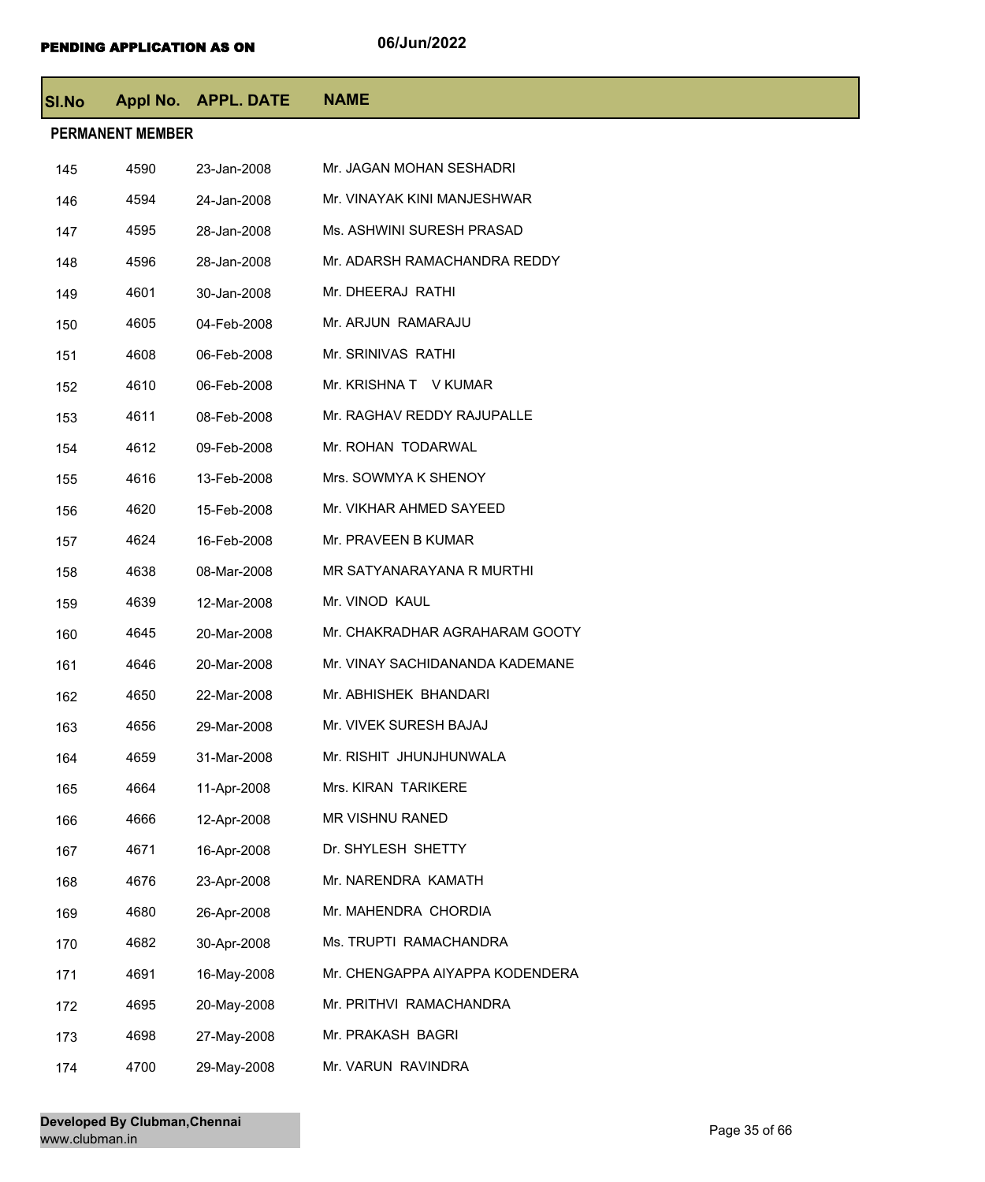**PENDING APPLICATION AS ON** 06/Jun/2022

| Sl.No | Appl No. | APPL. DATE | NAME |
|---|---|---|---|
| **PERMANENT MEMBER** | | | |
| 145 | 4590 | 23-Jan-2008 | Mr. JAGAN MOHAN SESHADRI |
| 146 | 4594 | 24-Jan-2008 | Mr. VINAYAK KINI MANJESHWAR |
| 147 | 4595 | 28-Jan-2008 | Ms. ASHWINI SURESH PRASAD |
| 148 | 4596 | 28-Jan-2008 | Mr. ADARSH RAMACHANDRA REDDY |
| 149 | 4601 | 30-Jan-2008 | Mr. DHEERAJ RATHI |
| 150 | 4605 | 04-Feb-2008 | Mr. ARJUN RAMARAJU |
| 151 | 4608 | 06-Feb-2008 | Mr. SRINIVAS RATHI |
| 152 | 4610 | 06-Feb-2008 | Mr. KRISHNA T V KUMAR |
| 153 | 4611 | 08-Feb-2008 | Mr. RAGHAV REDDY RAJUPALLE |
| 154 | 4612 | 09-Feb-2008 | Mr. ROHAN TODARWAL |
| 155 | 4616 | 13-Feb-2008 | Mrs. SOWMYA K SHENOY |
| 156 | 4620 | 15-Feb-2008 | Mr. VIKHAR AHMED SAYEED |
| 157 | 4624 | 16-Feb-2008 | Mr. PRAVEEN B KUMAR |
| 158 | 4638 | 08-Mar-2008 | MR SATYANARAYANA R MURTHI |
| 159 | 4639 | 12-Mar-2008 | Mr. VINOD KAUL |
| 160 | 4645 | 20-Mar-2008 | Mr. CHAKRADHAR AGRAHARAM GOOTY |
| 161 | 4646 | 20-Mar-2008 | Mr. VINAY SACHIDANANDA KADEMANE |
| 162 | 4650 | 22-Mar-2008 | Mr. ABHISHEK BHANDARI |
| 163 | 4656 | 29-Mar-2008 | Mr. VIVEK SURESH BAJAJ |
| 164 | 4659 | 31-Mar-2008 | Mr. RISHIT JHUNJHUNWALA |
| 165 | 4664 | 11-Apr-2008 | Mrs. KIRAN TARIKERE |
| 166 | 4666 | 12-Apr-2008 | MR VISHNU RANED |
| 167 | 4671 | 16-Apr-2008 | Dr. SHYLESH SHETTY |
| 168 | 4676 | 23-Apr-2008 | Mr. NARENDRA KAMATH |
| 169 | 4680 | 26-Apr-2008 | Mr. MAHENDRA CHORDIA |
| 170 | 4682 | 30-Apr-2008 | Ms. TRUPTI RAMACHANDRA |
| 171 | 4691 | 16-May-2008 | Mr. CHENGAPPA AIYAPPA KODENDERA |
| 172 | 4695 | 20-May-2008 | Mr. PRITHVI RAMACHANDRA |
| 173 | 4698 | 27-May-2008 | Mr. PRAKASH BAGRI |
| 174 | 4700 | 29-May-2008 | Mr. VARUN RAVINDRA |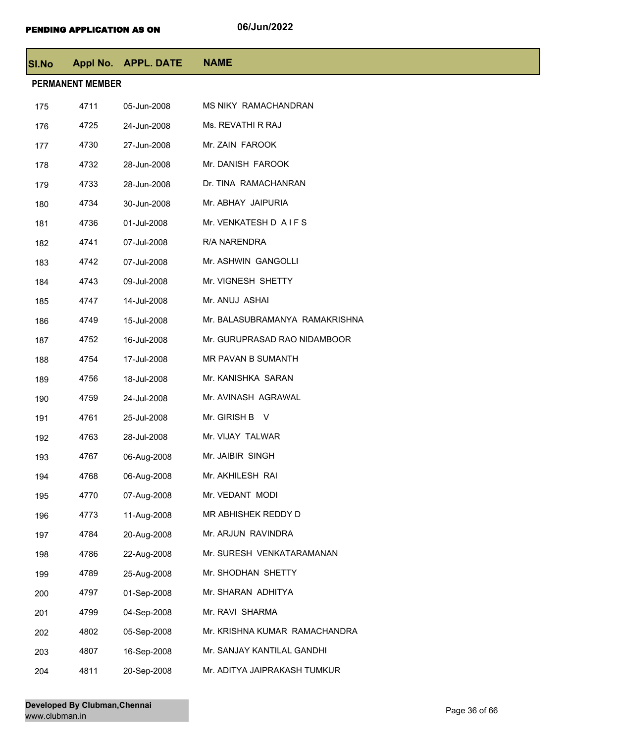PENDING APPLICATION AS ON 06/Jun/2022

| Sl.No | Appl No. | APPL. DATE | NAME |
|---|---|---|---|
| **PERMANENT MEMBER** | | | |
| 175 | 4711 | 05-Jun-2008 | MS NIKY RAMACHANDRAN |
| 176 | 4725 | 24-Jun-2008 | Ms. REVATHI R RAJ |
| 177 | 4730 | 27-Jun-2008 | Mr. ZAIN FAROOK |
| 178 | 4732 | 28-Jun-2008 | Mr. DANISH FAROOK |
| 179 | 4733 | 28-Jun-2008 | Dr. TINA RAMACHANRAN |
| 180 | 4734 | 30-Jun-2008 | Mr. ABHAY JAIPURIA |
| 181 | 4736 | 01-Jul-2008 | Mr. VENKATESH D A I F S |
| 182 | 4741 | 07-Jul-2008 | R/A NARENDRA |
| 183 | 4742 | 07-Jul-2008 | Mr. ASHWIN GANGOLLI |
| 184 | 4743 | 09-Jul-2008 | Mr. VIGNESH SHETTY |
| 185 | 4747 | 14-Jul-2008 | Mr. ANUJ ASHAI |
| 186 | 4749 | 15-Jul-2008 | Mr. BALASUBRAMANYA RAMAKRISHNA |
| 187 | 4752 | 16-Jul-2008 | Mr. GURUPRASAD RAO NIDAMBOOR |
| 188 | 4754 | 17-Jul-2008 | MR PAVAN B SUMANTH |
| 189 | 4756 | 18-Jul-2008 | Mr. KANISHKA SARAN |
| 190 | 4759 | 24-Jul-2008 | Mr. AVINASH AGRAWAL |
| 191 | 4761 | 25-Jul-2008 | Mr. GIRISH B V |
| 192 | 4763 | 28-Jul-2008 | Mr. VIJAY TALWAR |
| 193 | 4767 | 06-Aug-2008 | Mr. JAIBIR SINGH |
| 194 | 4768 | 06-Aug-2008 | Mr. AKHILESH RAI |
| 195 | 4770 | 07-Aug-2008 | Mr. VEDANT MODI |
| 196 | 4773 | 11-Aug-2008 | MR ABHISHEK REDDY D |
| 197 | 4784 | 20-Aug-2008 | Mr. ARJUN RAVINDRA |
| 198 | 4786 | 22-Aug-2008 | Mr. SURESH VENKATARAMANAN |
| 199 | 4789 | 25-Aug-2008 | Mr. SHODHAN SHETTY |
| 200 | 4797 | 01-Sep-2008 | Mr. SHARAN ADHITYA |
| 201 | 4799 | 04-Sep-2008 | Mr. RAVI SHARMA |
| 202 | 4802 | 05-Sep-2008 | Mr. KRISHNA KUMAR RAMACHANDRA |
| 203 | 4807 | 16-Sep-2008 | Mr. SANJAY KANTILAL GANDHI |
| 204 | 4811 | 20-Sep-2008 | Mr. ADITYA JAIPRAKASH TUMKUR |

**Developed By Clubman,Chennai**
www.clubman.in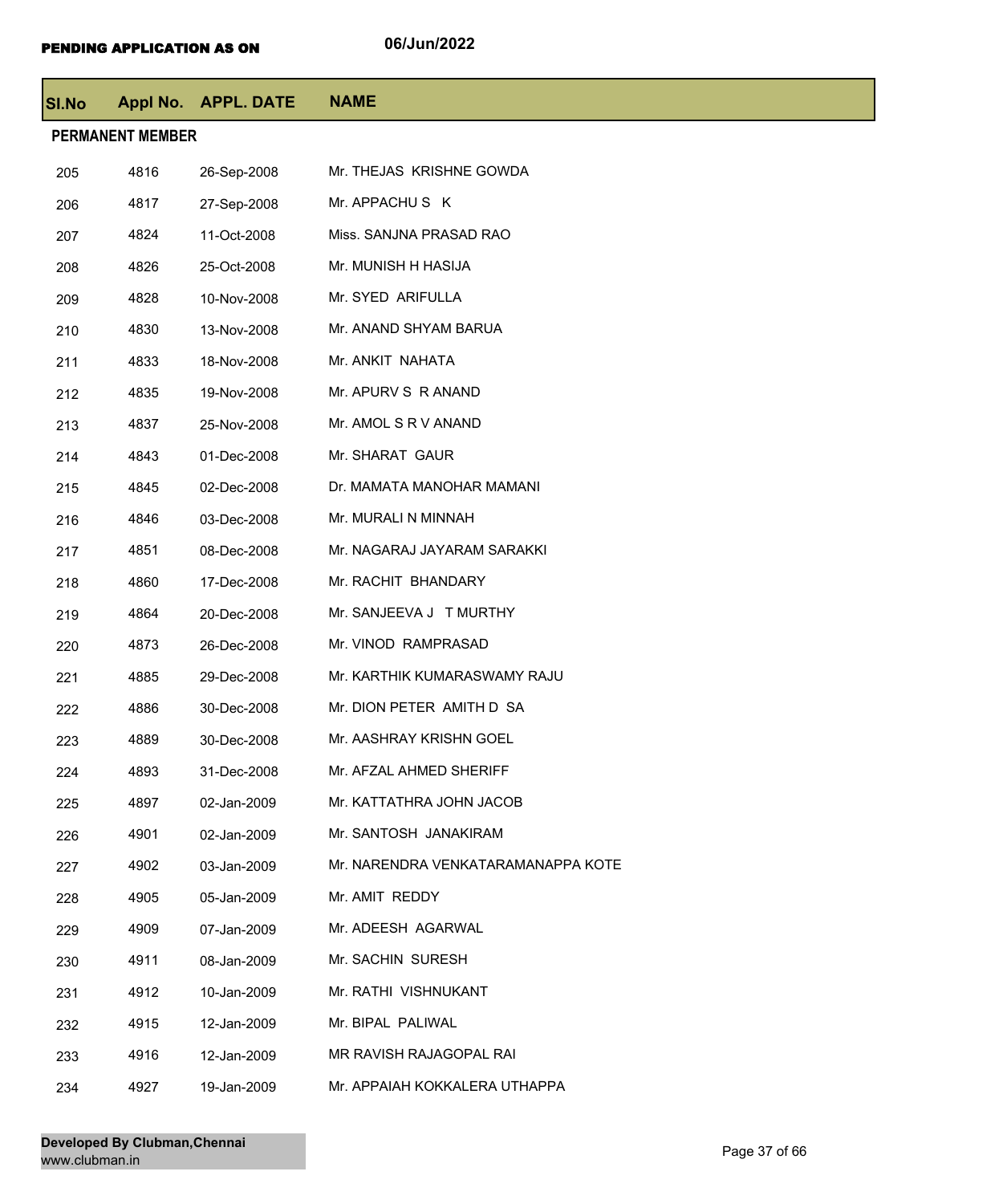**PENDING APPLICATION AS ON** 06/Jun/2022

| Sl.No | Appl No. | APPL. DATE | NAME |
|---|---|---|---|
| **PERMANENT MEMBER** | | | |
| 205 | 4816 | 26-Sep-2008 | Mr. THEJAS KRISHNE GOWDA |
| 206 | 4817 | 27-Sep-2008 | Mr. APPACHU S K |
| 207 | 4824 | 11-Oct-2008 | Miss. SANJNA PRASAD RAO |
| 208 | 4826 | 25-Oct-2008 | Mr. MUNISH H HASIJA |
| 209 | 4828 | 10-Nov-2008 | Mr. SYED ARIFULLA |
| 210 | 4830 | 13-Nov-2008 | Mr. ANAND SHYAM BARUA |
| 211 | 4833 | 18-Nov-2008 | Mr. ANKIT NAHATA |
| 212 | 4835 | 19-Nov-2008 | Mr. APURV S R ANAND |
| 213 | 4837 | 25-Nov-2008 | Mr. AMOL S R V ANAND |
| 214 | 4843 | 01-Dec-2008 | Mr. SHARAT GAUR |
| 215 | 4845 | 02-Dec-2008 | Dr. MAMATA MANOHAR MAMANI |
| 216 | 4846 | 03-Dec-2008 | Mr. MURALI N MINNAH |
| 217 | 4851 | 08-Dec-2008 | Mr. NAGARAJ JAYARAM SARAKKI |
| 218 | 4860 | 17-Dec-2008 | Mr. RACHIT BHANDARY |
| 219 | 4864 | 20-Dec-2008 | Mr. SANJEEVA J T MURTHY |
| 220 | 4873 | 26-Dec-2008 | Mr. VINOD RAMPRASAD |
| 221 | 4885 | 29-Dec-2008 | Mr. KARTHIK KUMARASWAMY RAJU |
| 222 | 4886 | 30-Dec-2008 | Mr. DION PETER AMITH D SA |
| 223 | 4889 | 30-Dec-2008 | Mr. AASHRAY KRISHN GOEL |
| 224 | 4893 | 31-Dec-2008 | Mr. AFZAL AHMED SHERIFF |
| 225 | 4897 | 02-Jan-2009 | Mr. KATTATHRA JOHN JACOB |
| 226 | 4901 | 02-Jan-2009 | Mr. SANTOSH JANAKIRAM |
| 227 | 4902 | 03-Jan-2009 | Mr. NARENDRA VENKATARAMANAPPA KOTE |
| 228 | 4905 | 05-Jan-2009 | Mr. AMIT REDDY |
| 229 | 4909 | 07-Jan-2009 | Mr. ADEESH AGARWAL |
| 230 | 4911 | 08-Jan-2009 | Mr. SACHIN SURESH |
| 231 | 4912 | 10-Jan-2009 | Mr. RATHI VISHNUKANT |
| 232 | 4915 | 12-Jan-2009 | Mr. BIPAL PALIWAL |
| 233 | 4916 | 12-Jan-2009 | MR RAVISH RAJAGOPAL RAI |
| 234 | 4927 | 19-Jan-2009 | Mr. APPAIAH KOKKALERA UTHAPPA |

**Developed By Clubman,Chennai**
www.clubman.in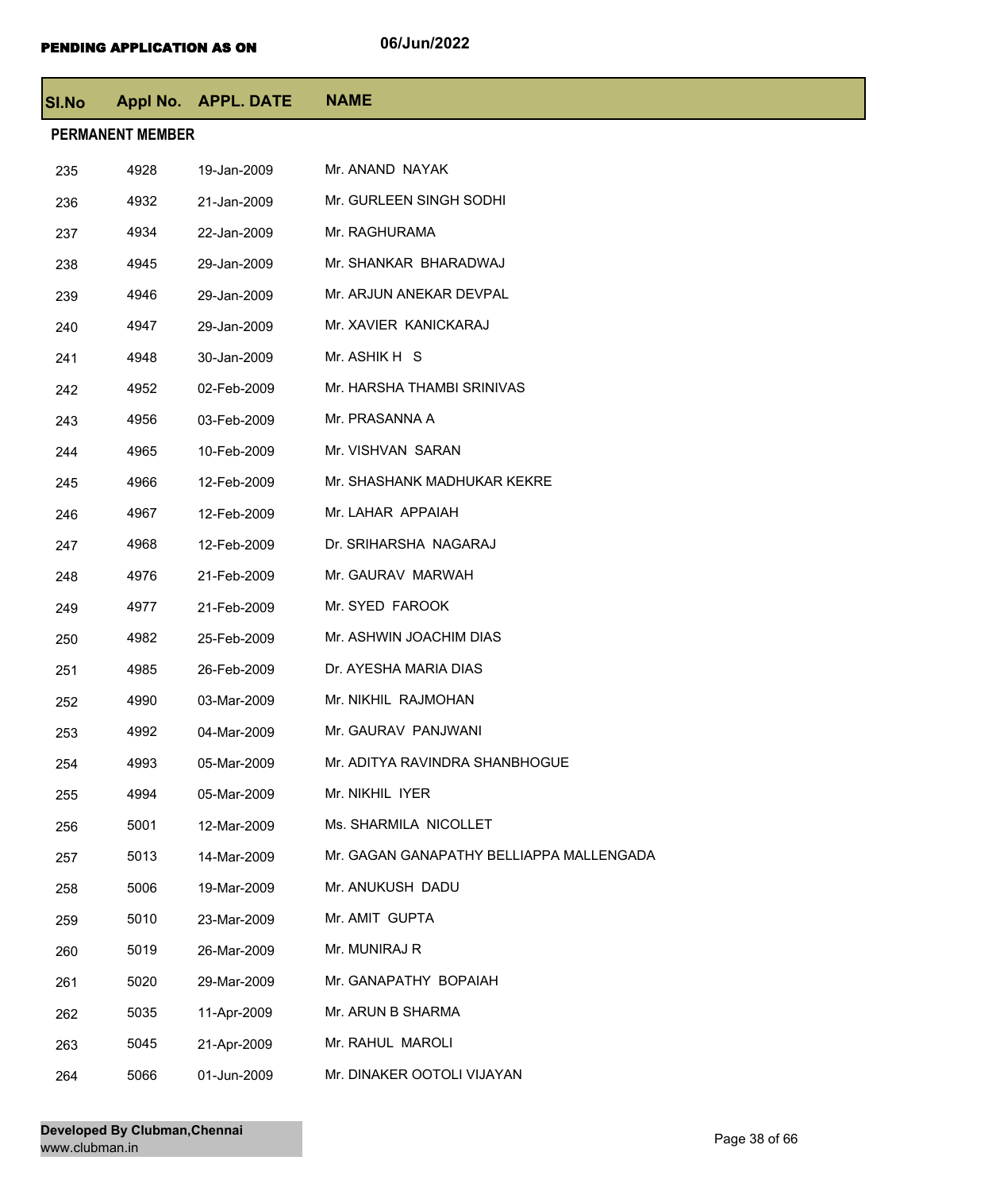**PENDING APPLICATION AS ON** 06/Jun/2022

| Sl.No | Appl No. | APPL. DATE | NAME |
|---|---|---|---|
| **PERMANENT MEMBER** | | | |
| 235 | 4928 | 19-Jan-2009 | Mr. ANAND NAYAK |
| 236 | 4932 | 21-Jan-2009 | Mr. GURLEEN SINGH SODHI |
| 237 | 4934 | 22-Jan-2009 | Mr. RAGHURAMA |
| 238 | 4945 | 29-Jan-2009 | Mr. SHANKAR BHARADWAJ |
| 239 | 4946 | 29-Jan-2009 | Mr. ARJUN ANEKAR DEVPAL |
| 240 | 4947 | 29-Jan-2009 | Mr. XAVIER KANICKARAJ |
| 241 | 4948 | 30-Jan-2009 | Mr. ASHIK H S |
| 242 | 4952 | 02-Feb-2009 | Mr. HARSHA THAMBI SRINIVAS |
| 243 | 4956 | 03-Feb-2009 | Mr. PRASANNA A |
| 244 | 4965 | 10-Feb-2009 | Mr. VISHVAN SARAN |
| 245 | 4966 | 12-Feb-2009 | Mr. SHASHANK MADHUKAR KEKRE |
| 246 | 4967 | 12-Feb-2009 | Mr. LAHAR APPAIAH |
| 247 | 4968 | 12-Feb-2009 | Dr. SRIHARSHA NAGARAJ |
| 248 | 4976 | 21-Feb-2009 | Mr. GAURAV MARWAH |
| 249 | 4977 | 21-Feb-2009 | Mr. SYED FAROOK |
| 250 | 4982 | 25-Feb-2009 | Mr. ASHWIN JOACHIM DIAS |
| 251 | 4985 | 26-Feb-2009 | Dr. AYESHA MARIA DIAS |
| 252 | 4990 | 03-Mar-2009 | Mr. NIKHIL RAJMOHAN |
| 253 | 4992 | 04-Mar-2009 | Mr. GAURAV PANJWANI |
| 254 | 4993 | 05-Mar-2009 | Mr. ADITYA RAVINDRA SHANBHOGUE |
| 255 | 4994 | 05-Mar-2009 | Mr. NIKHIL IYER |
| 256 | 5001 | 12-Mar-2009 | Ms. SHARMILA NICOLLET |
| 257 | 5013 | 14-Mar-2009 | Mr. GAGAN GANAPATHY BELLIAPPA MALLENGADA |
| 258 | 5006 | 19-Mar-2009 | Mr. ANUKUSH DADU |
| 259 | 5010 | 23-Mar-2009 | Mr. AMIT GUPTA |
| 260 | 5019 | 26-Mar-2009 | Mr. MUNIRAJ R |
| 261 | 5020 | 29-Mar-2009 | Mr. GANAPATHY BOPAIAH |
| 262 | 5035 | 11-Apr-2009 | Mr. ARUN B SHARMA |
| 263 | 5045 | 21-Apr-2009 | Mr. RAHUL MAROLI |
| 264 | 5066 | 01-Jun-2009 | Mr. DINAKER OOTOLI VIJAYAN |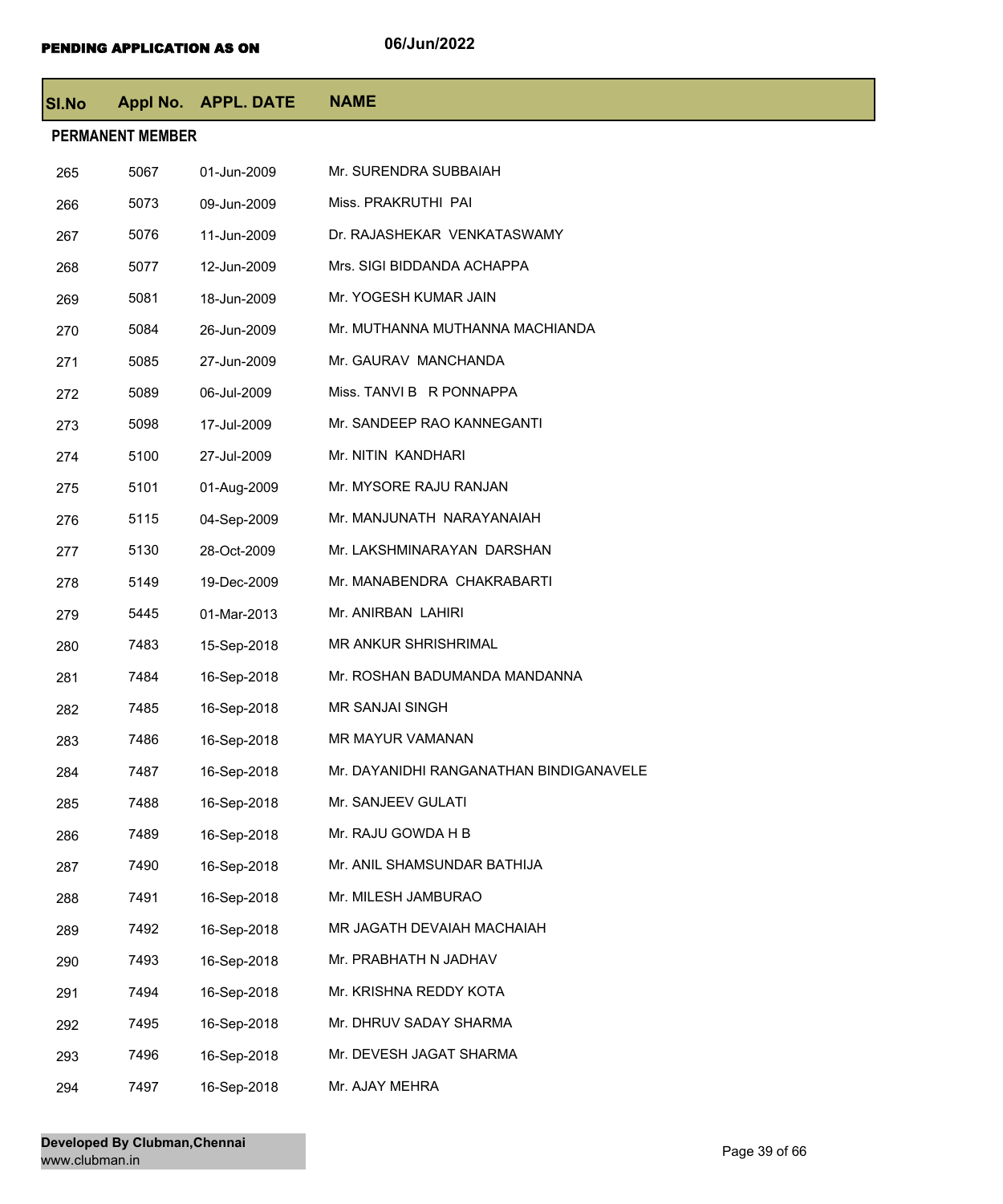**PENDING APPLICATION AS ON** 06/Jun/2022

| Sl.No | Appl No. | APPL. DATE | NAME |
|---|---|---|---|
| **PERMANENT MEMBER** | | | |
| 265 | 5067 | 01-Jun-2009 | Mr. SURENDRA SUBBAIAH |
| 266 | 5073 | 09-Jun-2009 | Miss. PRAKRUTHI PAI |
| 267 | 5076 | 11-Jun-2009 | Dr. RAJASHEKAR VENKATASWAMY |
| 268 | 5077 | 12-Jun-2009 | Mrs. SIGI BIDDANDA ACHAPPA |
| 269 | 5081 | 18-Jun-2009 | Mr. YOGESH KUMAR JAIN |
| 270 | 5084 | 26-Jun-2009 | Mr. MUTHANNA MUTHANNA MACHIANDA |
| 271 | 5085 | 27-Jun-2009 | Mr. GAURAV MANCHANDA |
| 272 | 5089 | 06-Jul-2009 | Miss. TANVI B R PONNAPPA |
| 273 | 5098 | 17-Jul-2009 | Mr. SANDEEP RAO KANNEGANTI |
| 274 | 5100 | 27-Jul-2009 | Mr. NITIN KANDHARI |
| 275 | 5101 | 01-Aug-2009 | Mr. MYSORE RAJU RANJAN |
| 276 | 5115 | 04-Sep-2009 | Mr. MANJUNATH NARAYANAIAH |
| 277 | 5130 | 28-Oct-2009 | Mr. LAKSHMINARAYAN DARSHAN |
| 278 | 5149 | 19-Dec-2009 | Mr. MANABENDRA CHAKRABARTI |
| 279 | 5445 | 01-Mar-2013 | Mr. ANIRBAN LAHIRI |
| 280 | 7483 | 15-Sep-2018 | MR ANKUR SHRISHRIMAL |
| 281 | 7484 | 16-Sep-2018 | Mr. ROSHAN BADUMANDA MANDANNA |
| 282 | 7485 | 16-Sep-2018 | MR SANJAI SINGH |
| 283 | 7486 | 16-Sep-2018 | MR MAYUR VAMANAN |
| 284 | 7487 | 16-Sep-2018 | Mr. DAYANIDHI RANGANATHAN BINDIGANAVELE |
| 285 | 7488 | 16-Sep-2018 | Mr. SANJEEV GULATI |
| 286 | 7489 | 16-Sep-2018 | Mr. RAJU GOWDA H B |
| 287 | 7490 | 16-Sep-2018 | Mr. ANIL SHAMSUNDAR BATHIJA |
| 288 | 7491 | 16-Sep-2018 | Mr. MILESH JAMBURAO |
| 289 | 7492 | 16-Sep-2018 | MR JAGATH DEVAIAH MACHAIAH |
| 290 | 7493 | 16-Sep-2018 | Mr. PRABHATH N JADHAV |
| 291 | 7494 | 16-Sep-2018 | Mr. KRISHNA REDDY KOTA |
| 292 | 7495 | 16-Sep-2018 | Mr. DHRUV SADAY SHARMA |
| 293 | 7496 | 16-Sep-2018 | Mr. DEVESH JAGAT SHARMA |
| 294 | 7497 | 16-Sep-2018 | Mr. AJAY MEHRA |

**Developed By Clubman,Chennai**
www.clubman.in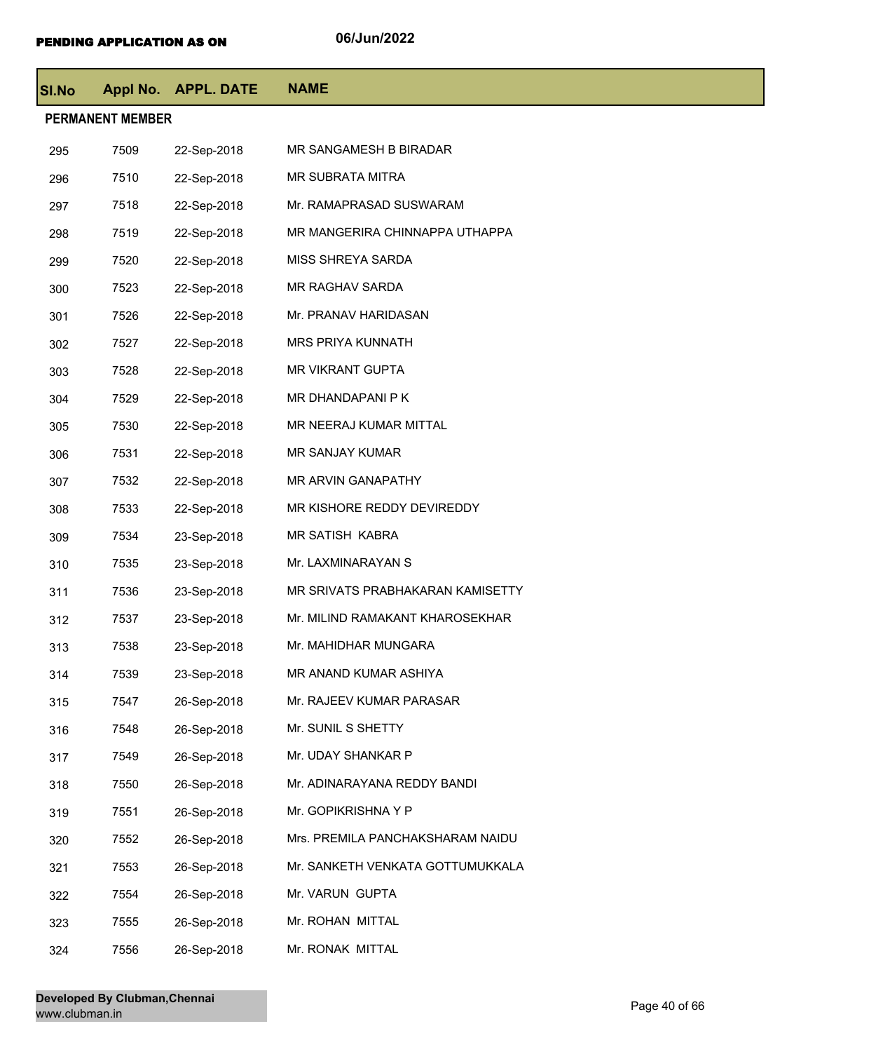PENDING APPLICATION AS ON 06/Jun/2022

| Sl.No | Appl No. | APPL. DATE | NAME |
|---|---|---|---|
| **PERMANENT MEMBER** | | | |
| 295 | 7509 | 22-Sep-2018 | MR SANGAMESH B BIRADAR |
| 296 | 7510 | 22-Sep-2018 | MR SUBRATA MITRA |
| 297 | 7518 | 22-Sep-2018 | Mr. RAMAPRASAD SUSWARAM |
| 298 | 7519 | 22-Sep-2018 | MR MANGERIRA CHINNAPPA UTHAPPA |
| 299 | 7520 | 22-Sep-2018 | MISS SHREYA SARDA |
| 300 | 7523 | 22-Sep-2018 | MR RAGHAV SARDA |
| 301 | 7526 | 22-Sep-2018 | Mr. PRANAV HARIDASAN |
| 302 | 7527 | 22-Sep-2018 | MRS PRIYA KUNNATH |
| 303 | 7528 | 22-Sep-2018 | MR VIKRANT GUPTA |
| 304 | 7529 | 22-Sep-2018 | MR DHANDAPANI P K |
| 305 | 7530 | 22-Sep-2018 | MR NEERAJ KUMAR MITTAL |
| 306 | 7531 | 22-Sep-2018 | MR SANJAY KUMAR |
| 307 | 7532 | 22-Sep-2018 | MR ARVIN GANAPATHY |
| 308 | 7533 | 22-Sep-2018 | MR KISHORE REDDY DEVIREDDY |
| 309 | 7534 | 23-Sep-2018 | MR SATISH KABRA |
| 310 | 7535 | 23-Sep-2018 | Mr. LAXMINARAYAN S |
| 311 | 7536 | 23-Sep-2018 | MR SRIVATS PRABHAKARAN KAMISETTY |
| 312 | 7537 | 23-Sep-2018 | Mr. MILIND RAMAKANT KHAROSEKHAR |
| 313 | 7538 | 23-Sep-2018 | Mr. MAHIDHAR MUNGARA |
| 314 | 7539 | 23-Sep-2018 | MR ANAND KUMAR ASHIYA |
| 315 | 7547 | 26-Sep-2018 | Mr. RAJEEV KUMAR PARASAR |
| 316 | 7548 | 26-Sep-2018 | Mr. SUNIL S SHETTY |
| 317 | 7549 | 26-Sep-2018 | Mr. UDAY SHANKAR P |
| 318 | 7550 | 26-Sep-2018 | Mr. ADINARAYANA REDDY BANDI |
| 319 | 7551 | 26-Sep-2018 | Mr. GOPIKRISHNA Y P |
| 320 | 7552 | 26-Sep-2018 | Mrs. PREMILA PANCHAKSHARAM NAIDU |
| 321 | 7553 | 26-Sep-2018 | Mr. SANKETH VENKATA GOTTUMUKKALA |
| 322 | 7554 | 26-Sep-2018 | Mr. VARUN GUPTA |
| 323 | 7555 | 26-Sep-2018 | Mr. ROHAN MITTAL |
| 324 | 7556 | 26-Sep-2018 | Mr. RONAK MITTAL |

**Developed By Clubman,Chennai**
www.clubman.in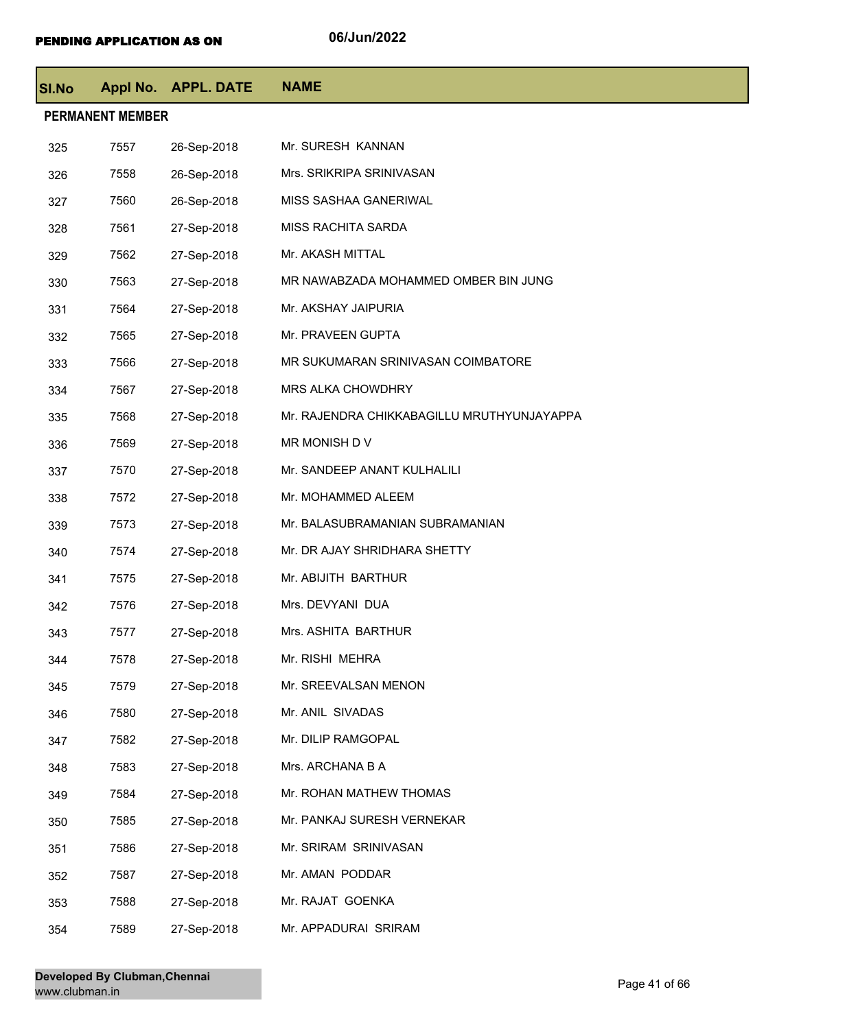**PENDING APPLICATION AS ON** 06/Jun/2022

| Sl.No | Appl No. | APPL. DATE | NAME |
|---|---|---|---|
| **PERMANENT MEMBER** | | | |
| 325 | 7557 | 26-Sep-2018 | Mr. SURESH KANNAN |
| 326 | 7558 | 26-Sep-2018 | Mrs. SRIKRIPA SRINIVASAN |
| 327 | 7560 | 26-Sep-2018 | MISS SASHAA GANERIWAL |
| 328 | 7561 | 27-Sep-2018 | MISS RACHITA SARDA |
| 329 | 7562 | 27-Sep-2018 | Mr. AKASH MITTAL |
| 330 | 7563 | 27-Sep-2018 | MR NAWABZADA MOHAMMED OMBER BIN JUNG |
| 331 | 7564 | 27-Sep-2018 | Mr. AKSHAY JAIPURIA |
| 332 | 7565 | 27-Sep-2018 | Mr. PRAVEEN GUPTA |
| 333 | 7566 | 27-Sep-2018 | MR SUKUMARAN SRINIVASAN COIMBATORE |
| 334 | 7567 | 27-Sep-2018 | MRS ALKA CHOWDHRY |
| 335 | 7568 | 27-Sep-2018 | Mr. RAJENDRA CHIKKABAGILLU MRUTHYUNJAYAPPA |
| 336 | 7569 | 27-Sep-2018 | MR MONISH D V |
| 337 | 7570 | 27-Sep-2018 | Mr. SANDEEP ANANT KULHALILI |
| 338 | 7572 | 27-Sep-2018 | Mr. MOHAMMED ALEEM |
| 339 | 7573 | 27-Sep-2018 | Mr. BALASUBRAMANIAN SUBRAMANIAN |
| 340 | 7574 | 27-Sep-2018 | Mr. DR AJAY SHRIDHARA SHETTY |
| 341 | 7575 | 27-Sep-2018 | Mr. ABIJITH BARTHUR |
| 342 | 7576 | 27-Sep-2018 | Mrs. DEVYANI DUA |
| 343 | 7577 | 27-Sep-2018 | Mrs. ASHITA BARTHUR |
| 344 | 7578 | 27-Sep-2018 | Mr. RISHI MEHRA |
| 345 | 7579 | 27-Sep-2018 | Mr. SREEVALSAN MENON |
| 346 | 7580 | 27-Sep-2018 | Mr. ANIL SIVADAS |
| 347 | 7582 | 27-Sep-2018 | Mr. DILIP RAMGOPAL |
| 348 | 7583 | 27-Sep-2018 | Mrs. ARCHANA B A |
| 349 | 7584 | 27-Sep-2018 | Mr. ROHAN MATHEW THOMAS |
| 350 | 7585 | 27-Sep-2018 | Mr. PANKAJ SURESH VERNEKAR |
| 351 | 7586 | 27-Sep-2018 | Mr. SRIRAM SRINIVASAN |
| 352 | 7587 | 27-Sep-2018 | Mr. AMAN PODDAR |
| 353 | 7588 | 27-Sep-2018 | Mr. RAJAT GOENKA |
| 354 | 7589 | 27-Sep-2018 | Mr. APPADURAI SRIRAM |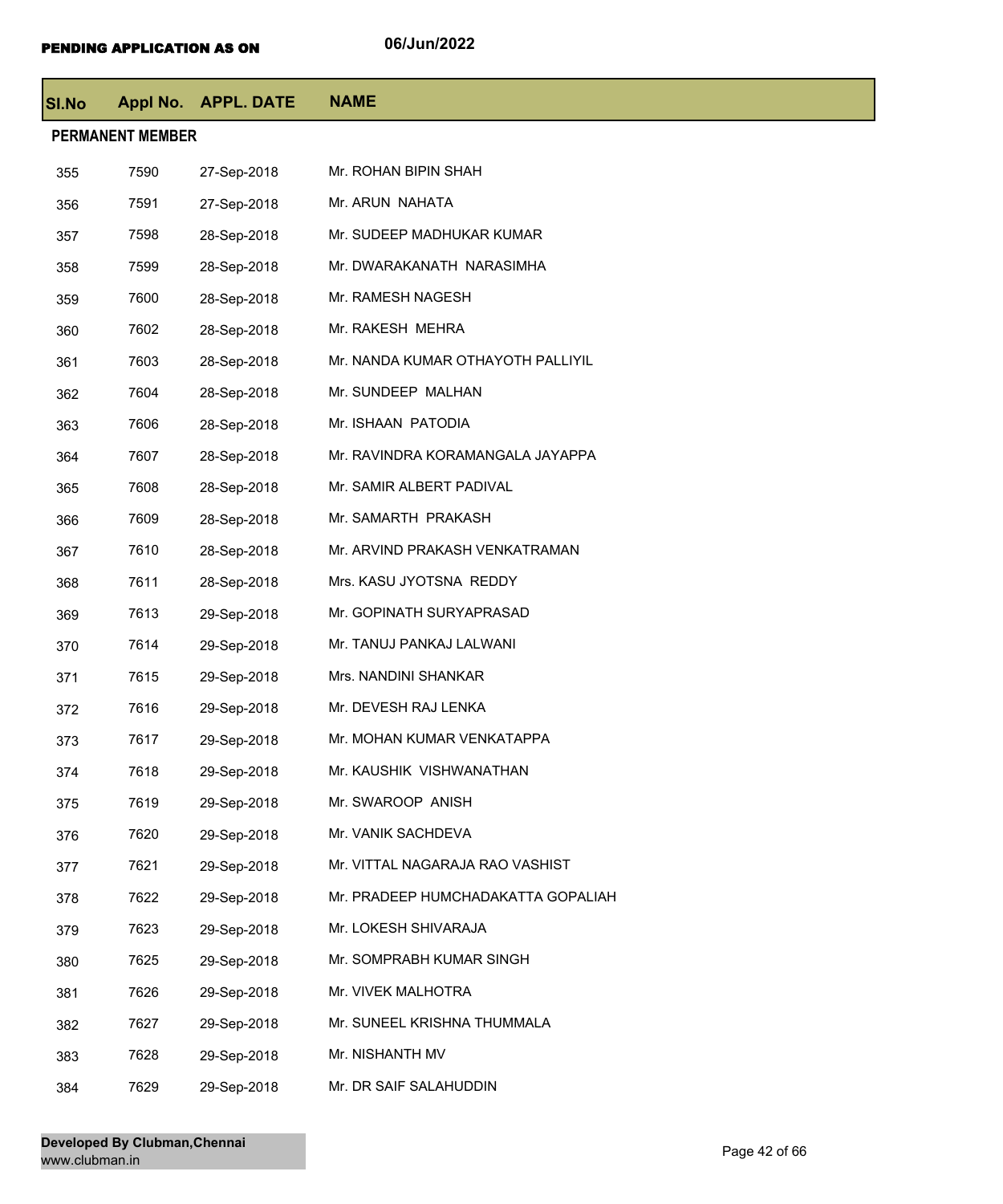PENDING APPLICATION AS ON 06/Jun/2022

| Sl.No | Appl No. | APPL. DATE | NAME |
|---|---|---|---|
| **PERMANENT MEMBER** | | | |
| 355 | 7590 | 27-Sep-2018 | Mr. ROHAN BIPIN SHAH |
| 356 | 7591 | 27-Sep-2018 | Mr. ARUN NAHATA |
| 357 | 7598 | 28-Sep-2018 | Mr. SUDEEP MADHUKAR KUMAR |
| 358 | 7599 | 28-Sep-2018 | Mr. DWARAKANATH NARASIMHA |
| 359 | 7600 | 28-Sep-2018 | Mr. RAMESH NAGESH |
| 360 | 7602 | 28-Sep-2018 | Mr. RAKESH MEHRA |
| 361 | 7603 | 28-Sep-2018 | Mr. NANDA KUMAR OTHAYOTH PALLIYIL |
| 362 | 7604 | 28-Sep-2018 | Mr. SUNDEEP MALHAN |
| 363 | 7606 | 28-Sep-2018 | Mr. ISHAAN PATODIA |
| 364 | 7607 | 28-Sep-2018 | Mr. RAVINDRA KORAMANGALA JAYAPPA |
| 365 | 7608 | 28-Sep-2018 | Mr. SAMIR ALBERT PADIVAL |
| 366 | 7609 | 28-Sep-2018 | Mr. SAMARTH PRAKASH |
| 367 | 7610 | 28-Sep-2018 | Mr. ARVIND PRAKASH VENKATRAMAN |
| 368 | 7611 | 28-Sep-2018 | Mrs. KASU JYOTSNA REDDY |
| 369 | 7613 | 29-Sep-2018 | Mr. GOPINATH SURYAPRASAD |
| 370 | 7614 | 29-Sep-2018 | Mr. TANUJ PANKAJ LALWANI |
| 371 | 7615 | 29-Sep-2018 | Mrs. NANDINI SHANKAR |
| 372 | 7616 | 29-Sep-2018 | Mr. DEVESH RAJ LENKA |
| 373 | 7617 | 29-Sep-2018 | Mr. MOHAN KUMAR VENKATAPPA |
| 374 | 7618 | 29-Sep-2018 | Mr. KAUSHIK VISHWANATHAN |
| 375 | 7619 | 29-Sep-2018 | Mr. SWAROOP ANISH |
| 376 | 7620 | 29-Sep-2018 | Mr. VANIK SACHDEVA |
| 377 | 7621 | 29-Sep-2018 | Mr. VITTAL NAGARAJA RAO VASHIST |
| 378 | 7622 | 29-Sep-2018 | Mr. PRADEEP HUMCHADAKATTA GOPALIAH |
| 379 | 7623 | 29-Sep-2018 | Mr. LOKESH SHIVARAJA |
| 380 | 7625 | 29-Sep-2018 | Mr. SOMPRABH KUMAR SINGH |
| 381 | 7626 | 29-Sep-2018 | Mr. VIVEK MALHOTRA |
| 382 | 7627 | 29-Sep-2018 | Mr. SUNEEL KRISHNA THUMMALA |
| 383 | 7628 | 29-Sep-2018 | Mr. NISHANTH MV |
| 384 | 7629 | 29-Sep-2018 | Mr. DR SAIF SALAHUDDIN |

**Developed By Clubman,Chennai**
www.clubman.in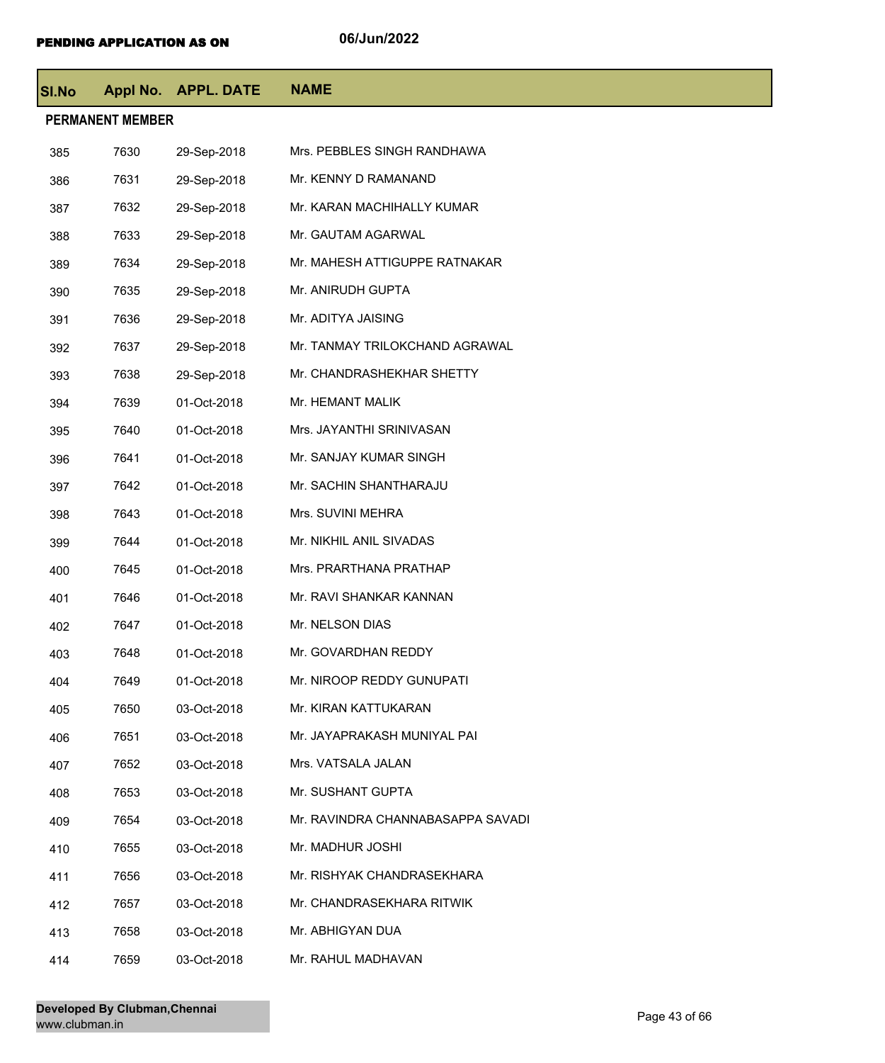PENDING APPLICATION AS ON 06/Jun/2022

| Sl.No | Appl No. | APPL. DATE | NAME |
|---|---|---|---|
| **PERMANENT MEMBER** | | | |
| 385 | 7630 | 29-Sep-2018 | Mrs. PEBBLES SINGH RANDHAWA |
| 386 | 7631 | 29-Sep-2018 | Mr. KENNY D RAMANAND |
| 387 | 7632 | 29-Sep-2018 | Mr. KARAN MACHIHALLY KUMAR |
| 388 | 7633 | 29-Sep-2018 | Mr. GAUTAM AGARWAL |
| 389 | 7634 | 29-Sep-2018 | Mr. MAHESH ATTIGUPPE RATNAKAR |
| 390 | 7635 | 29-Sep-2018 | Mr. ANIRUDH GUPTA |
| 391 | 7636 | 29-Sep-2018 | Mr. ADITYA JAISING |
| 392 | 7637 | 29-Sep-2018 | Mr. TANMAY TRILOKCHAND AGRAWAL |
| 393 | 7638 | 29-Sep-2018 | Mr. CHANDRASHEKHAR SHETTY |
| 394 | 7639 | 01-Oct-2018 | Mr. HEMANT MALIK |
| 395 | 7640 | 01-Oct-2018 | Mrs. JAYANTHI SRINIVASAN |
| 396 | 7641 | 01-Oct-2018 | Mr. SANJAY KUMAR SINGH |
| 397 | 7642 | 01-Oct-2018 | Mr. SACHIN SHANTHARAJU |
| 398 | 7643 | 01-Oct-2018 | Mrs. SUVINI MEHRA |
| 399 | 7644 | 01-Oct-2018 | Mr. NIKHIL ANIL SIVADAS |
| 400 | 7645 | 01-Oct-2018 | Mrs. PRARTHANA PRATHAP |
| 401 | 7646 | 01-Oct-2018 | Mr. RAVI SHANKAR KANNAN |
| 402 | 7647 | 01-Oct-2018 | Mr. NELSON DIAS |
| 403 | 7648 | 01-Oct-2018 | Mr. GOVARDHAN REDDY |
| 404 | 7649 | 01-Oct-2018 | Mr. NIROOP REDDY GUNUPATI |
| 405 | 7650 | 03-Oct-2018 | Mr. KIRAN KATTUKARAN |
| 406 | 7651 | 03-Oct-2018 | Mr. JAYAPRAKASH MUNIYAL PAI |
| 407 | 7652 | 03-Oct-2018 | Mrs. VATSALA JALAN |
| 408 | 7653 | 03-Oct-2018 | Mr. SUSHANT GUPTA |
| 409 | 7654 | 03-Oct-2018 | Mr. RAVINDRA CHANNABASAPPA SAVADI |
| 410 | 7655 | 03-Oct-2018 | Mr. MADHUR JOSHI |
| 411 | 7656 | 03-Oct-2018 | Mr. RISHYAK CHANDRASEKHARA |
| 412 | 7657 | 03-Oct-2018 | Mr. CHANDRASEKHARA RITWIK |
| 413 | 7658 | 03-Oct-2018 | Mr. ABHIGYAN DUA |
| 414 | 7659 | 03-Oct-2018 | Mr. RAHUL MADHAVAN |

**Developed By Clubman,Chennai**
www.clubman.in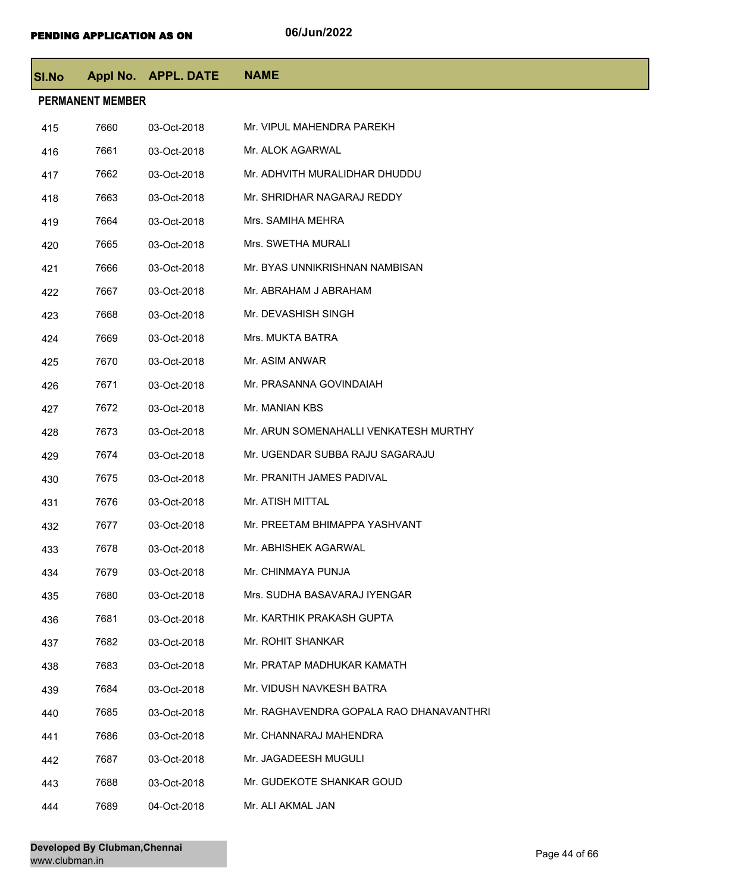**PENDING APPLICATION AS ON** 06/Jun/2022

| Sl.No | Appl No. | APPL. DATE | NAME |
|---|---|---|---|
| **PERMANENT MEMBER** | | | |
| 415 | 7660 | 03-Oct-2018 | Mr. VIPUL MAHENDRA PAREKH |
| 416 | 7661 | 03-Oct-2018 | Mr. ALOK AGARWAL |
| 417 | 7662 | 03-Oct-2018 | Mr. ADHVITH MURALIDHAR DHUDDU |
| 418 | 7663 | 03-Oct-2018 | Mr. SHRIDHAR NAGARAJ REDDY |
| 419 | 7664 | 03-Oct-2018 | Mrs. SAMIHA MEHRA |
| 420 | 7665 | 03-Oct-2018 | Mrs. SWETHA MURALI |
| 421 | 7666 | 03-Oct-2018 | Mr. BYAS UNNIKRISHNAN NAMBISAN |
| 422 | 7667 | 03-Oct-2018 | Mr. ABRAHAM J ABRAHAM |
| 423 | 7668 | 03-Oct-2018 | Mr. DEVASHISH SINGH |
| 424 | 7669 | 03-Oct-2018 | Mrs. MUKTA BATRA |
| 425 | 7670 | 03-Oct-2018 | Mr. ASIM ANWAR |
| 426 | 7671 | 03-Oct-2018 | Mr. PRASANNA GOVINDAIAH |
| 427 | 7672 | 03-Oct-2018 | Mr. MANIAN KBS |
| 428 | 7673 | 03-Oct-2018 | Mr. ARUN SOMENAHALLI VENKATESH MURTHY |
| 429 | 7674 | 03-Oct-2018 | Mr. UGENDAR SUBBA RAJU SAGARAJU |
| 430 | 7675 | 03-Oct-2018 | Mr. PRANITH JAMES PADIVAL |
| 431 | 7676 | 03-Oct-2018 | Mr. ATISH MITTAL |
| 432 | 7677 | 03-Oct-2018 | Mr. PREETAM BHIMAPPA YASHVANT |
| 433 | 7678 | 03-Oct-2018 | Mr. ABHISHEK AGARWAL |
| 434 | 7679 | 03-Oct-2018 | Mr. CHINMAYA PUNJA |
| 435 | 7680 | 03-Oct-2018 | Mrs. SUDHA BASAVARAJ IYENGAR |
| 436 | 7681 | 03-Oct-2018 | Mr. KARTHIK PRAKASH GUPTA |
| 437 | 7682 | 03-Oct-2018 | Mr. ROHIT SHANKAR |
| 438 | 7683 | 03-Oct-2018 | Mr. PRATAP MADHUKAR KAMATH |
| 439 | 7684 | 03-Oct-2018 | Mr. VIDUSH NAVKESH BATRA |
| 440 | 7685 | 03-Oct-2018 | Mr. RAGHAVENDRA GOPALA RAO DHANAVANTHRI |
| 441 | 7686 | 03-Oct-2018 | Mr. CHANNARAJ MAHENDRA |
| 442 | 7687 | 03-Oct-2018 | Mr. JAGADEESH MUGULI |
| 443 | 7688 | 03-Oct-2018 | Mr. GUDEKOTE SHANKAR GOUD |
| 444 | 7689 | 04-Oct-2018 | Mr. ALI AKMAL JAN |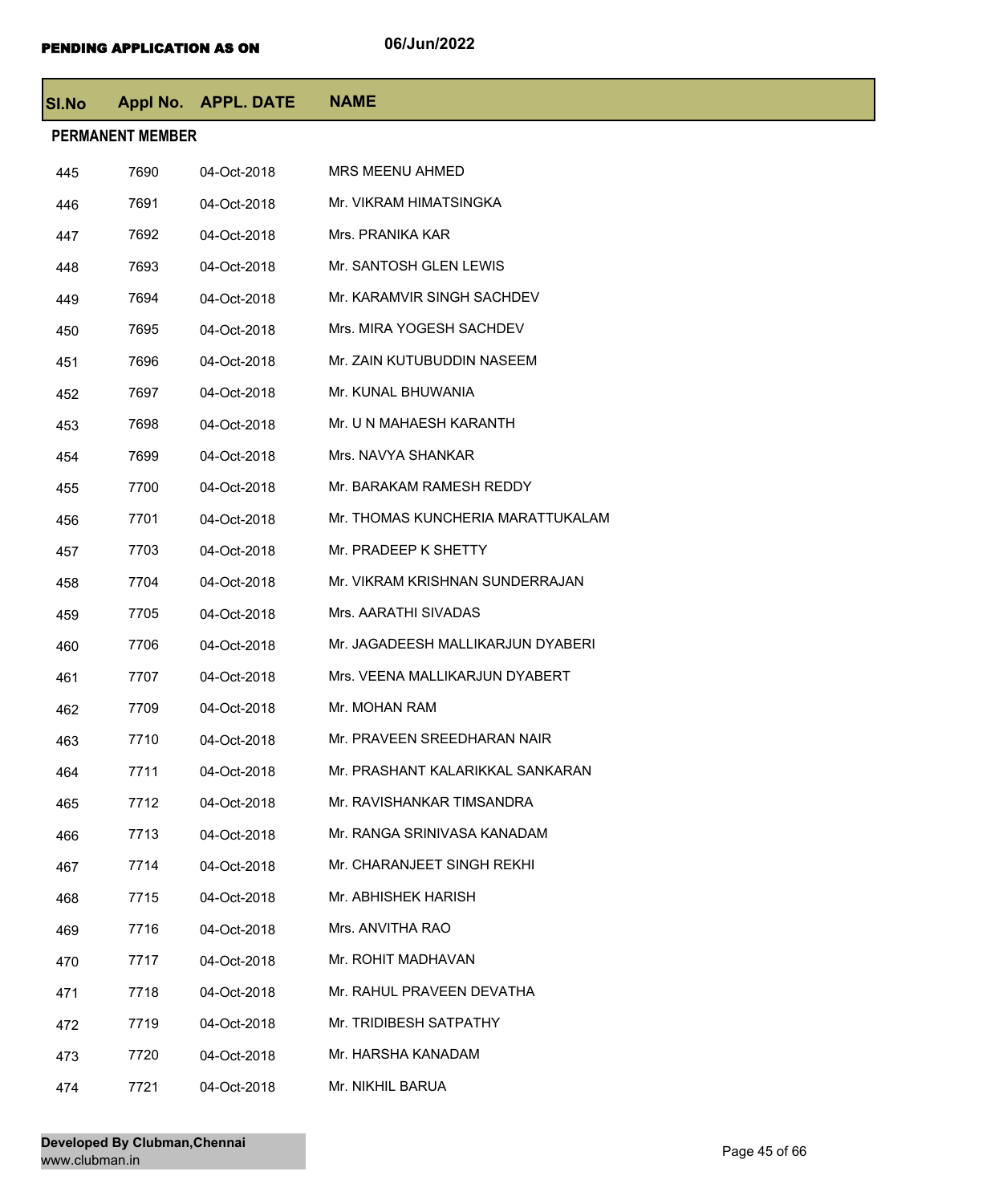**PENDING APPLICATION AS ON** 06/Jun/2022

| Sl.No | Appl No. | APPL. DATE | NAME |
|---|---|---|---|
| **PERMANENT MEMBER** | | | |
| 445 | 7690 | 04-Oct-2018 | MRS MEENU AHMED |
| 446 | 7691 | 04-Oct-2018 | Mr. VIKRAM HIMATSINGKA |
| 447 | 7692 | 04-Oct-2018 | Mrs. PRANIKA KAR |
| 448 | 7693 | 04-Oct-2018 | Mr. SANTOSH GLEN LEWIS |
| 449 | 7694 | 04-Oct-2018 | Mr. KARAMVIR SINGH SACHDEV |
| 450 | 7695 | 04-Oct-2018 | Mrs. MIRA YOGESH SACHDEV |
| 451 | 7696 | 04-Oct-2018 | Mr. ZAIN KUTUBUDDIN NASEEM |
| 452 | 7697 | 04-Oct-2018 | Mr. KUNAL BHUWANIA |
| 453 | 7698 | 04-Oct-2018 | Mr. U N MAHAESH KARANTH |
| 454 | 7699 | 04-Oct-2018 | Mrs. NAVYA SHANKAR |
| 455 | 7700 | 04-Oct-2018 | Mr. BARAKAM RAMESH REDDY |
| 456 | 7701 | 04-Oct-2018 | Mr. THOMAS KUNCHERIA MARATTUKALAM |
| 457 | 7703 | 04-Oct-2018 | Mr. PRADEEP K SHETTY |
| 458 | 7704 | 04-Oct-2018 | Mr. VIKRAM KRISHNAN SUNDERRAJAN |
| 459 | 7705 | 04-Oct-2018 | Mrs. AARATHI SIVADAS |
| 460 | 7706 | 04-Oct-2018 | Mr. JAGADEESH MALLIKARJUN DYABERI |
| 461 | 7707 | 04-Oct-2018 | Mrs. VEENA MALLIKARJUN DYABERT |
| 462 | 7709 | 04-Oct-2018 | Mr. MOHAN RAM |
| 463 | 7710 | 04-Oct-2018 | Mr. PRAVEEN SREEDHARAN NAIR |
| 464 | 7711 | 04-Oct-2018 | Mr. PRASHANT KALARIKKAL SANKARAN |
| 465 | 7712 | 04-Oct-2018 | Mr. RAVISHANKAR TIMSANDRA |
| 466 | 7713 | 04-Oct-2018 | Mr. RANGA SRINIVASA KANADAM |
| 467 | 7714 | 04-Oct-2018 | Mr. CHARANJEET SINGH REKHI |
| 468 | 7715 | 04-Oct-2018 | Mr. ABHISHEK HARISH |
| 469 | 7716 | 04-Oct-2018 | Mrs. ANVITHA RAO |
| 470 | 7717 | 04-Oct-2018 | Mr. ROHIT MADHAVAN |
| 471 | 7718 | 04-Oct-2018 | Mr. RAHUL PRAVEEN DEVATHA |
| 472 | 7719 | 04-Oct-2018 | Mr. TRIDIBESH SATPATHY |
| 473 | 7720 | 04-Oct-2018 | Mr. HARSHA KANADAM |
| 474 | 7721 | 04-Oct-2018 | Mr. NIKHIL BARUA |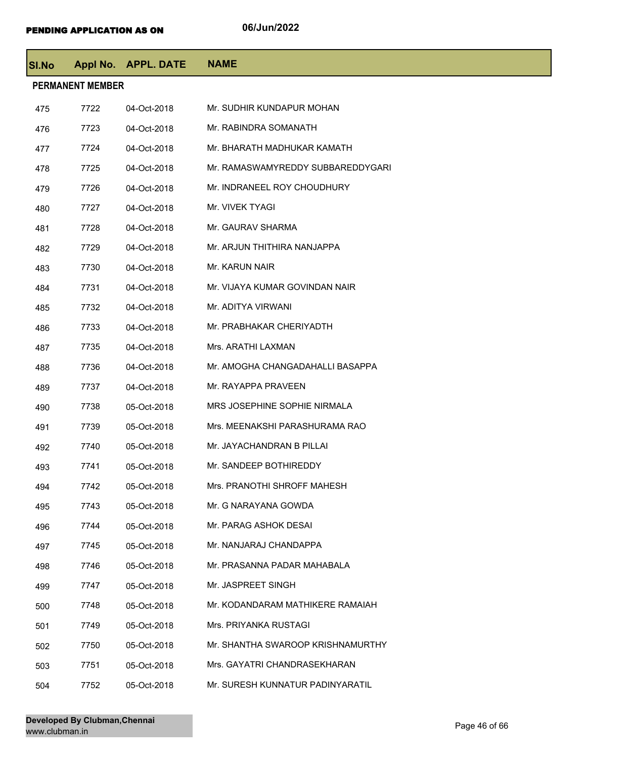**PENDING APPLICATION AS ON** 06/Jun/2022

| Sl.No | Appl No. | APPL. DATE | NAME |
|---|---|---|---|
| **PERMANENT MEMBER** | | | |
| 475 | 7722 | 04-Oct-2018 | Mr. SUDHIR KUNDAPUR MOHAN |
| 476 | 7723 | 04-Oct-2018 | Mr. RABINDRA SOMANATH |
| 477 | 7724 | 04-Oct-2018 | Mr. BHARATH MADHUKAR KAMATH |
| 478 | 7725 | 04-Oct-2018 | Mr. RAMASWAMYREDDY SUBBAREDDYGARI |
| 479 | 7726 | 04-Oct-2018 | Mr. INDRANEEL ROY CHOUDHURY |
| 480 | 7727 | 04-Oct-2018 | Mr. VIVEK TYAGI |
| 481 | 7728 | 04-Oct-2018 | Mr. GAURAV SHARMA |
| 482 | 7729 | 04-Oct-2018 | Mr. ARJUN THITHIRA NANJAPPA |
| 483 | 7730 | 04-Oct-2018 | Mr. KARUN NAIR |
| 484 | 7731 | 04-Oct-2018 | Mr. VIJAYA KUMAR GOVINDAN NAIR |
| 485 | 7732 | 04-Oct-2018 | Mr. ADITYA VIRWANI |
| 486 | 7733 | 04-Oct-2018 | Mr. PRABHAKAR CHERIYADTH |
| 487 | 7735 | 04-Oct-2018 | Mrs. ARATHI LAXMAN |
| 488 | 7736 | 04-Oct-2018 | Mr. AMOGHA CHANGADAHALLI BASAPPA |
| 489 | 7737 | 04-Oct-2018 | Mr. RAYAPPA PRAVEEN |
| 490 | 7738 | 05-Oct-2018 | MRS JOSEPHINE SOPHIE NIRMALA |
| 491 | 7739 | 05-Oct-2018 | Mrs. MEENAKSHI PARASHURAMA RAO |
| 492 | 7740 | 05-Oct-2018 | Mr. JAYACHANDRAN B PILLAI |
| 493 | 7741 | 05-Oct-2018 | Mr. SANDEEP BOTHIREDDY |
| 494 | 7742 | 05-Oct-2018 | Mrs. PRANOTHI SHROFF MAHESH |
| 495 | 7743 | 05-Oct-2018 | Mr. G NARAYANA GOWDA |
| 496 | 7744 | 05-Oct-2018 | Mr. PARAG ASHOK DESAI |
| 497 | 7745 | 05-Oct-2018 | Mr. NANJARAJ CHANDAPPA |
| 498 | 7746 | 05-Oct-2018 | Mr. PRASANNA PADAR MAHABALA |
| 499 | 7747 | 05-Oct-2018 | Mr. JASPREET SINGH |
| 500 | 7748 | 05-Oct-2018 | Mr. KODANDARAM MATHIKERE RAMAIAH |
| 501 | 7749 | 05-Oct-2018 | Mrs. PRIYANKA RUSTAGI |
| 502 | 7750 | 05-Oct-2018 | Mr. SHANTHA SWAROOP KRISHNAMURTHY |
| 503 | 7751 | 05-Oct-2018 | Mrs. GAYATRI CHANDRASEKHARAN |
| 504 | 7752 | 05-Oct-2018 | Mr. SURESH KUNNATUR PADINYARATIL |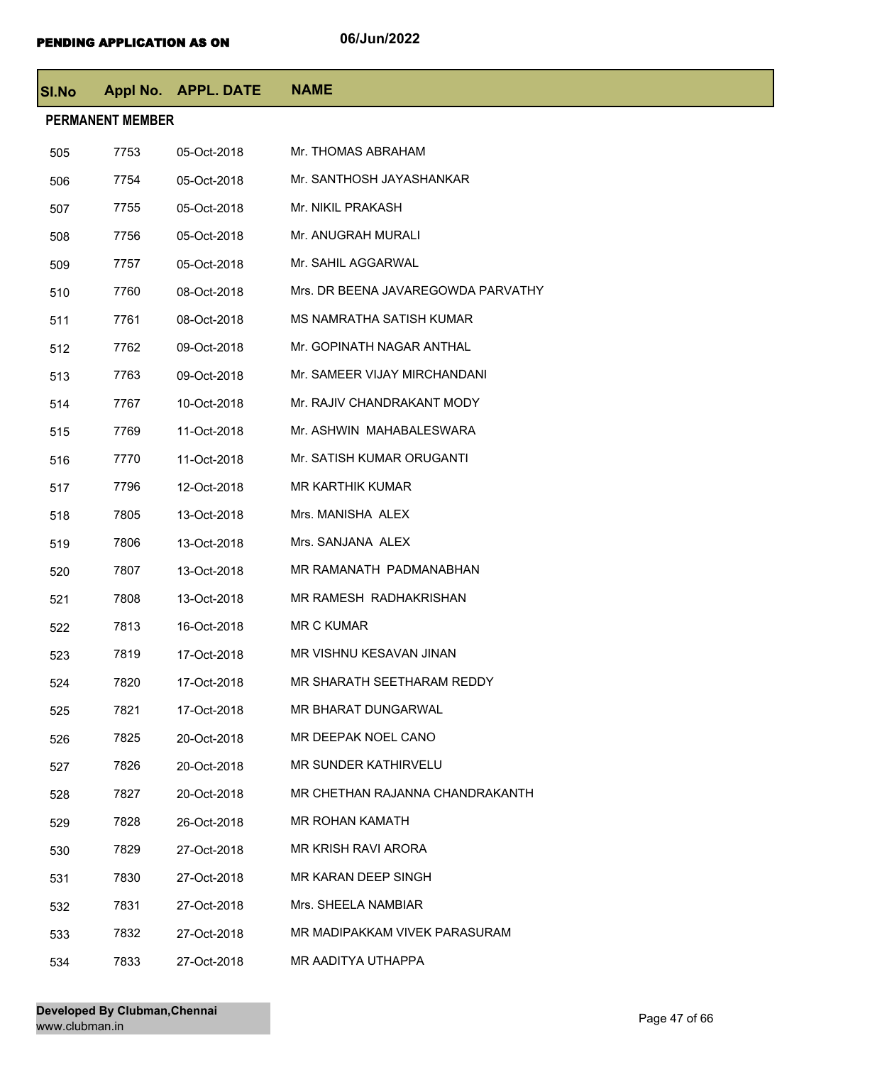**PENDING APPLICATION AS ON** 06/Jun/2022

| Sl.No | Appl No. | APPL. DATE | NAME |
|---|---|---|---|
| **PERMANENT MEMBER** | | | |
| 505 | 7753 | 05-Oct-2018 | Mr. THOMAS ABRAHAM |
| 506 | 7754 | 05-Oct-2018 | Mr. SANTHOSH JAYASHANKAR |
| 507 | 7755 | 05-Oct-2018 | Mr. NIKIL PRAKASH |
| 508 | 7756 | 05-Oct-2018 | Mr. ANUGRAH MURALI |
| 509 | 7757 | 05-Oct-2018 | Mr. SAHIL AGGARWAL |
| 510 | 7760 | 08-Oct-2018 | Mrs. DR BEENA JAVAREGOWDA PARVATHY |
| 511 | 7761 | 08-Oct-2018 | MS NAMRATHA SATISH KUMAR |
| 512 | 7762 | 09-Oct-2018 | Mr. GOPINATH NAGAR ANTHAL |
| 513 | 7763 | 09-Oct-2018 | Mr. SAMEER VIJAY MIRCHANDANI |
| 514 | 7767 | 10-Oct-2018 | Mr. RAJIV CHANDRAKANT MODY |
| 515 | 7769 | 11-Oct-2018 | Mr. ASHWIN MAHABALESWARA |
| 516 | 7770 | 11-Oct-2018 | Mr. SATISH KUMAR ORUGANTI |
| 517 | 7796 | 12-Oct-2018 | MR KARTHIK KUMAR |
| 518 | 7805 | 13-Oct-2018 | Mrs. MANISHA ALEX |
| 519 | 7806 | 13-Oct-2018 | Mrs. SANJANA ALEX |
| 520 | 7807 | 13-Oct-2018 | MR RAMANATH PADMANABHAN |
| 521 | 7808 | 13-Oct-2018 | MR RAMESH RADHAKRISHAN |
| 522 | 7813 | 16-Oct-2018 | MR C KUMAR |
| 523 | 7819 | 17-Oct-2018 | MR VISHNU KESAVAN JINAN |
| 524 | 7820 | 17-Oct-2018 | MR SHARATH SEETHARAM REDDY |
| 525 | 7821 | 17-Oct-2018 | MR BHARAT DUNGARWAL |
| 526 | 7825 | 20-Oct-2018 | MR DEEPAK NOEL CANO |
| 527 | 7826 | 20-Oct-2018 | MR SUNDER KATHIRVELU |
| 528 | 7827 | 20-Oct-2018 | MR CHETHAN RAJANNA CHANDRAKANTH |
| 529 | 7828 | 26-Oct-2018 | MR ROHAN KAMATH |
| 530 | 7829 | 27-Oct-2018 | MR KRISH RAVI ARORA |
| 531 | 7830 | 27-Oct-2018 | MR KARAN DEEP SINGH |
| 532 | 7831 | 27-Oct-2018 | Mrs. SHEELA NAMBIAR |
| 533 | 7832 | 27-Oct-2018 | MR MADIPAKKAM VIVEK PARASURAM |
| 534 | 7833 | 27-Oct-2018 | MR AADITYA UTHAPPA |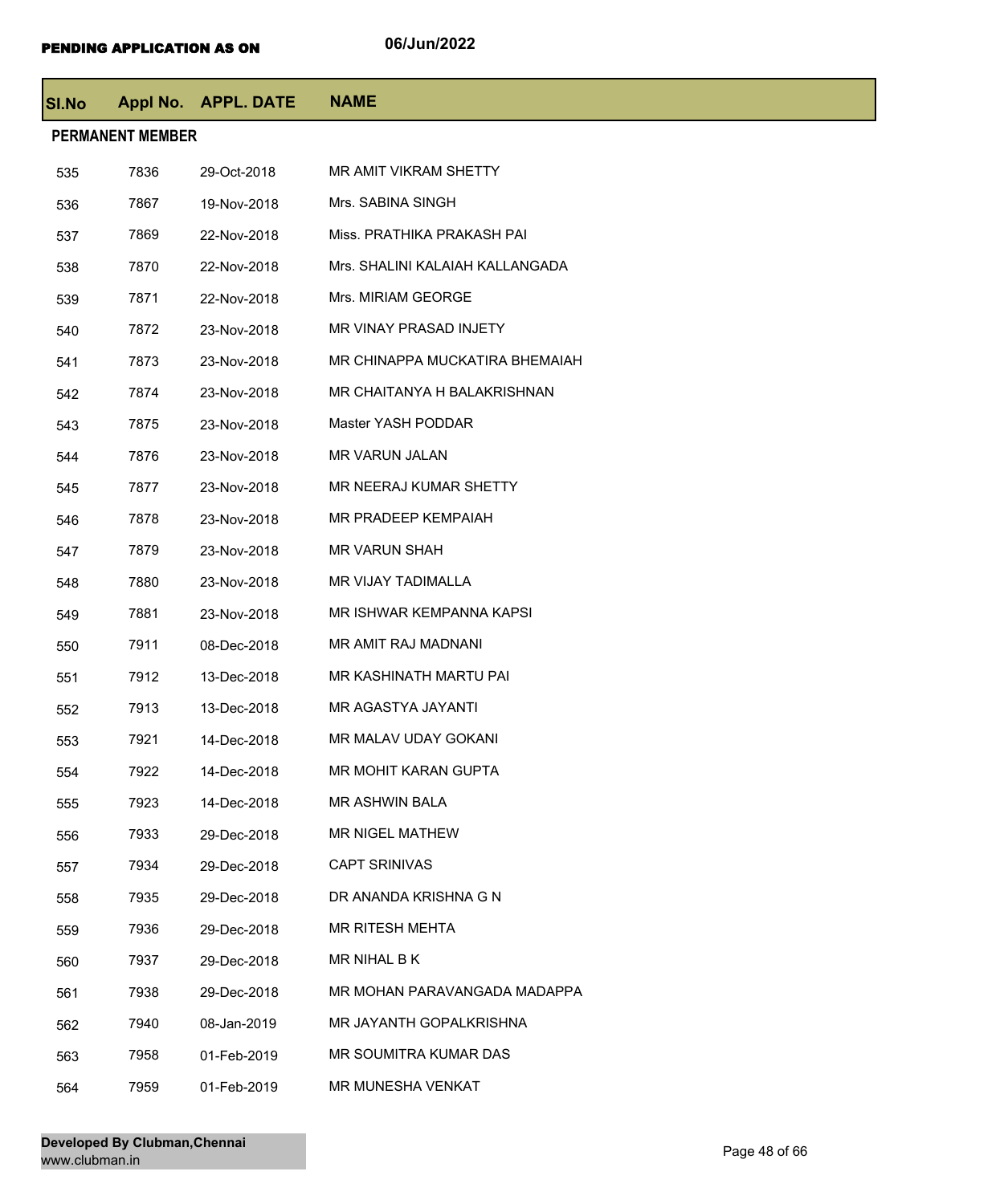**PENDING APPLICATION AS ON** 06/Jun/2022

| Sl.No | Appl No. | APPL. DATE | NAME |
|---|---|---|---|
| **PERMANENT MEMBER** | | | |
| 535 | 7836 | 29-Oct-2018 | MR AMIT VIKRAM SHETTY |
| 536 | 7867 | 19-Nov-2018 | Mrs. SABINA SINGH |
| 537 | 7869 | 22-Nov-2018 | Miss. PRATHIKA PRAKASH PAI |
| 538 | 7870 | 22-Nov-2018 | Mrs. SHALINI KALAIAH KALLANGADA |
| 539 | 7871 | 22-Nov-2018 | Mrs. MIRIAM GEORGE |
| 540 | 7872 | 23-Nov-2018 | MR VINAY PRASAD INJETY |
| 541 | 7873 | 23-Nov-2018 | MR CHINAPPA MUCKATIRA BHEMAIAH |
| 542 | 7874 | 23-Nov-2018 | MR CHAITANYA H BALAKRISHNAN |
| 543 | 7875 | 23-Nov-2018 | Master YASH PODDAR |
| 544 | 7876 | 23-Nov-2018 | MR VARUN JALAN |
| 545 | 7877 | 23-Nov-2018 | MR NEERAJ KUMAR SHETTY |
| 546 | 7878 | 23-Nov-2018 | MR PRADEEP KEMPAIAH |
| 547 | 7879 | 23-Nov-2018 | MR VARUN SHAH |
| 548 | 7880 | 23-Nov-2018 | MR VIJAY TADIMALLA |
| 549 | 7881 | 23-Nov-2018 | MR ISHWAR KEMPANNA KAPSI |
| 550 | 7911 | 08-Dec-2018 | MR AMIT RAJ MADNANI |
| 551 | 7912 | 13-Dec-2018 | MR KASHINATH MARTU PAI |
| 552 | 7913 | 13-Dec-2018 | MR AGASTYA JAYANTI |
| 553 | 7921 | 14-Dec-2018 | MR MALAV UDAY GOKANI |
| 554 | 7922 | 14-Dec-2018 | MR MOHIT KARAN GUPTA |
| 555 | 7923 | 14-Dec-2018 | MR ASHWIN BALA |
| 556 | 7933 | 29-Dec-2018 | MR NIGEL MATHEW |
| 557 | 7934 | 29-Dec-2018 | CAPT SRINIVAS |
| 558 | 7935 | 29-Dec-2018 | DR ANANDA KRISHNA G N |
| 559 | 7936 | 29-Dec-2018 | MR RITESH MEHTA |
| 560 | 7937 | 29-Dec-2018 | MR NIHAL B K |
| 561 | 7938 | 29-Dec-2018 | MR MOHAN PARAVANGADA MADAPPA |
| 562 | 7940 | 08-Jan-2019 | MR JAYANTH GOPALKRISHNA |
| 563 | 7958 | 01-Feb-2019 | MR SOUMITRA KUMAR DAS |
| 564 | 7959 | 01-Feb-2019 | MR MUNESHA VENKAT |

**Developed By Clubman,Chennai**
www.clubman.in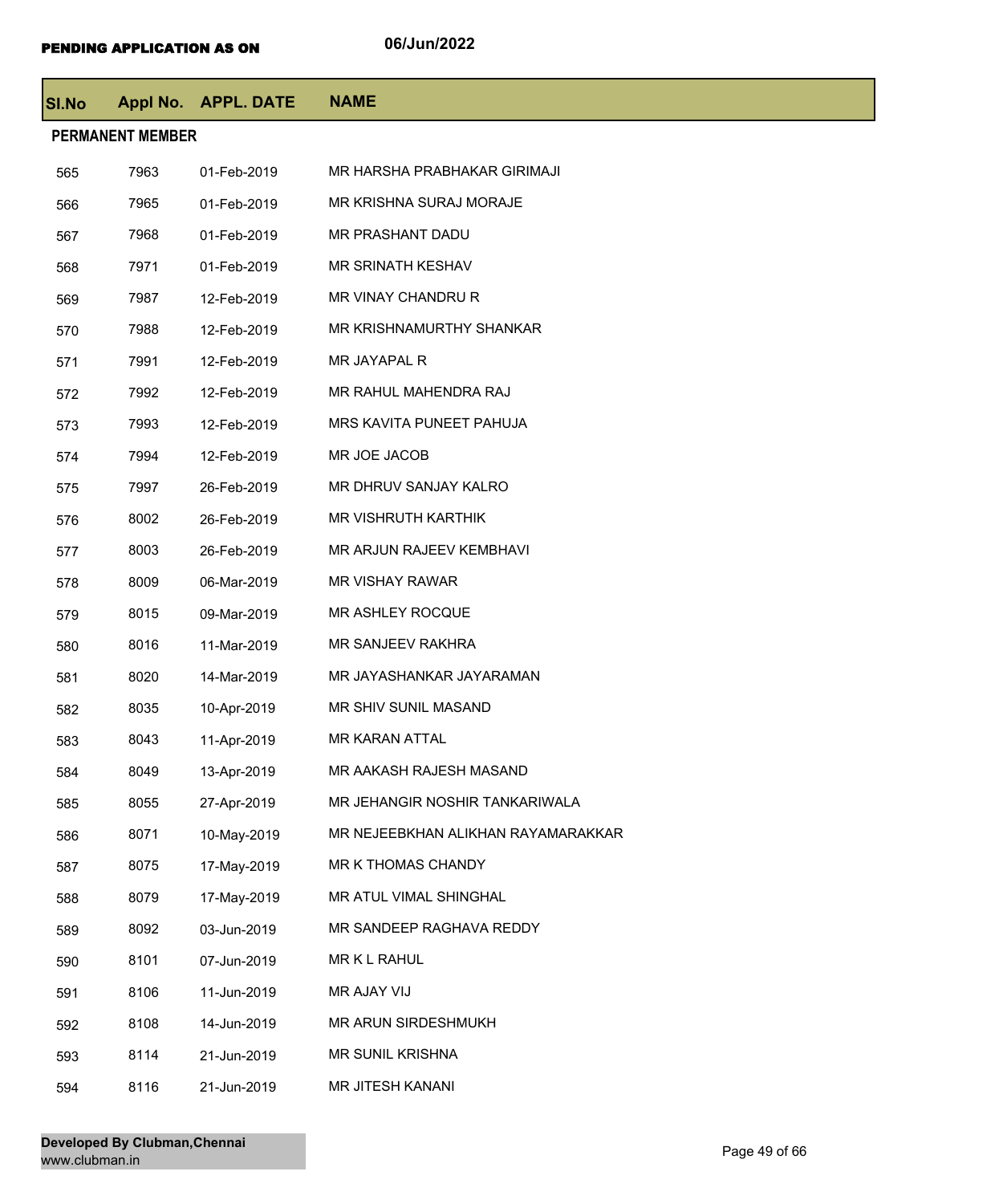**PENDING APPLICATION AS ON** 06/Jun/2022

| Sl.No | Appl No. | APPL. DATE | NAME |
|---|---|---|---|
| **PERMANENT MEMBER** | | | |
| 565 | 7963 | 01-Feb-2019 | MR HARSHA PRABHAKAR GIRIMAJI |
| 566 | 7965 | 01-Feb-2019 | MR KRISHNA SURAJ MORAJE |
| 567 | 7968 | 01-Feb-2019 | MR PRASHANT DADU |
| 568 | 7971 | 01-Feb-2019 | MR SRINATH KESHAV |
| 569 | 7987 | 12-Feb-2019 | MR VINAY CHANDRU R |
| 570 | 7988 | 12-Feb-2019 | MR KRISHNAMURTHY SHANKAR |
| 571 | 7991 | 12-Feb-2019 | MR JAYAPAL R |
| 572 | 7992 | 12-Feb-2019 | MR RAHUL MAHENDRA RAJ |
| 573 | 7993 | 12-Feb-2019 | MRS KAVITA PUNEET PAHUJA |
| 574 | 7994 | 12-Feb-2019 | MR JOE JACOB |
| 575 | 7997 | 26-Feb-2019 | MR DHRUV SANJAY KALRO |
| 576 | 8002 | 26-Feb-2019 | MR VISHRUTH KARTHIK |
| 577 | 8003 | 26-Feb-2019 | MR ARJUN RAJEEV KEMBHAVI |
| 578 | 8009 | 06-Mar-2019 | MR VISHAY RAWAR |
| 579 | 8015 | 09-Mar-2019 | MR ASHLEY ROCQUE |
| 580 | 8016 | 11-Mar-2019 | MR SANJEEV RAKHRA |
| 581 | 8020 | 14-Mar-2019 | MR JAYASHANKAR JAYARAMAN |
| 582 | 8035 | 10-Apr-2019 | MR SHIV SUNIL MASAND |
| 583 | 8043 | 11-Apr-2019 | MR KARAN ATTAL |
| 584 | 8049 | 13-Apr-2019 | MR AAKASH RAJESH MASAND |
| 585 | 8055 | 27-Apr-2019 | MR JEHANGIR NOSHIR TANKARIWALA |
| 586 | 8071 | 10-May-2019 | MR NEJEEBKHAN ALIKHAN RAYAMARAKKAR |
| 587 | 8075 | 17-May-2019 | MR K THOMAS CHANDY |
| 588 | 8079 | 17-May-2019 | MR ATUL VIMAL SHINGHAL |
| 589 | 8092 | 03-Jun-2019 | MR SANDEEP RAGHAVA REDDY |
| 590 | 8101 | 07-Jun-2019 | MR K L RAHUL |
| 591 | 8106 | 11-Jun-2019 | MR AJAY VIJ |
| 592 | 8108 | 14-Jun-2019 | MR ARUN SIRDESHMUKH |
| 593 | 8114 | 21-Jun-2019 | MR SUNIL KRISHNA |
| 594 | 8116 | 21-Jun-2019 | MR JITESH KANANI |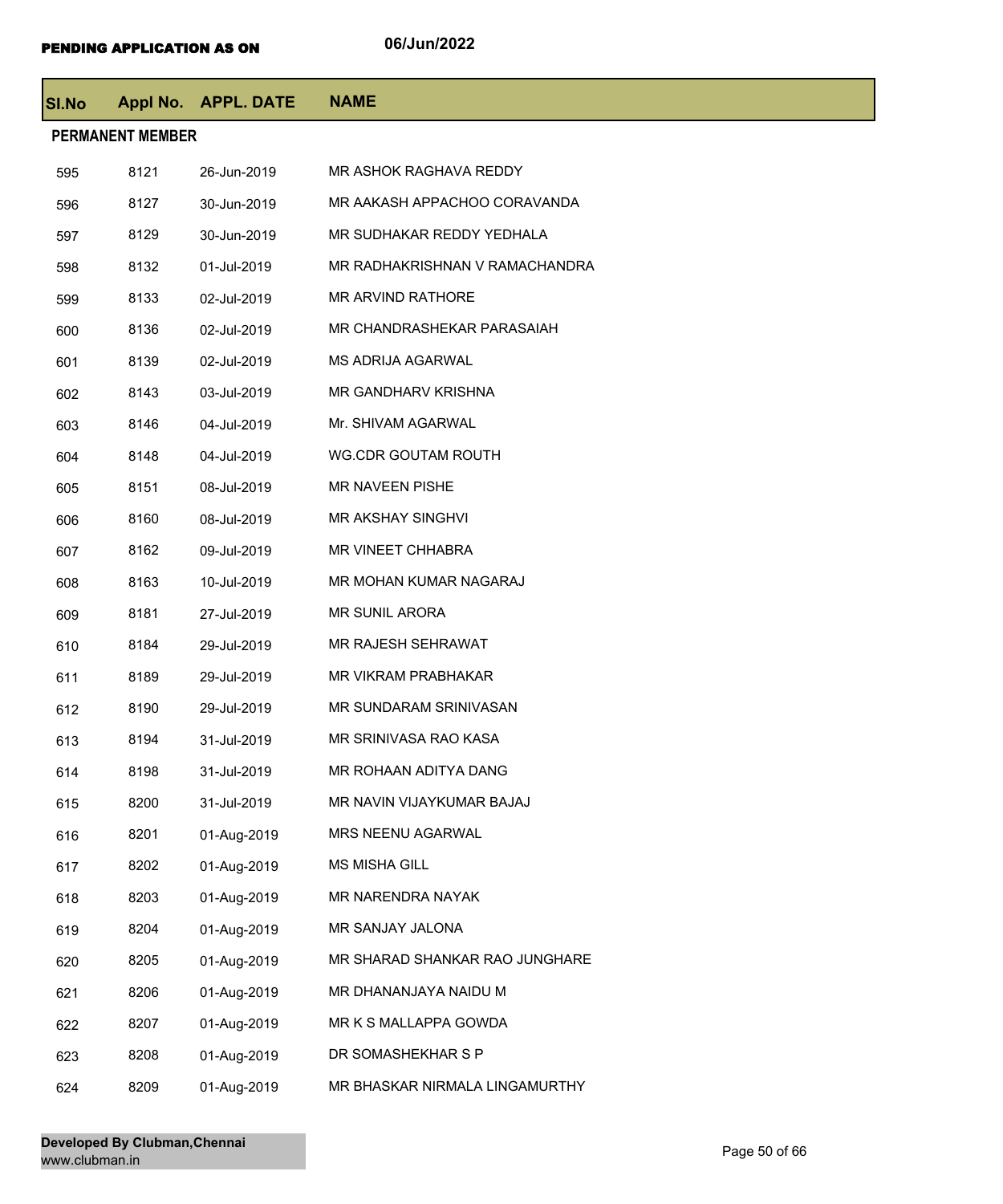**PENDING APPLICATION AS ON** 06/Jun/2022

| Sl.No | Appl No. | APPL. DATE | NAME |
|---|---|---|---|
| **PERMANENT MEMBER** | | | |
| 595 | 8121 | 26-Jun-2019 | MR ASHOK RAGHAVA REDDY |
| 596 | 8127 | 30-Jun-2019 | MR AAKASH APPACHOO CORAVANDA |
| 597 | 8129 | 30-Jun-2019 | MR SUDHAKAR REDDY YEDHALA |
| 598 | 8132 | 01-Jul-2019 | MR RADHAKRISHNAN V RAMACHANDRA |
| 599 | 8133 | 02-Jul-2019 | MR ARVIND RATHORE |
| 600 | 8136 | 02-Jul-2019 | MR CHANDRASHEKAR PARASAIAH |
| 601 | 8139 | 02-Jul-2019 | MS ADRIJA AGARWAL |
| 602 | 8143 | 03-Jul-2019 | MR GANDHARV KRISHNA |
| 603 | 8146 | 04-Jul-2019 | Mr. SHIVAM AGARWAL |
| 604 | 8148 | 04-Jul-2019 | WG.CDR GOUTAM ROUTH |
| 605 | 8151 | 08-Jul-2019 | MR NAVEEN PISHE |
| 606 | 8160 | 08-Jul-2019 | MR AKSHAY SINGHVI |
| 607 | 8162 | 09-Jul-2019 | MR VINEET CHHABRA |
| 608 | 8163 | 10-Jul-2019 | MR MOHAN KUMAR NAGARAJ |
| 609 | 8181 | 27-Jul-2019 | MR SUNIL ARORA |
| 610 | 8184 | 29-Jul-2019 | MR RAJESH SEHRAWAT |
| 611 | 8189 | 29-Jul-2019 | MR VIKRAM PRABHAKAR |
| 612 | 8190 | 29-Jul-2019 | MR SUNDARAM SRINIVASAN |
| 613 | 8194 | 31-Jul-2019 | MR SRINIVASA RAO KASA |
| 614 | 8198 | 31-Jul-2019 | MR ROHAAN ADITYA DANG |
| 615 | 8200 | 31-Jul-2019 | MR NAVIN VIJAYKUMAR BAJAJ |
| 616 | 8201 | 01-Aug-2019 | MRS NEENU AGARWAL |
| 617 | 8202 | 01-Aug-2019 | MS MISHA GILL |
| 618 | 8203 | 01-Aug-2019 | MR NARENDRA NAYAK |
| 619 | 8204 | 01-Aug-2019 | MR SANJAY JALONA |
| 620 | 8205 | 01-Aug-2019 | MR SHARAD SHANKAR RAO JUNGHARE |
| 621 | 8206 | 01-Aug-2019 | MR DHANANJAYA NAIDU M |
| 622 | 8207 | 01-Aug-2019 | MR K S MALLAPPA GOWDA |
| 623 | 8208 | 01-Aug-2019 | DR SOMASHEKHAR S P |
| 624 | 8209 | 01-Aug-2019 | MR BHASKAR NIRMALA LINGAMURTHY |

**Developed By Clubman,Chennai**
www.clubman.in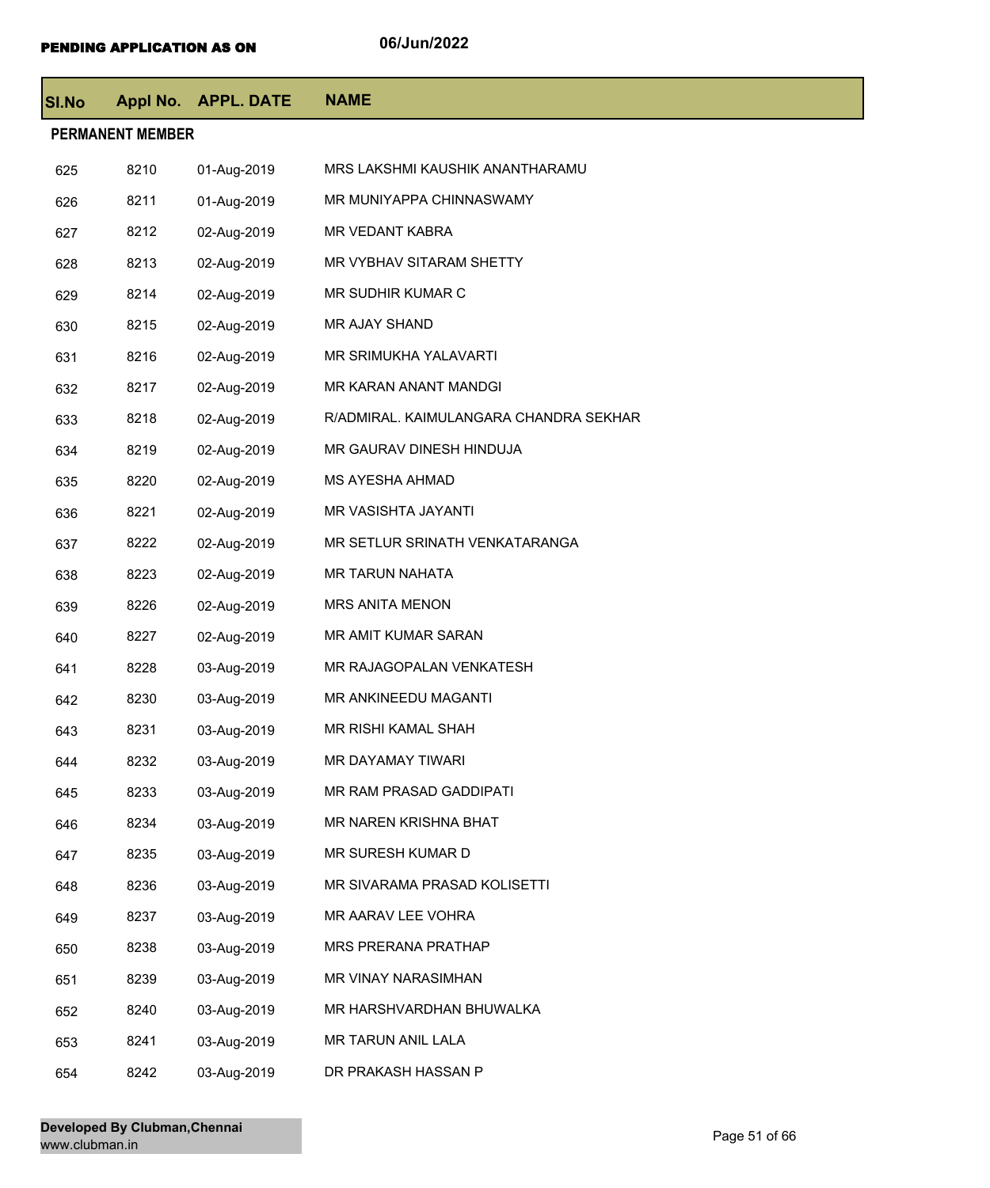**PENDING APPLICATION AS ON** 06/Jun/2022

| Sl.No | Appl No. | APPL. DATE | NAME |
|---|---|---|---|
| **PERMANENT MEMBER** | | | |
| 625 | 8210 | 01-Aug-2019 | MRS LAKSHMI KAUSHIK ANANTHARAMU |
| 626 | 8211 | 01-Aug-2019 | MR MUNIYAPPA CHINNASWAMY |
| 627 | 8212 | 02-Aug-2019 | MR VEDANT KABRA |
| 628 | 8213 | 02-Aug-2019 | MR VYBHAV SITARAM SHETTY |
| 629 | 8214 | 02-Aug-2019 | MR SUDHIR KUMAR C |
| 630 | 8215 | 02-Aug-2019 | MR AJAY SHAND |
| 631 | 8216 | 02-Aug-2019 | MR SRIMUKHA YALAVARTI |
| 632 | 8217 | 02-Aug-2019 | MR KARAN ANANT MANDGI |
| 633 | 8218 | 02-Aug-2019 | R/ADMIRAL. KAIMULANGARA CHANDRA SEKHAR |
| 634 | 8219 | 02-Aug-2019 | MR GAURAV DINESH HINDUJA |
| 635 | 8220 | 02-Aug-2019 | MS AYESHA AHMAD |
| 636 | 8221 | 02-Aug-2019 | MR VASISHTA JAYANTI |
| 637 | 8222 | 02-Aug-2019 | MR SETLUR SRINATH VENKATARANGA |
| 638 | 8223 | 02-Aug-2019 | MR TARUN NAHATA |
| 639 | 8226 | 02-Aug-2019 | MRS ANITA MENON |
| 640 | 8227 | 02-Aug-2019 | MR AMIT KUMAR SARAN |
| 641 | 8228 | 03-Aug-2019 | MR RAJAGOPALAN VENKATESH |
| 642 | 8230 | 03-Aug-2019 | MR ANKINEEDU MAGANTI |
| 643 | 8231 | 03-Aug-2019 | MR RISHI KAMAL SHAH |
| 644 | 8232 | 03-Aug-2019 | MR DAYAMAY TIWARI |
| 645 | 8233 | 03-Aug-2019 | MR RAM PRASAD GADDIPATI |
| 646 | 8234 | 03-Aug-2019 | MR NAREN KRISHNA BHAT |
| 647 | 8235 | 03-Aug-2019 | MR SURESH KUMAR D |
| 648 | 8236 | 03-Aug-2019 | MR SIVARAMA PRASAD KOLISETTI |
| 649 | 8237 | 03-Aug-2019 | MR AARAV LEE VOHRA |
| 650 | 8238 | 03-Aug-2019 | MRS PRERANA PRATHAP |
| 651 | 8239 | 03-Aug-2019 | MR VINAY NARASIMHAN |
| 652 | 8240 | 03-Aug-2019 | MR HARSHVARDHAN BHUWALKA |
| 653 | 8241 | 03-Aug-2019 | MR TARUN ANIL LALA |
| 654 | 8242 | 03-Aug-2019 | DR PRAKASH HASSAN P |

**Developed By Clubman,Chennai**
www.clubman.in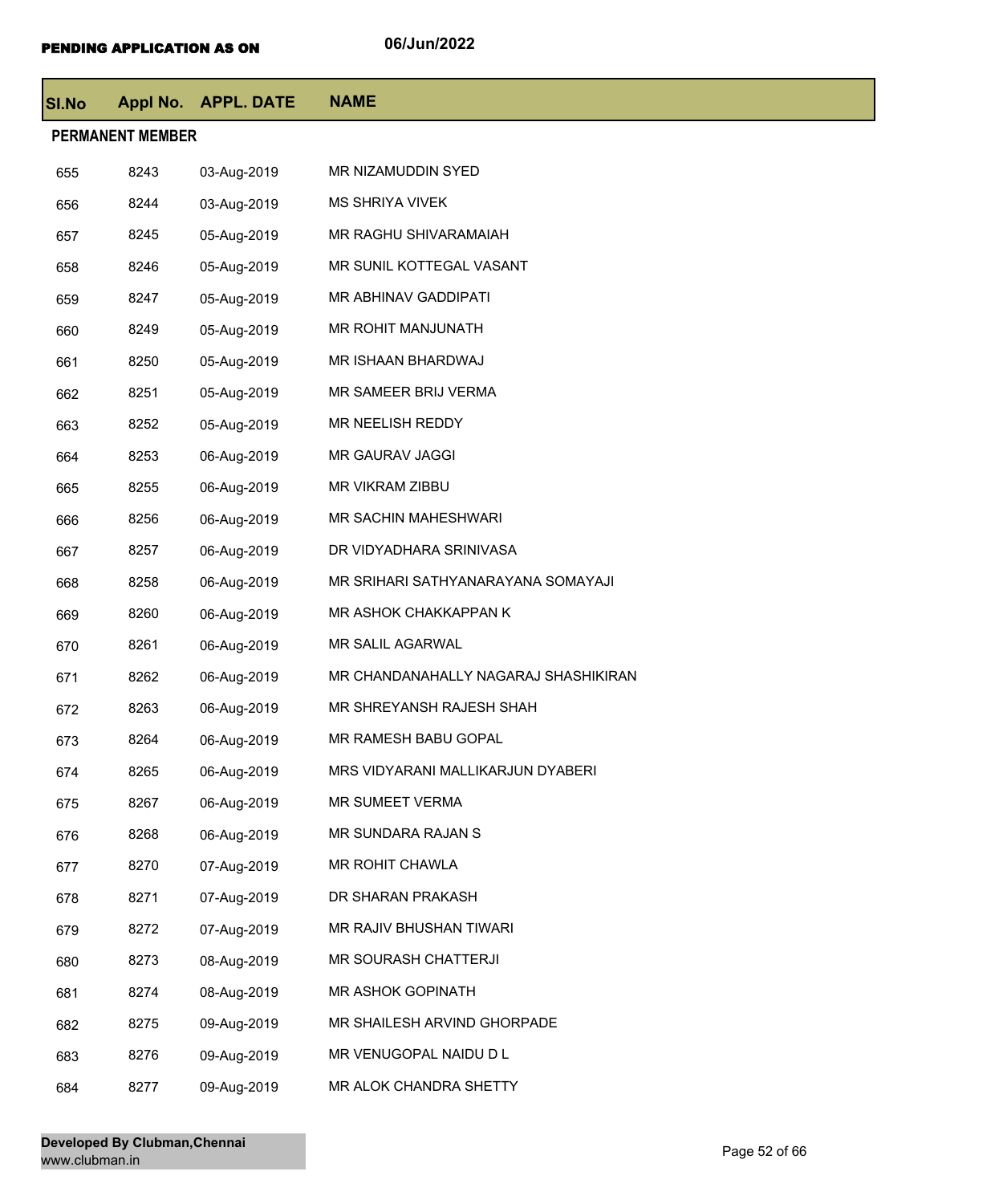**PENDING APPLICATION AS ON** 06/Jun/2022

| Sl.No | Appl No. | APPL. DATE | NAME |
|---|---|---|---|
| **PERMANENT MEMBER** | | | |
| 655 | 8243 | 03-Aug-2019 | MR NIZAMUDDIN SYED |
| 656 | 8244 | 03-Aug-2019 | MS SHRIYA VIVEK |
| 657 | 8245 | 05-Aug-2019 | MR RAGHU SHIVARAMAIAH |
| 658 | 8246 | 05-Aug-2019 | MR SUNIL KOTTEGAL VASANT |
| 659 | 8247 | 05-Aug-2019 | MR ABHINAV GADDIPATI |
| 660 | 8249 | 05-Aug-2019 | MR ROHIT MANJUNATH |
| 661 | 8250 | 05-Aug-2019 | MR ISHAAN BHARDWAJ |
| 662 | 8251 | 05-Aug-2019 | MR SAMEER BRIJ VERMA |
| 663 | 8252 | 05-Aug-2019 | MR NEELISH REDDY |
| 664 | 8253 | 06-Aug-2019 | MR GAURAV JAGGI |
| 665 | 8255 | 06-Aug-2019 | MR VIKRAM ZIBBU |
| 666 | 8256 | 06-Aug-2019 | MR SACHIN MAHESHWARI |
| 667 | 8257 | 06-Aug-2019 | DR VIDYADHARA SRINIVASA |
| 668 | 8258 | 06-Aug-2019 | MR SRIHARI SATHYANARAYANA SOMAYAJI |
| 669 | 8260 | 06-Aug-2019 | MR ASHOK CHAKKAPPAN K |
| 670 | 8261 | 06-Aug-2019 | MR SALIL AGARWAL |
| 671 | 8262 | 06-Aug-2019 | MR CHANDANAHALLY NAGARAJ SHASHIKIRAN |
| 672 | 8263 | 06-Aug-2019 | MR SHREYANSH RAJESH SHAH |
| 673 | 8264 | 06-Aug-2019 | MR RAMESH BABU GOPAL |
| 674 | 8265 | 06-Aug-2019 | MRS VIDYARANI MALLIKARJUN DYABERI |
| 675 | 8267 | 06-Aug-2019 | MR SUMEET VERMA |
| 676 | 8268 | 06-Aug-2019 | MR SUNDARA RAJAN S |
| 677 | 8270 | 07-Aug-2019 | MR ROHIT CHAWLA |
| 678 | 8271 | 07-Aug-2019 | DR SHARAN PRAKASH |
| 679 | 8272 | 07-Aug-2019 | MR RAJIV BHUSHAN TIWARI |
| 680 | 8273 | 08-Aug-2019 | MR SOURASH CHATTERJI |
| 681 | 8274 | 08-Aug-2019 | MR ASHOK GOPINATH |
| 682 | 8275 | 09-Aug-2019 | MR SHAILESH ARVIND GHORPADE |
| 683 | 8276 | 09-Aug-2019 | MR VENUGOPAL NAIDU D L |
| 684 | 8277 | 09-Aug-2019 | MR ALOK CHANDRA SHETTY |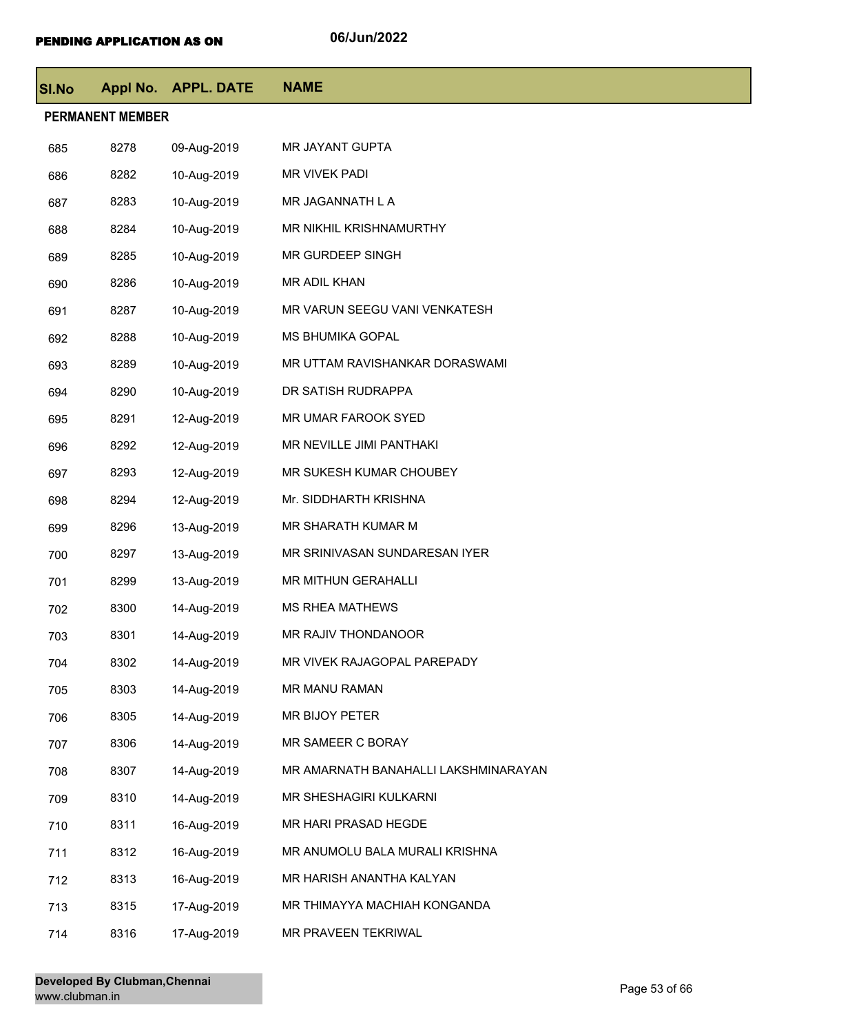PENDING APPLICATION AS ON 06/Jun/2022

| Sl.No | Appl No. | APPL. DATE | NAME |
|---|---|---|---|
| **PERMANENT MEMBER** | | | |
| 685 | 8278 | 09-Aug-2019 | MR JAYANT GUPTA |
| 686 | 8282 | 10-Aug-2019 | MR VIVEK PADI |
| 687 | 8283 | 10-Aug-2019 | MR JAGANNATH L A |
| 688 | 8284 | 10-Aug-2019 | MR NIKHIL KRISHNAMURTHY |
| 689 | 8285 | 10-Aug-2019 | MR GURDEEP SINGH |
| 690 | 8286 | 10-Aug-2019 | MR ADIL KHAN |
| 691 | 8287 | 10-Aug-2019 | MR VARUN SEEGU VANI VENKATESH |
| 692 | 8288 | 10-Aug-2019 | MS BHUMIKA GOPAL |
| 693 | 8289 | 10-Aug-2019 | MR UTTAM RAVISHANKAR DORASWAMI |
| 694 | 8290 | 10-Aug-2019 | DR SATISH RUDRAPPA |
| 695 | 8291 | 12-Aug-2019 | MR UMAR FAROOK SYED |
| 696 | 8292 | 12-Aug-2019 | MR NEVILLE JIMI PANTHAKI |
| 697 | 8293 | 12-Aug-2019 | MR SUKESH KUMAR CHOUBEY |
| 698 | 8294 | 12-Aug-2019 | Mr. SIDDHARTH KRISHNA |
| 699 | 8296 | 13-Aug-2019 | MR SHARATH KUMAR M |
| 700 | 8297 | 13-Aug-2019 | MR SRINIVASAN SUNDARESAN IYER |
| 701 | 8299 | 13-Aug-2019 | MR MITHUN GERAHALLI |
| 702 | 8300 | 14-Aug-2019 | MS RHEA MATHEWS |
| 703 | 8301 | 14-Aug-2019 | MR RAJIV THONDANOOR |
| 704 | 8302 | 14-Aug-2019 | MR VIVEK RAJAGOPAL PAREPADY |
| 705 | 8303 | 14-Aug-2019 | MR MANU RAMAN |
| 706 | 8305 | 14-Aug-2019 | MR BIJOY PETER |
| 707 | 8306 | 14-Aug-2019 | MR SAMEER C BORAY |
| 708 | 8307 | 14-Aug-2019 | MR AMARNATH BANAHALLI LAKSHMINARAYAN |
| 709 | 8310 | 14-Aug-2019 | MR SHESHAGIRI KULKARNI |
| 710 | 8311 | 16-Aug-2019 | MR HARI PRASAD HEGDE |
| 711 | 8312 | 16-Aug-2019 | MR ANUMOLU BALA MURALI KRISHNA |
| 712 | 8313 | 16-Aug-2019 | MR HARISH ANANTHA KALYAN |
| 713 | 8315 | 17-Aug-2019 | MR THIMAYYA MACHIAH KONGANDA |
| 714 | 8316 | 17-Aug-2019 | MR PRAVEEN TEKRIWAL |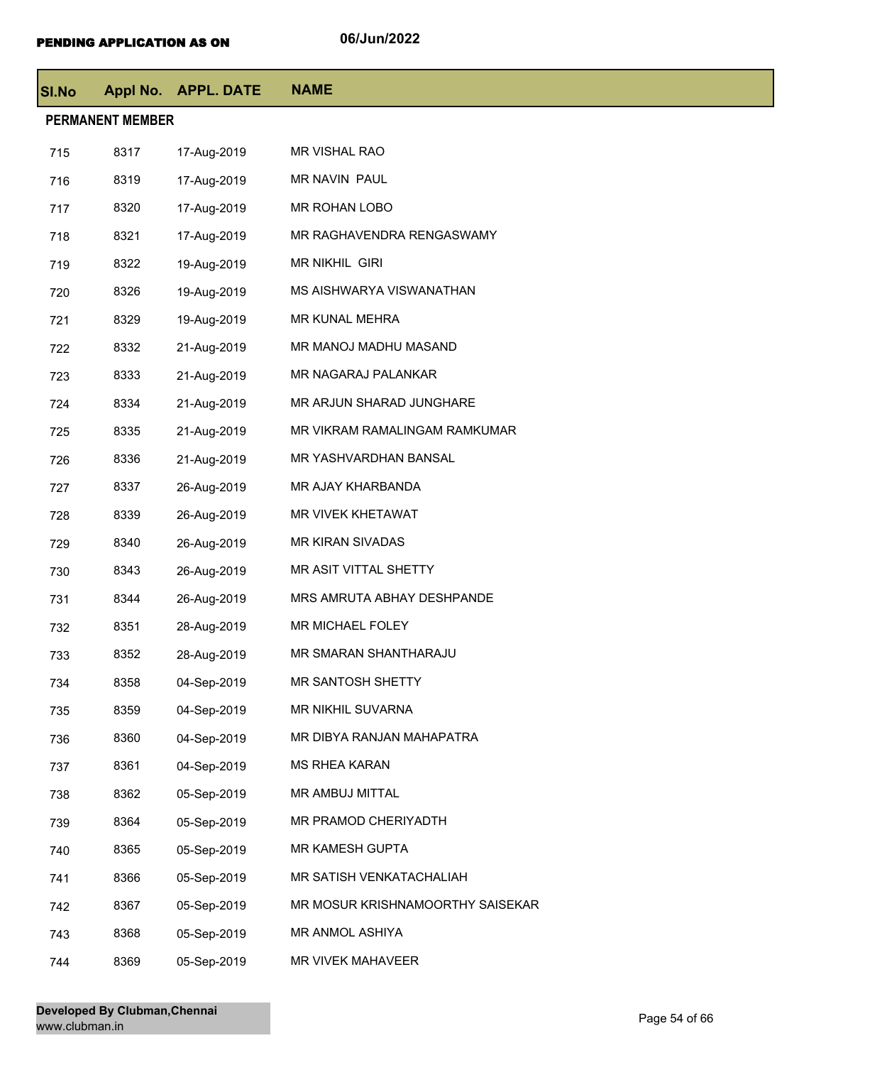**PENDING APPLICATION AS ON** 06/Jun/2022

| Sl.No | Appl No. | APPL. DATE | NAME |
|---|---|---|---|
| **PERMANENT MEMBER** | | | |
| 715 | 8317 | 17-Aug-2019 | MR VISHAL RAO |
| 716 | 8319 | 17-Aug-2019 | MR NAVIN PAUL |
| 717 | 8320 | 17-Aug-2019 | MR ROHAN LOBO |
| 718 | 8321 | 17-Aug-2019 | MR RAGHAVENDRA RENGASWAMY |
| 719 | 8322 | 19-Aug-2019 | MR NIKHIL GIRI |
| 720 | 8326 | 19-Aug-2019 | MS AISHWARYA VISWANATHAN |
| 721 | 8329 | 19-Aug-2019 | MR KUNAL MEHRA |
| 722 | 8332 | 21-Aug-2019 | MR MANOJ MADHU MASAND |
| 723 | 8333 | 21-Aug-2019 | MR NAGARAJ PALANKAR |
| 724 | 8334 | 21-Aug-2019 | MR ARJUN SHARAD JUNGHARE |
| 725 | 8335 | 21-Aug-2019 | MR VIKRAM RAMALINGAM RAMKUMAR |
| 726 | 8336 | 21-Aug-2019 | MR YASHVARDHAN BANSAL |
| 727 | 8337 | 26-Aug-2019 | MR AJAY KHARBANDA |
| 728 | 8339 | 26-Aug-2019 | MR VIVEK KHETAWAT |
| 729 | 8340 | 26-Aug-2019 | MR KIRAN SIVADAS |
| 730 | 8343 | 26-Aug-2019 | MR ASIT VITTAL SHETTY |
| 731 | 8344 | 26-Aug-2019 | MRS AMRUTA ABHAY DESHPANDE |
| 732 | 8351 | 28-Aug-2019 | MR MICHAEL FOLEY |
| 733 | 8352 | 28-Aug-2019 | MR SMARAN SHANTHARAJU |
| 734 | 8358 | 04-Sep-2019 | MR SANTOSH SHETTY |
| 735 | 8359 | 04-Sep-2019 | MR NIKHIL SUVARNA |
| 736 | 8360 | 04-Sep-2019 | MR DIBYA RANJAN MAHAPATRA |
| 737 | 8361 | 04-Sep-2019 | MS RHEA KARAN |
| 738 | 8362 | 05-Sep-2019 | MR AMBUJ MITTAL |
| 739 | 8364 | 05-Sep-2019 | MR PRAMOD CHERIYADTH |
| 740 | 8365 | 05-Sep-2019 | MR KAMESH GUPTA |
| 741 | 8366 | 05-Sep-2019 | MR SATISH VENKATACHALIAH |
| 742 | 8367 | 05-Sep-2019 | MR MOSUR KRISHNAMOORTHY SAISEKAR |
| 743 | 8368 | 05-Sep-2019 | MR ANMOL ASHIYA |
| 744 | 8369 | 05-Sep-2019 | MR VIVEK MAHAVEER |

**Developed By Clubman,Chennai**
www.clubman.in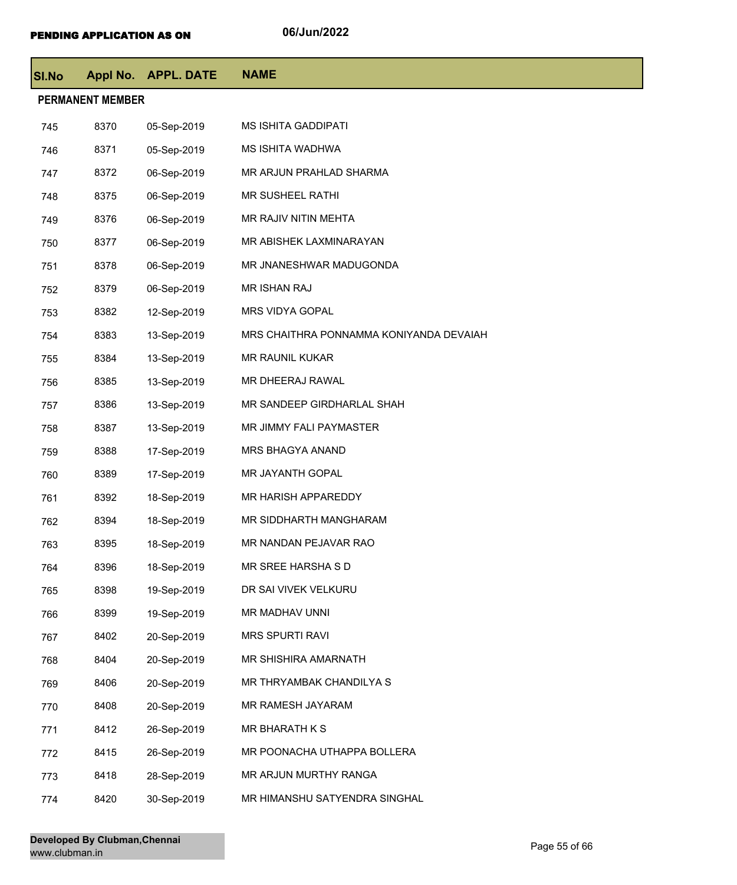PENDING APPLICATION AS ON 06/Jun/2022

| Sl.No | Appl No. | APPL. DATE | NAME |
|---|---|---|---|
| **PERMANENT MEMBER** | | | |
| 745 | 8370 | 05-Sep-2019 | MS ISHITA GADDIPATI |
| 746 | 8371 | 05-Sep-2019 | MS ISHITA WADHWA |
| 747 | 8372 | 06-Sep-2019 | MR ARJUN PRAHLAD SHARMA |
| 748 | 8375 | 06-Sep-2019 | MR SUSHEEL RATHI |
| 749 | 8376 | 06-Sep-2019 | MR RAJIV NITIN MEHTA |
| 750 | 8377 | 06-Sep-2019 | MR ABISHEK LAXMINARAYAN |
| 751 | 8378 | 06-Sep-2019 | MR JNANESHWAR MADUGONDA |
| 752 | 8379 | 06-Sep-2019 | MR ISHAN RAJ |
| 753 | 8382 | 12-Sep-2019 | MRS VIDYA GOPAL |
| 754 | 8383 | 13-Sep-2019 | MRS CHAITHRA PONNAMMA KONIYANDA DEVAIAH |
| 755 | 8384 | 13-Sep-2019 | MR RAUNIL KUKAR |
| 756 | 8385 | 13-Sep-2019 | MR DHEERAJ RAWAL |
| 757 | 8386 | 13-Sep-2019 | MR SANDEEP GIRDHARLAL SHAH |
| 758 | 8387 | 13-Sep-2019 | MR JIMMY FALI PAYMASTER |
| 759 | 8388 | 17-Sep-2019 | MRS BHAGYA ANAND |
| 760 | 8389 | 17-Sep-2019 | MR JAYANTH GOPAL |
| 761 | 8392 | 18-Sep-2019 | MR HARISH APPAREDDY |
| 762 | 8394 | 18-Sep-2019 | MR SIDDHARTH MANGHARAM |
| 763 | 8395 | 18-Sep-2019 | MR NANDAN PEJAVAR RAO |
| 764 | 8396 | 18-Sep-2019 | MR SREE HARSHA S D |
| 765 | 8398 | 19-Sep-2019 | DR SAI VIVEK VELKURU |
| 766 | 8399 | 19-Sep-2019 | MR MADHAV UNNI |
| 767 | 8402 | 20-Sep-2019 | MRS SPURTI RAVI |
| 768 | 8404 | 20-Sep-2019 | MR SHISHIRA AMARNATH |
| 769 | 8406 | 20-Sep-2019 | MR THRYAMBAK CHANDILYA S |
| 770 | 8408 | 20-Sep-2019 | MR RAMESH JAYARAM |
| 771 | 8412 | 26-Sep-2019 | MR BHARATH K S |
| 772 | 8415 | 26-Sep-2019 | MR POONACHA UTHAPPA BOLLERA |
| 773 | 8418 | 28-Sep-2019 | MR ARJUN MURTHY RANGA |
| 774 | 8420 | 30-Sep-2019 | MR HIMANSHU SATYENDRA SINGHAL |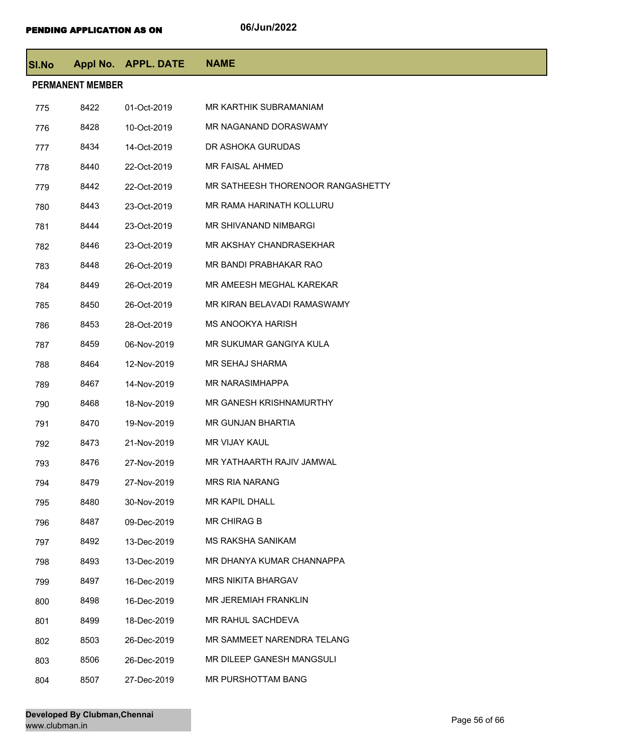**PENDING APPLICATION AS ON** 06/Jun/2022

| Sl.No | Appl No. | APPL. DATE | NAME |
|---|---|---|---|
| **PERMANENT MEMBER** | | | |
| 775 | 8422 | 01-Oct-2019 | MR KARTHIK SUBRAMANIAM |
| 776 | 8428 | 10-Oct-2019 | MR NAGANAND DORASWAMY |
| 777 | 8434 | 14-Oct-2019 | DR ASHOKA GURUDAS |
| 778 | 8440 | 22-Oct-2019 | MR FAISAL AHMED |
| 779 | 8442 | 22-Oct-2019 | MR SATHEESH THORENOOR RANGASHETTY |
| 780 | 8443 | 23-Oct-2019 | MR RAMA HARINATH KOLLURU |
| 781 | 8444 | 23-Oct-2019 | MR SHIVANAND NIMBARGI |
| 782 | 8446 | 23-Oct-2019 | MR AKSHAY CHANDRASEKHAR |
| 783 | 8448 | 26-Oct-2019 | MR BANDI PRABHAKAR RAO |
| 784 | 8449 | 26-Oct-2019 | MR AMEESH MEGHAL KAREKAR |
| 785 | 8450 | 26-Oct-2019 | MR KIRAN BELAVADI RAMASWAMY |
| 786 | 8453 | 28-Oct-2019 | MS ANOOKYA HARISH |
| 787 | 8459 | 06-Nov-2019 | MR SUKUMAR GANGIYA KULA |
| 788 | 8464 | 12-Nov-2019 | MR SEHAJ SHARMA |
| 789 | 8467 | 14-Nov-2019 | MR NARASIMHAPPA |
| 790 | 8468 | 18-Nov-2019 | MR GANESH KRISHNAMURTHY |
| 791 | 8470 | 19-Nov-2019 | MR GUNJAN BHARTIA |
| 792 | 8473 | 21-Nov-2019 | MR VIJAY KAUL |
| 793 | 8476 | 27-Nov-2019 | MR YATHAARTH RAJIV JAMWAL |
| 794 | 8479 | 27-Nov-2019 | MRS RIA NARANG |
| 795 | 8480 | 30-Nov-2019 | MR KAPIL DHALL |
| 796 | 8487 | 09-Dec-2019 | MR CHIRAG B |
| 797 | 8492 | 13-Dec-2019 | MS RAKSHA SANIKAM |
| 798 | 8493 | 13-Dec-2019 | MR DHANYA KUMAR CHANNAPPA |
| 799 | 8497 | 16-Dec-2019 | MRS NIKITA BHARGAV |
| 800 | 8498 | 16-Dec-2019 | MR JEREMIAH FRANKLIN |
| 801 | 8499 | 18-Dec-2019 | MR RAHUL SACHDEVA |
| 802 | 8503 | 26-Dec-2019 | MR SAMMEET NARENDRA TELANG |
| 803 | 8506 | 26-Dec-2019 | MR DILEEP GANESH MANGSULI |
| 804 | 8507 | 27-Dec-2019 | MR PURSHOTTAM BANG |

**Developed By Clubman,Chennai**
www.clubman.in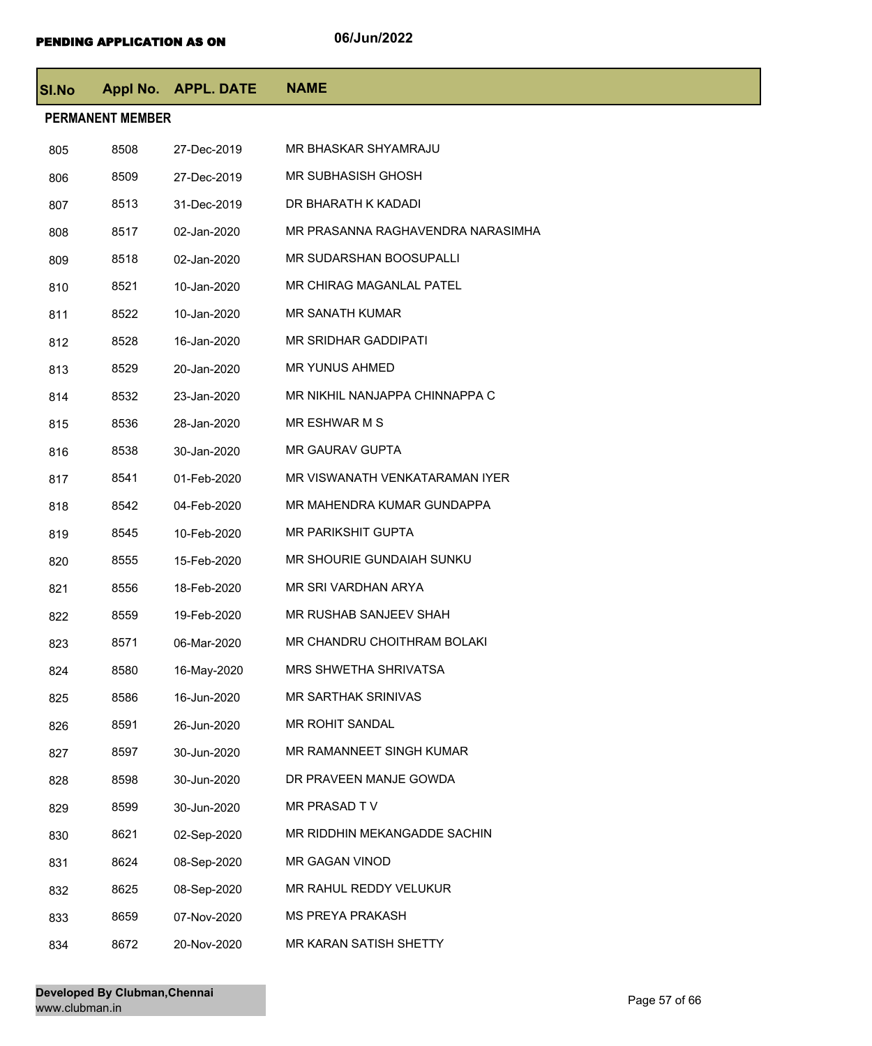**PENDING APPLICATION AS ON** 06/Jun/2022

| Sl.No | Appl No. | APPL. DATE | NAME |
|---|---|---|---|
| **PERMANENT MEMBER** | | | |
| 805 | 8508 | 27-Dec-2019 | MR BHASKAR SHYAMRAJU |
| 806 | 8509 | 27-Dec-2019 | MR SUBHASISH GHOSH |
| 807 | 8513 | 31-Dec-2019 | DR BHARATH K KADADI |
| 808 | 8517 | 02-Jan-2020 | MR PRASANNA RAGHAVENDRA NARASIMHA |
| 809 | 8518 | 02-Jan-2020 | MR SUDARSHAN BOOSUPALLI |
| 810 | 8521 | 10-Jan-2020 | MR CHIRAG MAGANLAL PATEL |
| 811 | 8522 | 10-Jan-2020 | MR SANATH KUMAR |
| 812 | 8528 | 16-Jan-2020 | MR SRIDHAR GADDIPATI |
| 813 | 8529 | 20-Jan-2020 | MR YUNUS AHMED |
| 814 | 8532 | 23-Jan-2020 | MR NIKHIL NANJAPPA CHINNAPPA C |
| 815 | 8536 | 28-Jan-2020 | MR ESHWAR M S |
| 816 | 8538 | 30-Jan-2020 | MR GAURAV GUPTA |
| 817 | 8541 | 01-Feb-2020 | MR VISWANATH VENKATARAMAN IYER |
| 818 | 8542 | 04-Feb-2020 | MR MAHENDRA KUMAR GUNDAPPA |
| 819 | 8545 | 10-Feb-2020 | MR PARIKSHIT GUPTA |
| 820 | 8555 | 15-Feb-2020 | MR SHOURIE GUNDAIAH SUNKU |
| 821 | 8556 | 18-Feb-2020 | MR SRI VARDHAN ARYA |
| 822 | 8559 | 19-Feb-2020 | MR RUSHAB SANJEEV SHAH |
| 823 | 8571 | 06-Mar-2020 | MR CHANDRU CHOITHRAM BOLAKI |
| 824 | 8580 | 16-May-2020 | MRS SHWETHA SHRIVATSA |
| 825 | 8586 | 16-Jun-2020 | MR SARTHAK SRINIVAS |
| 826 | 8591 | 26-Jun-2020 | MR ROHIT SANDAL |
| 827 | 8597 | 30-Jun-2020 | MR RAMANNEET SINGH KUMAR |
| 828 | 8598 | 30-Jun-2020 | DR PRAVEEN MANJE GOWDA |
| 829 | 8599 | 30-Jun-2020 | MR PRASAD T V |
| 830 | 8621 | 02-Sep-2020 | MR RIDDHIN MEKANGADDE SACHIN |
| 831 | 8624 | 08-Sep-2020 | MR GAGAN VINOD |
| 832 | 8625 | 08-Sep-2020 | MR RAHUL REDDY VELUKUR |
| 833 | 8659 | 07-Nov-2020 | MS PREYA PRAKASH |
| 834 | 8672 | 20-Nov-2020 | MR KARAN SATISH SHETTY |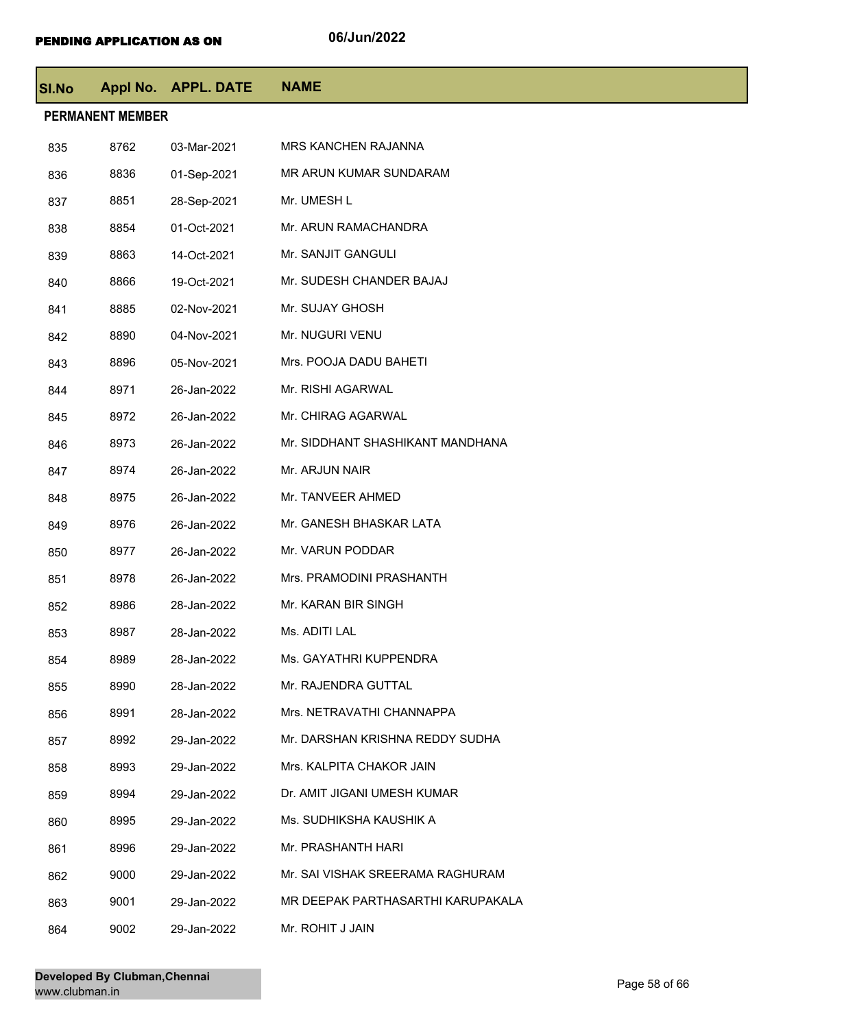**PENDING APPLICATION AS ON** 06/Jun/2022

| Sl.No | Appl No. | APPL. DATE | NAME |
|---|---|---|---|
| **PERMANENT MEMBER** | | | |
| 835 | 8762 | 03-Mar-2021 | MRS KANCHEN RAJANNA |
| 836 | 8836 | 01-Sep-2021 | MR ARUN KUMAR SUNDARAM |
| 837 | 8851 | 28-Sep-2021 | Mr. UMESH L |
| 838 | 8854 | 01-Oct-2021 | Mr. ARUN RAMACHANDRA |
| 839 | 8863 | 14-Oct-2021 | Mr. SANJIT GANGULI |
| 840 | 8866 | 19-Oct-2021 | Mr. SUDESH CHANDER BAJAJ |
| 841 | 8885 | 02-Nov-2021 | Mr. SUJAY GHOSH |
| 842 | 8890 | 04-Nov-2021 | Mr. NUGURI VENU |
| 843 | 8896 | 05-Nov-2021 | Mrs. POOJA DADU BAHETI |
| 844 | 8971 | 26-Jan-2022 | Mr. RISHI AGARWAL |
| 845 | 8972 | 26-Jan-2022 | Mr. CHIRAG AGARWAL |
| 846 | 8973 | 26-Jan-2022 | Mr. SIDDHANT SHASHIKANT MANDHANA |
| 847 | 8974 | 26-Jan-2022 | Mr. ARJUN NAIR |
| 848 | 8975 | 26-Jan-2022 | Mr. TANVEER AHMED |
| 849 | 8976 | 26-Jan-2022 | Mr. GANESH BHASKAR LATA |
| 850 | 8977 | 26-Jan-2022 | Mr. VARUN PODDAR |
| 851 | 8978 | 26-Jan-2022 | Mrs. PRAMODINI PRASHANTH |
| 852 | 8986 | 28-Jan-2022 | Mr. KARAN BIR SINGH |
| 853 | 8987 | 28-Jan-2022 | Ms. ADITI LAL |
| 854 | 8989 | 28-Jan-2022 | Ms. GAYATHRI KUPPENDRA |
| 855 | 8990 | 28-Jan-2022 | Mr. RAJENDRA GUTTAL |
| 856 | 8991 | 28-Jan-2022 | Mrs. NETRAVATHI CHANNAPPA |
| 857 | 8992 | 29-Jan-2022 | Mr. DARSHAN KRISHNA REDDY SUDHA |
| 858 | 8993 | 29-Jan-2022 | Mrs. KALPITA CHAKOR JAIN |
| 859 | 8994 | 29-Jan-2022 | Dr. AMIT JIGANI UMESH KUMAR |
| 860 | 8995 | 29-Jan-2022 | Ms. SUDHIKSHA KAUSHIK A |
| 861 | 8996 | 29-Jan-2022 | Mr. PRASHANTH HARI |
| 862 | 9000 | 29-Jan-2022 | Mr. SAI VISHAK SREERAMA RAGHURAM |
| 863 | 9001 | 29-Jan-2022 | MR DEEPAK PARTHASARTHI KARUPAKALA |
| 864 | 9002 | 29-Jan-2022 | Mr. ROHIT J JAIN |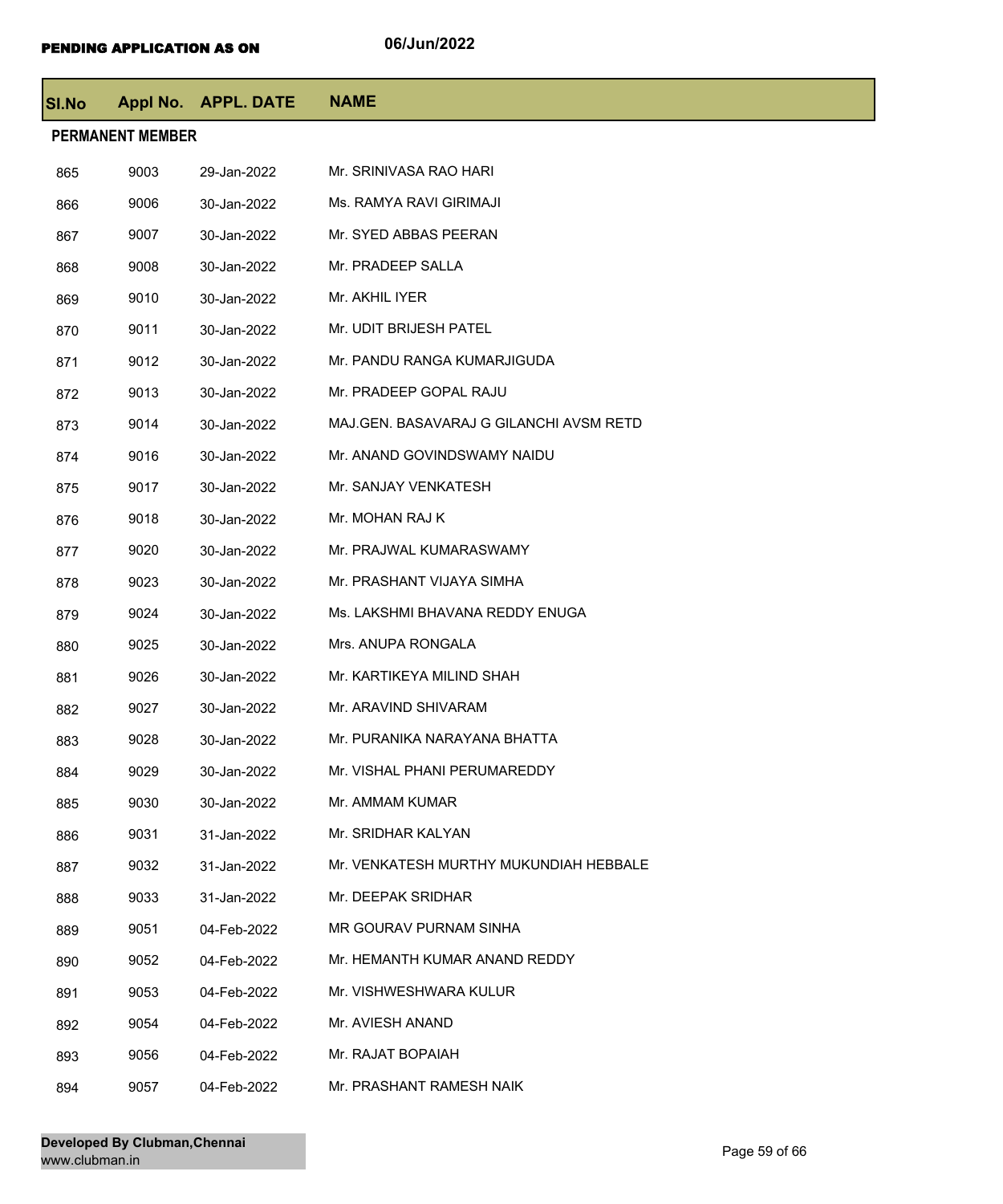**PENDING APPLICATION AS ON** 06/Jun/2022

| Sl.No | Appl No. | APPL. DATE | NAME |
|---|---|---|---|
| **PERMANENT MEMBER** | | | |
| 865 | 9003 | 29-Jan-2022 | Mr. SRINIVASA RAO HARI |
| 866 | 9006 | 30-Jan-2022 | Ms. RAMYA RAVI GIRIMAJI |
| 867 | 9007 | 30-Jan-2022 | Mr. SYED ABBAS PEERAN |
| 868 | 9008 | 30-Jan-2022 | Mr. PRADEEP SALLA |
| 869 | 9010 | 30-Jan-2022 | Mr. AKHIL IYER |
| 870 | 9011 | 30-Jan-2022 | Mr. UDIT BRIJESH PATEL |
| 871 | 9012 | 30-Jan-2022 | Mr. PANDU RANGA KUMARJIGUDA |
| 872 | 9013 | 30-Jan-2022 | Mr. PRADEEP GOPAL RAJU |
| 873 | 9014 | 30-Jan-2022 | MAJ.GEN. BASAVARAJ G GILANCHI AVSM RETD |
| 874 | 9016 | 30-Jan-2022 | Mr. ANAND GOVINDSWAMY NAIDU |
| 875 | 9017 | 30-Jan-2022 | Mr. SANJAY VENKATESH |
| 876 | 9018 | 30-Jan-2022 | Mr. MOHAN RAJ K |
| 877 | 9020 | 30-Jan-2022 | Mr. PRAJWAL KUMARASWAMY |
| 878 | 9023 | 30-Jan-2022 | Mr. PRASHANT VIJAYA SIMHA |
| 879 | 9024 | 30-Jan-2022 | Ms. LAKSHMI BHAVANA REDDY ENUGA |
| 880 | 9025 | 30-Jan-2022 | Mrs. ANUPA RONGALA |
| 881 | 9026 | 30-Jan-2022 | Mr. KARTIKEYA MILIND SHAH |
| 882 | 9027 | 30-Jan-2022 | Mr. ARAVIND SHIVARAM |
| 883 | 9028 | 30-Jan-2022 | Mr. PURANIKA NARAYANA BHATTA |
| 884 | 9029 | 30-Jan-2022 | Mr. VISHAL PHANI PERUMAREDDY |
| 885 | 9030 | 30-Jan-2022 | Mr. AMMAM KUMAR |
| 886 | 9031 | 31-Jan-2022 | Mr. SRIDHAR KALYAN |
| 887 | 9032 | 31-Jan-2022 | Mr. VENKATESH MURTHY MUKUNDIAH HEBBALE |
| 888 | 9033 | 31-Jan-2022 | Mr. DEEPAK SRIDHAR |
| 889 | 9051 | 04-Feb-2022 | MR GOURAV PURNAM SINHA |
| 890 | 9052 | 04-Feb-2022 | Mr. HEMANTH KUMAR ANAND REDDY |
| 891 | 9053 | 04-Feb-2022 | Mr. VISHWESHWARA KULUR |
| 892 | 9054 | 04-Feb-2022 | Mr. AVIESH ANAND |
| 893 | 9056 | 04-Feb-2022 | Mr. RAJAT BOPAIAH |
| 894 | 9057 | 04-Feb-2022 | Mr. PRASHANT RAMESH NAIK |

**Developed By Clubman,Chennai**
www.clubman.in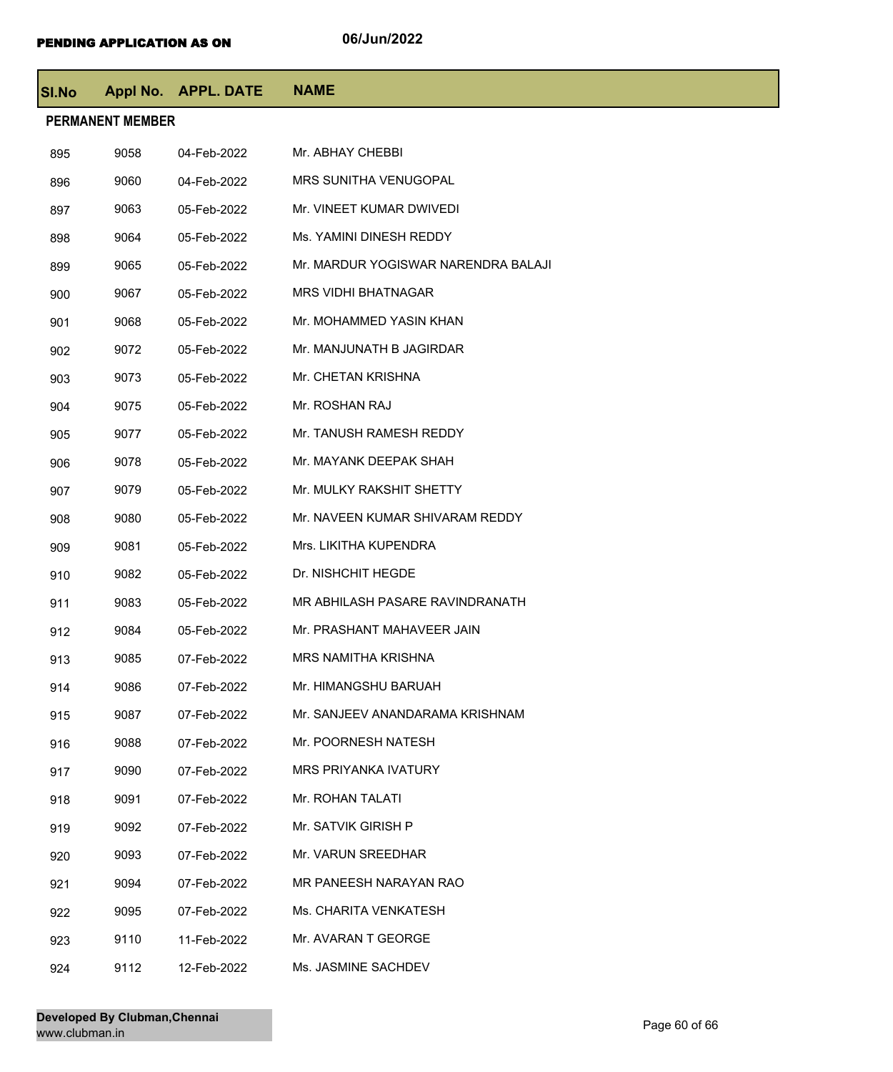**PENDING APPLICATION AS ON** 06/Jun/2022

| Sl.No | Appl No. | APPL. DATE | NAME |
|---|---|---|---|
| **PERMANENT MEMBER** | | | |
| 895 | 9058 | 04-Feb-2022 | Mr. ABHAY CHEBBI |
| 896 | 9060 | 04-Feb-2022 | MRS SUNITHA VENUGOPAL |
| 897 | 9063 | 05-Feb-2022 | Mr. VINEET KUMAR DWIVEDI |
| 898 | 9064 | 05-Feb-2022 | Ms. YAMINI DINESH REDDY |
| 899 | 9065 | 05-Feb-2022 | Mr. MARDUR YOGISWAR NARENDRA BALAJI |
| 900 | 9067 | 05-Feb-2022 | MRS VIDHI BHATNAGAR |
| 901 | 9068 | 05-Feb-2022 | Mr. MOHAMMED YASIN KHAN |
| 902 | 9072 | 05-Feb-2022 | Mr. MANJUNATH B JAGIRDAR |
| 903 | 9073 | 05-Feb-2022 | Mr. CHETAN KRISHNA |
| 904 | 9075 | 05-Feb-2022 | Mr. ROSHAN RAJ |
| 905 | 9077 | 05-Feb-2022 | Mr. TANUSH RAMESH REDDY |
| 906 | 9078 | 05-Feb-2022 | Mr. MAYANK DEEPAK SHAH |
| 907 | 9079 | 05-Feb-2022 | Mr. MULKY RAKSHIT SHETTY |
| 908 | 9080 | 05-Feb-2022 | Mr. NAVEEN KUMAR SHIVARAM REDDY |
| 909 | 9081 | 05-Feb-2022 | Mrs. LIKITHA KUPENDRA |
| 910 | 9082 | 05-Feb-2022 | Dr. NISHCHIT HEGDE |
| 911 | 9083 | 05-Feb-2022 | MR ABHILASH PASARE RAVINDRANATH |
| 912 | 9084 | 05-Feb-2022 | Mr. PRASHANT MAHAVEER JAIN |
| 913 | 9085 | 07-Feb-2022 | MRS NAMITHA KRISHNA |
| 914 | 9086 | 07-Feb-2022 | Mr. HIMANGSHU BARUAH |
| 915 | 9087 | 07-Feb-2022 | Mr. SANJEEV ANANDARAMA KRISHNAM |
| 916 | 9088 | 07-Feb-2022 | Mr. POORNESH NATESH |
| 917 | 9090 | 07-Feb-2022 | MRS PRIYANKA IVATURY |
| 918 | 9091 | 07-Feb-2022 | Mr. ROHAN TALATI |
| 919 | 9092 | 07-Feb-2022 | Mr. SATVIK GIRISH P |
| 920 | 9093 | 07-Feb-2022 | Mr. VARUN SREEDHAR |
| 921 | 9094 | 07-Feb-2022 | MR PANEESH NARAYAN RAO |
| 922 | 9095 | 07-Feb-2022 | Ms. CHARITA VENKATESH |
| 923 | 9110 | 11-Feb-2022 | Mr. AVARAN T GEORGE |
| 924 | 9112 | 12-Feb-2022 | Ms. JASMINE SACHDEV |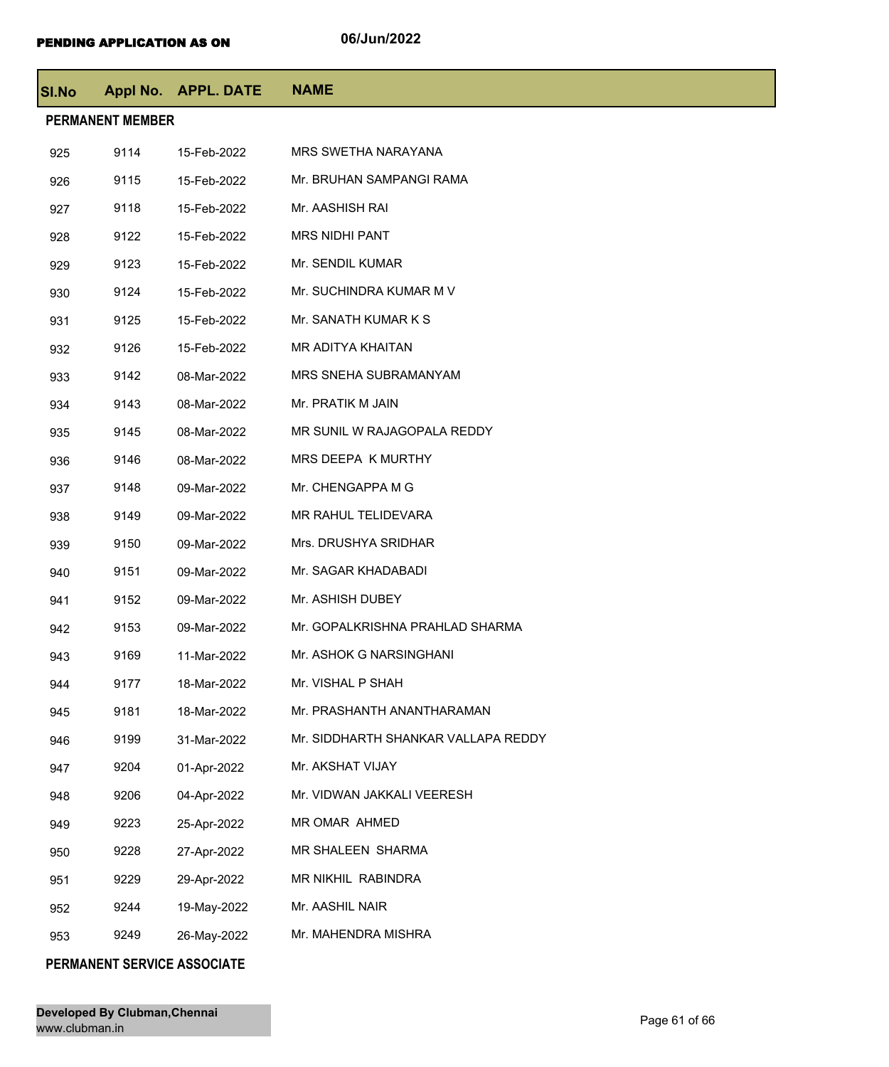PENDING APPLICATION AS ON 06/Jun/2022

| Sl.No | Appl No. | APPL. DATE | NAME |
|---|---|---|---|
| **PERMANENT MEMBER** | | | |
| 925 | 9114 | 15-Feb-2022 | MRS SWETHA NARAYANA |
| 926 | 9115 | 15-Feb-2022 | Mr. BRUHAN SAMPANGI RAMA |
| 927 | 9118 | 15-Feb-2022 | Mr. AASHISH RAI |
| 928 | 9122 | 15-Feb-2022 | MRS NIDHI PANT |
| 929 | 9123 | 15-Feb-2022 | Mr. SENDIL KUMAR |
| 930 | 9124 | 15-Feb-2022 | Mr. SUCHINDRA KUMAR M V |
| 931 | 9125 | 15-Feb-2022 | Mr. SANATH KUMAR K S |
| 932 | 9126 | 15-Feb-2022 | MR ADITYA KHAITAN |
| 933 | 9142 | 08-Mar-2022 | MRS SNEHA SUBRAMANYAM |
| 934 | 9143 | 08-Mar-2022 | Mr. PRATIK M JAIN |
| 935 | 9145 | 08-Mar-2022 | MR SUNIL W RAJAGOPALA REDDY |
| 936 | 9146 | 08-Mar-2022 | MRS DEEPA K MURTHY |
| 937 | 9148 | 09-Mar-2022 | Mr. CHENGAPPA M G |
| 938 | 9149 | 09-Mar-2022 | MR RAHUL TELIDEVARA |
| 939 | 9150 | 09-Mar-2022 | Mrs. DRUSHYA SRIDHAR |
| 940 | 9151 | 09-Mar-2022 | Mr. SAGAR KHADABADI |
| 941 | 9152 | 09-Mar-2022 | Mr. ASHISH DUBEY |
| 942 | 9153 | 09-Mar-2022 | Mr. GOPALKRISHNA PRAHLAD SHARMA |
| 943 | 9169 | 11-Mar-2022 | Mr. ASHOK G NARSINGHANI |
| 944 | 9177 | 18-Mar-2022 | Mr. VISHAL P SHAH |
| 945 | 9181 | 18-Mar-2022 | Mr. PRASHANTH ANANTHARAMAN |
| 946 | 9199 | 31-Mar-2022 | Mr. SIDDHARTH SHANKAR VALLAPA REDDY |
| 947 | 9204 | 01-Apr-2022 | Mr. AKSHAT VIJAY |
| 948 | 9206 | 04-Apr-2022 | Mr. VIDWAN JAKKALI VEERESH |
| 949 | 9223 | 25-Apr-2022 | MR OMAR AHMED |
| 950 | 9228 | 27-Apr-2022 | MR SHALEEN SHARMA |
| 951 | 9229 | 29-Apr-2022 | MR NIKHIL RABINDRA |
| 952 | 9244 | 19-May-2022 | Mr. AASHIL NAIR |
| 953 | 9249 | 26-May-2022 | Mr. MAHENDRA MISHRA |
| **PERMANENT SERVICE ASSOCIATE** | | | |

Developed By Clubman,Chennai
www.clubman.in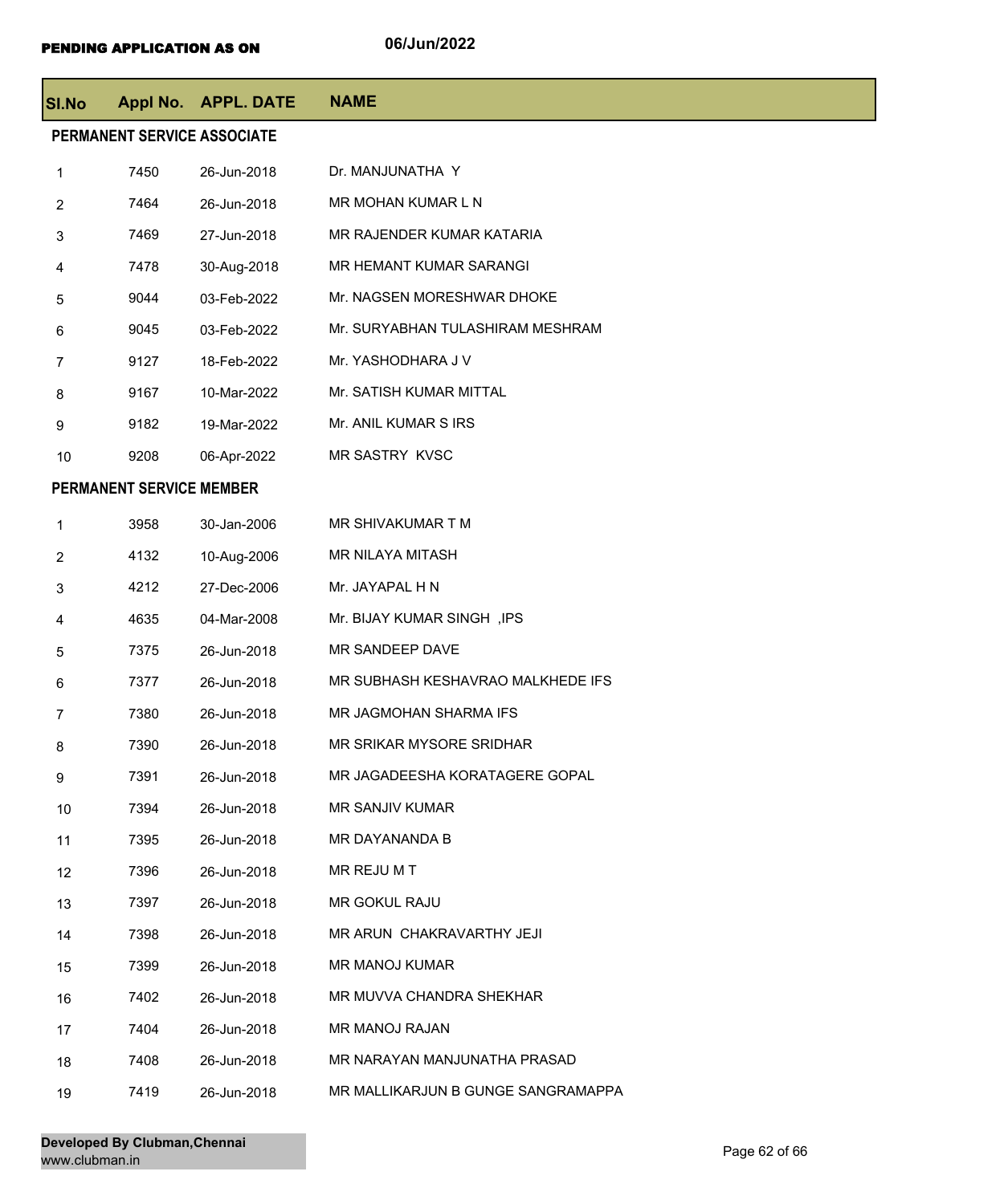**PENDING APPLICATION AS ON** 06/Jun/2022

| Sl.No | Appl No. | APPL. DATE | NAME |
|---|---|---|---|
| **PERMANENT SERVICE ASSOCIATE** | | | |
| 1 | 7450 | 26-Jun-2018 | Dr. MANJUNATHA Y |
| 2 | 7464 | 26-Jun-2018 | MR MOHAN KUMAR L N |
| 3 | 7469 | 27-Jun-2018 | MR RAJENDER KUMAR KATARIA |
| 4 | 7478 | 30-Aug-2018 | MR HEMANT KUMAR SARANGI |
| 5 | 9044 | 03-Feb-2022 | Mr. NAGSEN MORESHWAR DHOKE |
| 6 | 9045 | 03-Feb-2022 | Mr. SURYABHAN TULASHIRAM MESHRAM |
| 7 | 9127 | 18-Feb-2022 | Mr. YASHODHARA J V |
| 8 | 9167 | 10-Mar-2022 | Mr. SATISH KUMAR MITTAL |
| 9 | 9182 | 19-Mar-2022 | Mr. ANIL KUMAR S IRS |
| 10 | 9208 | 06-Apr-2022 | MR SASTRY KVSC |
| **PERMANENT SERVICE MEMBER** | | | |
| 1 | 3958 | 30-Jan-2006 | MR SHIVAKUMAR T M |
| 2 | 4132 | 10-Aug-2006 | MR NILAYA MITASH |
| 3 | 4212 | 27-Dec-2006 | Mr. JAYAPAL H N |
| 4 | 4635 | 04-Mar-2008 | Mr. BIJAY KUMAR SINGH ,IPS |
| 5 | 7375 | 26-Jun-2018 | MR SANDEEP DAVE |
| 6 | 7377 | 26-Jun-2018 | MR SUBHASH KESHAVRAO MALKHEDE IFS |
| 7 | 7380 | 26-Jun-2018 | MR JAGMOHAN SHARMA IFS |
| 8 | 7390 | 26-Jun-2018 | MR SRIKAR MYSORE SRIDHAR |
| 9 | 7391 | 26-Jun-2018 | MR JAGADEESHA KORATAGERE GOPAL |
| 10 | 7394 | 26-Jun-2018 | MR SANJIV KUMAR |
| 11 | 7395 | 26-Jun-2018 | MR DAYANANDA B |
| 12 | 7396 | 26-Jun-2018 | MR REJU M T |
| 13 | 7397 | 26-Jun-2018 | MR GOKUL RAJU |
| 14 | 7398 | 26-Jun-2018 | MR ARUN CHAKRAVARTHY JEJI |
| 15 | 7399 | 26-Jun-2018 | MR MANOJ KUMAR |
| 16 | 7402 | 26-Jun-2018 | MR MUVVA CHANDRA SHEKHAR |
| 17 | 7404 | 26-Jun-2018 | MR MANOJ RAJAN |
| 18 | 7408 | 26-Jun-2018 | MR NARAYAN MANJUNATHA PRASAD |
| 19 | 7419 | 26-Jun-2018 | MR MALLIKARJUN B GUNGE SANGRAMAPPA |

**Developed By Clubman,Chennai**
www.clubman.in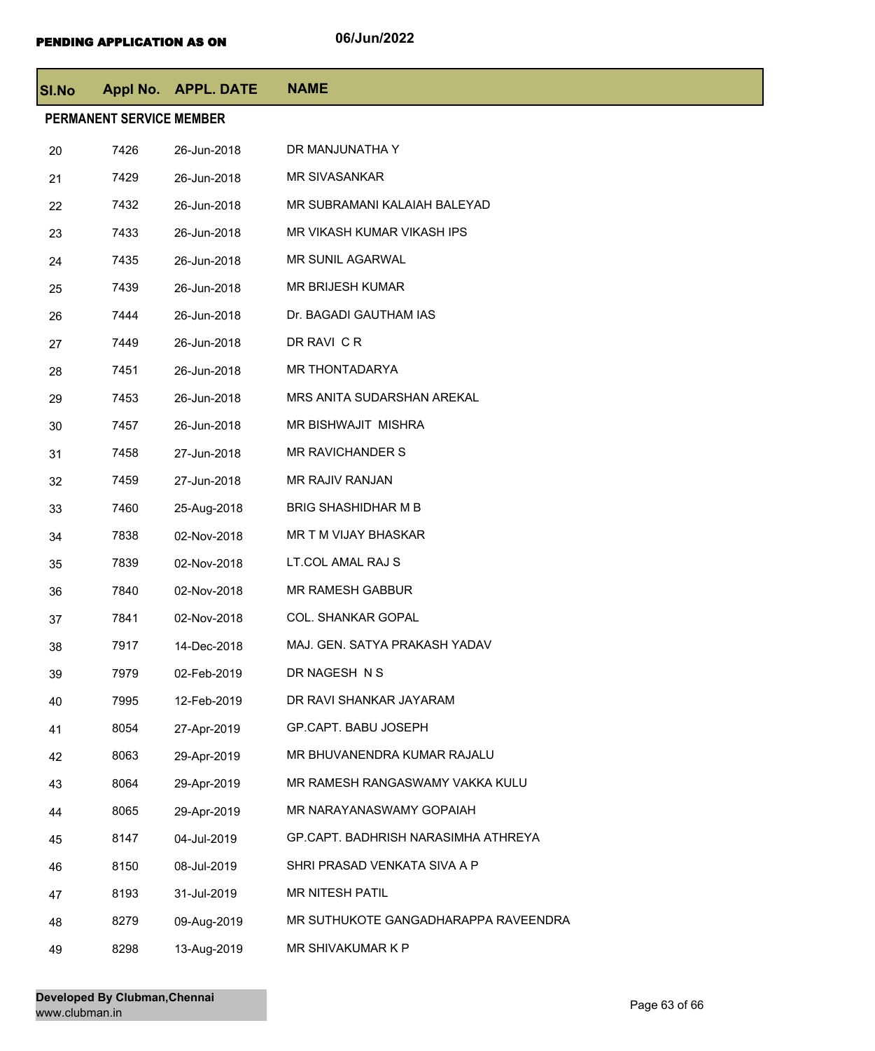**PENDING APPLICATION AS ON** 06/Jun/2022

| Sl.No | Appl No. | APPL. DATE | NAME |
|---|---|---|---|
| **PERMANENT SERVICE MEMBER** | | | |
| 20 | 7426 | 26-Jun-2018 | DR MANJUNATHA Y |
| 21 | 7429 | 26-Jun-2018 | MR SIVASANKAR |
| 22 | 7432 | 26-Jun-2018 | MR SUBRAMANI KALAIAH BALEYAD |
| 23 | 7433 | 26-Jun-2018 | MR VIKASH KUMAR VIKASH IPS |
| 24 | 7435 | 26-Jun-2018 | MR SUNIL AGARWAL |
| 25 | 7439 | 26-Jun-2018 | MR BRIJESH KUMAR |
| 26 | 7444 | 26-Jun-2018 | Dr. BAGADI GAUTHAM IAS |
| 27 | 7449 | 26-Jun-2018 | DR RAVI C R |
| 28 | 7451 | 26-Jun-2018 | MR THONTADARYA |
| 29 | 7453 | 26-Jun-2018 | MRS ANITA SUDARSHAN AREKAL |
| 30 | 7457 | 26-Jun-2018 | MR BISHWAJIT MISHRA |
| 31 | 7458 | 27-Jun-2018 | MR RAVICHANDER S |
| 32 | 7459 | 27-Jun-2018 | MR RAJIV RANJAN |
| 33 | 7460 | 25-Aug-2018 | BRIG SHASHIDHAR M B |
| 34 | 7838 | 02-Nov-2018 | MR T M VIJAY BHASKAR |
| 35 | 7839 | 02-Nov-2018 | LT.COL AMAL RAJ S |
| 36 | 7840 | 02-Nov-2018 | MR RAMESH GABBUR |
| 37 | 7841 | 02-Nov-2018 | COL. SHANKAR GOPAL |
| 38 | 7917 | 14-Dec-2018 | MAJ. GEN. SATYA PRAKASH YADAV |
| 39 | 7979 | 02-Feb-2019 | DR NAGESH N S |
| 40 | 7995 | 12-Feb-2019 | DR RAVI SHANKAR JAYARAM |
| 41 | 8054 | 27-Apr-2019 | GP.CAPT. BABU JOSEPH |
| 42 | 8063 | 29-Apr-2019 | MR BHUVANENDRA KUMAR RAJALU |
| 43 | 8064 | 29-Apr-2019 | MR RAMESH RANGASWAMY VAKKA KULU |
| 44 | 8065 | 29-Apr-2019 | MR NARAYANASWAMY GOPAIAH |
| 45 | 8147 | 04-Jul-2019 | GP.CAPT. BADHRISH NARASIMHA ATHREYA |
| 46 | 8150 | 08-Jul-2019 | SHRI PRASAD VENKATA SIVA A P |
| 47 | 8193 | 31-Jul-2019 | MR NITESH PATIL |
| 48 | 8279 | 09-Aug-2019 | MR SUTHUKOTE GANGADHARAPPA RAVEENDRA |
| 49 | 8298 | 13-Aug-2019 | MR SHIVAKUMAR K P |

**Developed By Clubman,Chennai**
www.clubman.in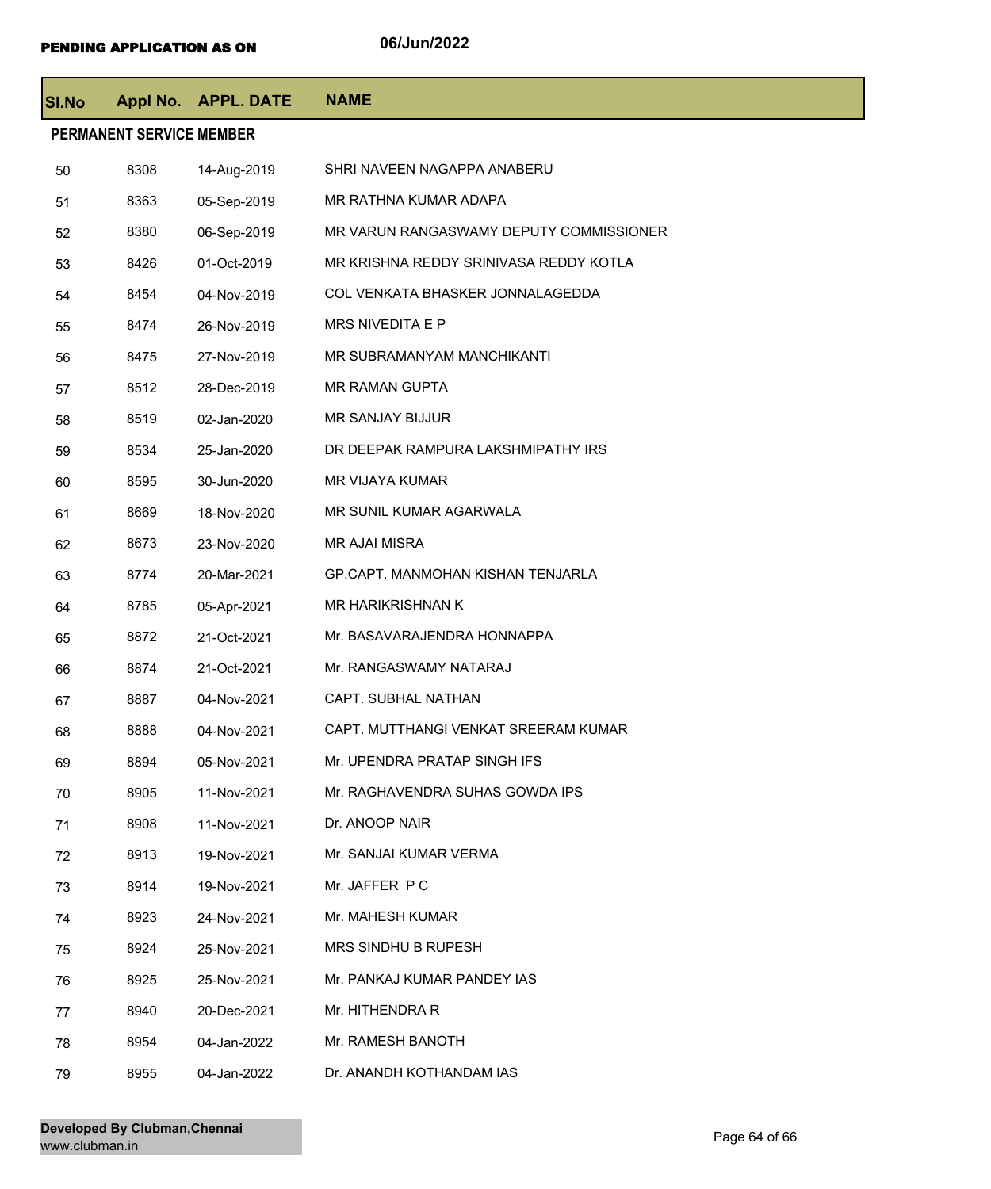**PENDING APPLICATION AS ON** 06/Jun/2022

| Sl.No | Appl No. | APPL. DATE | NAME |
|---|---|---|---|
| **PERMANENT SERVICE MEMBER** | | | |
| 50 | 8308 | 14-Aug-2019 | SHRI NAVEEN NAGAPPA ANABERU |
| 51 | 8363 | 05-Sep-2019 | MR RATHNA KUMAR ADAPA |
| 52 | 8380 | 06-Sep-2019 | MR VARUN RANGASWAMY DEPUTY COMMISSIONER |
| 53 | 8426 | 01-Oct-2019 | MR KRISHNA REDDY SRINIVASA REDDY KOTLA |
| 54 | 8454 | 04-Nov-2019 | COL VENKATA BHASKER JONNALAGEDDA |
| 55 | 8474 | 26-Nov-2019 | MRS NIVEDITA E P |
| 56 | 8475 | 27-Nov-2019 | MR SUBRAMANYAM MANCHIKANTI |
| 57 | 8512 | 28-Dec-2019 | MR RAMAN GUPTA |
| 58 | 8519 | 02-Jan-2020 | MR SANJAY BIJJUR |
| 59 | 8534 | 25-Jan-2020 | DR DEEPAK RAMPURA LAKSHMIPATHY IRS |
| 60 | 8595 | 30-Jun-2020 | MR VIJAYA KUMAR |
| 61 | 8669 | 18-Nov-2020 | MR SUNIL KUMAR AGARWALA |
| 62 | 8673 | 23-Nov-2020 | MR AJAI MISRA |
| 63 | 8774 | 20-Mar-2021 | GP.CAPT. MANMOHAN KISHAN TENJARLA |
| 64 | 8785 | 05-Apr-2021 | MR HARIKRISHNAN K |
| 65 | 8872 | 21-Oct-2021 | Mr. BASAVARAJENDRA HONNAPPA |
| 66 | 8874 | 21-Oct-2021 | Mr. RANGASWAMY NATARAJ |
| 67 | 8887 | 04-Nov-2021 | CAPT. SUBHAL NATHAN |
| 68 | 8888 | 04-Nov-2021 | CAPT. MUTTHANGI VENKAT SREERAM KUMAR |
| 69 | 8894 | 05-Nov-2021 | Mr. UPENDRA PRATAP SINGH IFS |
| 70 | 8905 | 11-Nov-2021 | Mr. RAGHAVENDRA SUHAS GOWDA IPS |
| 71 | 8908 | 11-Nov-2021 | Dr. ANOOP NAIR |
| 72 | 8913 | 19-Nov-2021 | Mr. SANJAI KUMAR VERMA |
| 73 | 8914 | 19-Nov-2021 | Mr. JAFFER P C |
| 74 | 8923 | 24-Nov-2021 | Mr. MAHESH KUMAR |
| 75 | 8924 | 25-Nov-2021 | MRS SINDHU B RUPESH |
| 76 | 8925 | 25-Nov-2021 | Mr. PANKAJ KUMAR PANDEY IAS |
| 77 | 8940 | 20-Dec-2021 | Mr. HITHENDRA R |
| 78 | 8954 | 04-Jan-2022 | Mr. RAMESH BANOTH |
| 79 | 8955 | 04-Jan-2022 | Dr. ANANDH KOTHANDAM IAS |

**Developed By Clubman,Chennai**
www.clubman.in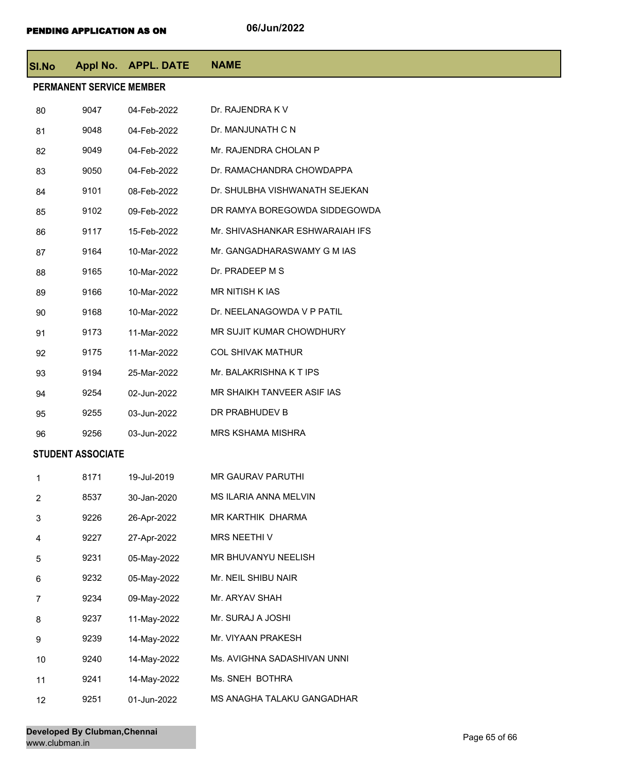**PENDING APPLICATION AS ON** 06/Jun/2022

| Sl.No | Appl No. | APPL. DATE | NAME |
|---|---|---|---|
| **PERMANENT SERVICE MEMBER** | | | |
| 80 | 9047 | 04-Feb-2022 | Dr. RAJENDRA K V |
| 81 | 9048 | 04-Feb-2022 | Dr. MANJUNATH C N |
| 82 | 9049 | 04-Feb-2022 | Mr. RAJENDRA CHOLAN P |
| 83 | 9050 | 04-Feb-2022 | Dr. RAMACHANDRA CHOWDAPPA |
| 84 | 9101 | 08-Feb-2022 | Dr. SHULBHA VISHWANATH SEJEKAN |
| 85 | 9102 | 09-Feb-2022 | DR RAMYA BOREGOWDA SIDDEGOWDA |
| 86 | 9117 | 15-Feb-2022 | Mr. SHIVASHANKAR ESHWARAIAH IFS |
| 87 | 9164 | 10-Mar-2022 | Mr. GANGADHARASWAMY G M IAS |
| 88 | 9165 | 10-Mar-2022 | Dr. PRADEEP M S |
| 89 | 9166 | 10-Mar-2022 | MR NITISH K IAS |
| 90 | 9168 | 10-Mar-2022 | Dr. NEELANAGOWDA V P PATIL |
| 91 | 9173 | 11-Mar-2022 | MR SUJIT KUMAR CHOWDHURY |
| 92 | 9175 | 11-Mar-2022 | COL SHIVAK MATHUR |
| 93 | 9194 | 25-Mar-2022 | Mr. BALAKRISHNA K T IPS |
| 94 | 9254 | 02-Jun-2022 | MR SHAIKH TANVEER ASIF IAS |
| 95 | 9255 | 03-Jun-2022 | DR PRABHUDEV B |
| 96 | 9256 | 03-Jun-2022 | MRS KSHAMA MISHRA |
| **STUDENT ASSOCIATE** | | | |
| 1 | 8171 | 19-Jul-2019 | MR GAURAV PARUTHI |
| 2 | 8537 | 30-Jan-2020 | MS ILARIA ANNA MELVIN |
| 3 | 9226 | 26-Apr-2022 | MR KARTHIK DHARMA |
| 4 | 9227 | 27-Apr-2022 | MRS NEETHI V |
| 5 | 9231 | 05-May-2022 | MR BHUVANYU NEELISH |
| 6 | 9232 | 05-May-2022 | Mr. NEIL SHIBU NAIR |
| 7 | 9234 | 09-May-2022 | Mr. ARYAV SHAH |
| 8 | 9237 | 11-May-2022 | Mr. SURAJ A JOSHI |
| 9 | 9239 | 14-May-2022 | Mr. VIYAAN PRAKESH |
| 10 | 9240 | 14-May-2022 | Ms. AVIGHNA SADASHIVAN UNNI |
| 11 | 9241 | 14-May-2022 | Ms. SNEH BOTHRA |
| 12 | 9251 | 01-Jun-2022 | MS ANAGHA TALAKU GANGADHAR |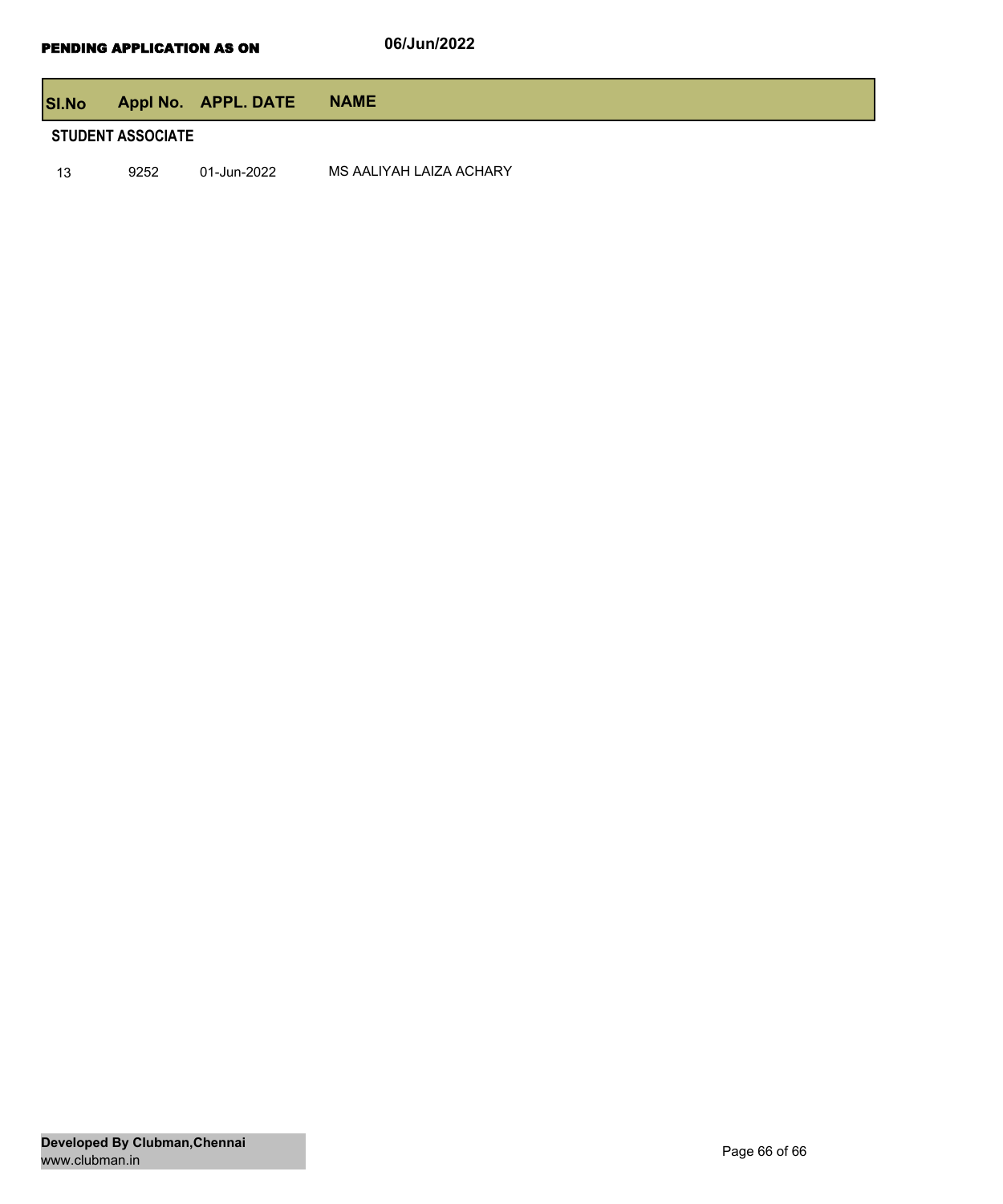**PENDING APPLICATION AS ON** 06/Jun/2022

| Sl.No | Appl No. | APPL. DATE | NAME |
|---|---|---|---|
| **STUDENT ASSOCIATE** | | | |
| 13 | 9252 | 01-Jun-2022 | MS AALIYAH LAIZA ACHARY |

**Developed By Clubman,Chennai**
www.clubman.in